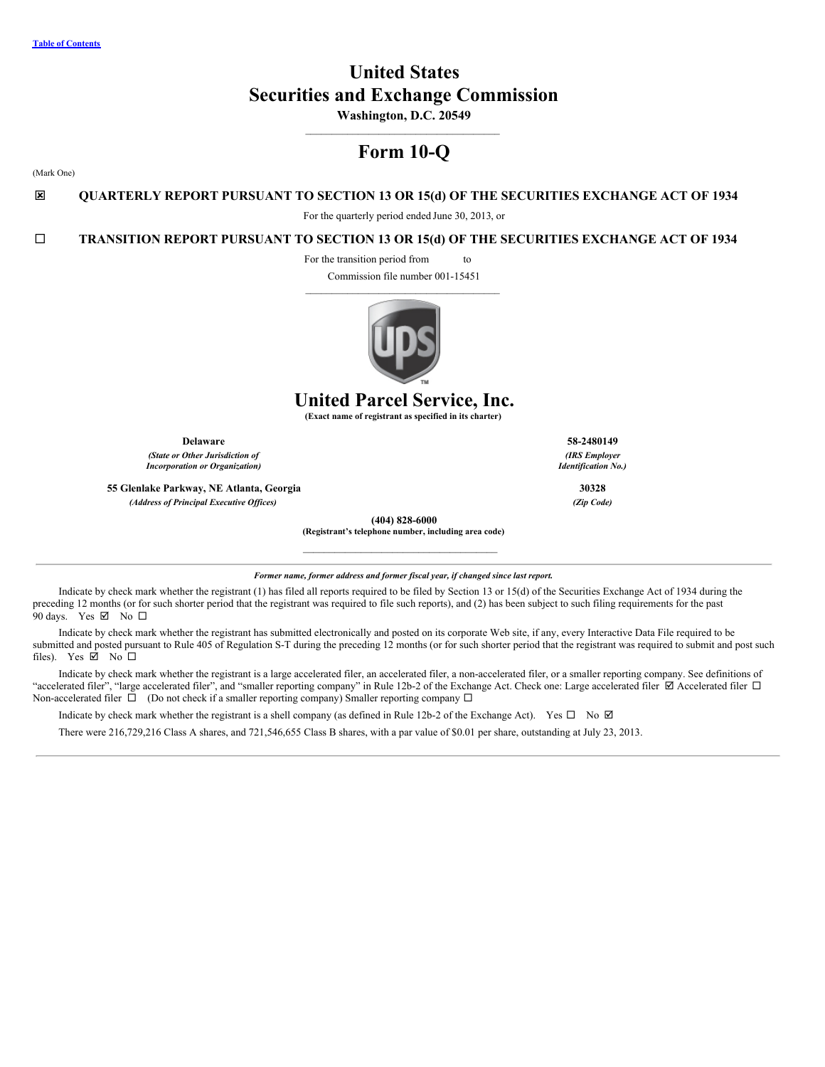Table of Contents

# United States Securities and Exchange Commission

**Washington, D.C. 20549**

# Form 10-Q

(Mark One)

☒ **QUARTERLY REPORT PURSUANT TO SECTION 13 OR 15(d) OF THE SECURITIES EXCHANGE ACT OF 1934**

For the quarterly period ended June 30, 2013, or

☐ **TRANSITION REPORT PURSUANT TO SECTION 13 OR 15(d) OF THE SECURITIES EXCHANGE ACT OF 1934**

For the transition period from to

Commission file number 001-15451

# United Parcel Service, Inc.

**(Exact name of registrant as specified in its charter)**

| **Delaware** | **58-2480149** |
|---|---|
| *(State or Other Jurisdiction of Incorporation or Organization)* | *(IRS Employer Identification No.)* |
| **55 Glenlake Parkway, NE Atlanta, Georgia** | **30328** |
| *(Address of Principal Executive Offices)* | *(Zip Code)* |

**(404) 828-6000**

**(Registrant's telephone number, including area code)**

***Former name, former address and former fiscal year, if changed since last report.***

Indicate by check mark whether the registrant (1) has filed all reports required to be filed by Section 13 or 15(d) of the Securities Exchange Act of 1934 during the preceding 12 months (or for such shorter period that the registrant was required to file such reports), and (2) has been subject to such filing requirements for the past 90 days. Yes ☑ No ☐

Indicate by check mark whether the registrant has submitted electronically and posted on its corporate Web site, if any, every Interactive Data File required to be submitted and posted pursuant to Rule 405 of Regulation S-T during the preceding 12 months (or for such shorter period that the registrant was required to submit and post such files). Yes ☑ No ☐

Indicate by check mark whether the registrant is a large accelerated filer, an accelerated filer, a non-accelerated filer, or a smaller reporting company. See definitions of "accelerated filer", "large accelerated filer", and "smaller reporting company" in Rule 12b-2 of the Exchange Act. Check one: Large accelerated filer ☑ Accelerated filer ☐ Non-accelerated filer ☐ (Do not check if a smaller reporting company) Smaller reporting company ☐

Indicate by check mark whether the registrant is a shell company (as defined in Rule 12b-2 of the Exchange Act). Yes ☐ No ☑

There were 216,729,216 Class A shares, and 721,546,655 Class B shares, with a par value of $0.01 per share, outstanding at July 23, 2013.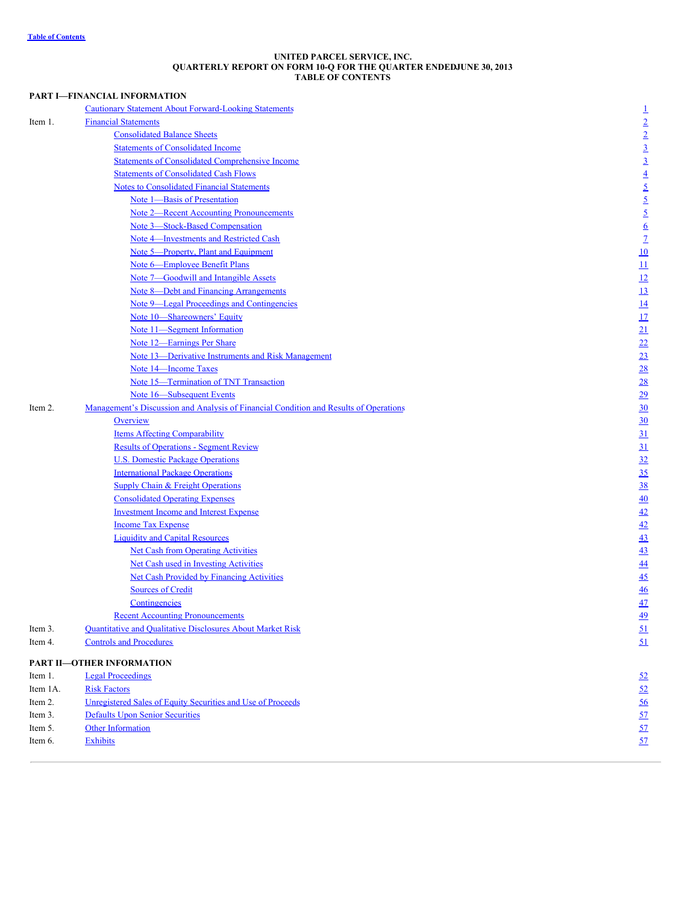Table of Contents

**UNITED PARCEL SERVICE, INC.**
**QUARTERLY REPORT ON FORM 10-Q FOR THE QUARTER ENDEDJUNE 30, 2013**
**TABLE OF CONTENTS**

| | | |
|---|---|---|
| **PART I—FINANCIAL INFORMATION** | | |
| | Cautionary Statement About Forward-Looking Statements | 1 |
| Item 1. | Financial Statements | 2 |
| | Consolidated Balance Sheets | 2 |
| | Statements of Consolidated Income | 3 |
| | Statements of Consolidated Comprehensive Income | 3 |
| | Statements of Consolidated Cash Flows | 4 |
| | Notes to Consolidated Financial Statements | 5 |
| | Note 1—Basis of Presentation | 5 |
| | Note 2—Recent Accounting Pronouncements | 5 |
| | Note 3—Stock-Based Compensation | 6 |
| | Note 4—Investments and Restricted Cash | 7 |
| | Note 5—Property, Plant and Equipment | 10 |
| | Note 6—Employee Benefit Plans | 11 |
| | Note 7—Goodwill and Intangible Assets | 12 |
| | Note 8—Debt and Financing Arrangements | 13 |
| | Note 9—Legal Proceedings and Contingencies | 14 |
| | Note 10—Shareowners' Equity | 17 |
| | Note 11—Segment Information | 21 |
| | Note 12—Earnings Per Share | 22 |
| | Note 13—Derivative Instruments and Risk Management | 23 |
| | Note 14—Income Taxes | 28 |
| | Note 15—Termination of TNT Transaction | 28 |
| | Note 16—Subsequent Events | 29 |
| Item 2. | Management's Discussion and Analysis of Financial Condition and Results of Operations | 30 |
| | Overview | 30 |
| | Items Affecting Comparability | 31 |
| | Results of Operations - Segment Review | 31 |
| | U.S. Domestic Package Operations | 32 |
| | International Package Operations | 35 |
| | Supply Chain & Freight Operations | 38 |
| | Consolidated Operating Expenses | 40 |
| | Investment Income and Interest Expense | 42 |
| | Income Tax Expense | 42 |
| | Liquidity and Capital Resources | 43 |
| | Net Cash from Operating Activities | 43 |
| | Net Cash used in Investing Activities | 44 |
| | Net Cash Provided by Financing Activities | 45 |
| | Sources of Credit | 46 |
| | Contingencies | 47 |
| | Recent Accounting Pronouncements | 49 |
| Item 3. | Quantitative and Qualitative Disclosures About Market Risk | 51 |
| Item 4. | Controls and Procedures | 51 |
| **PART II—OTHER INFORMATION** | | |
| Item 1. | Legal Proceedings | 52 |
| Item 1A. | Risk Factors | 52 |
| Item 2. | Unregistered Sales of Equity Securities and Use of Proceeds | 56 |
| Item 3. | Defaults Upon Senior Securities | 57 |
| Item 5. | Other Information | 57 |
| Item 6. | Exhibits | 57 |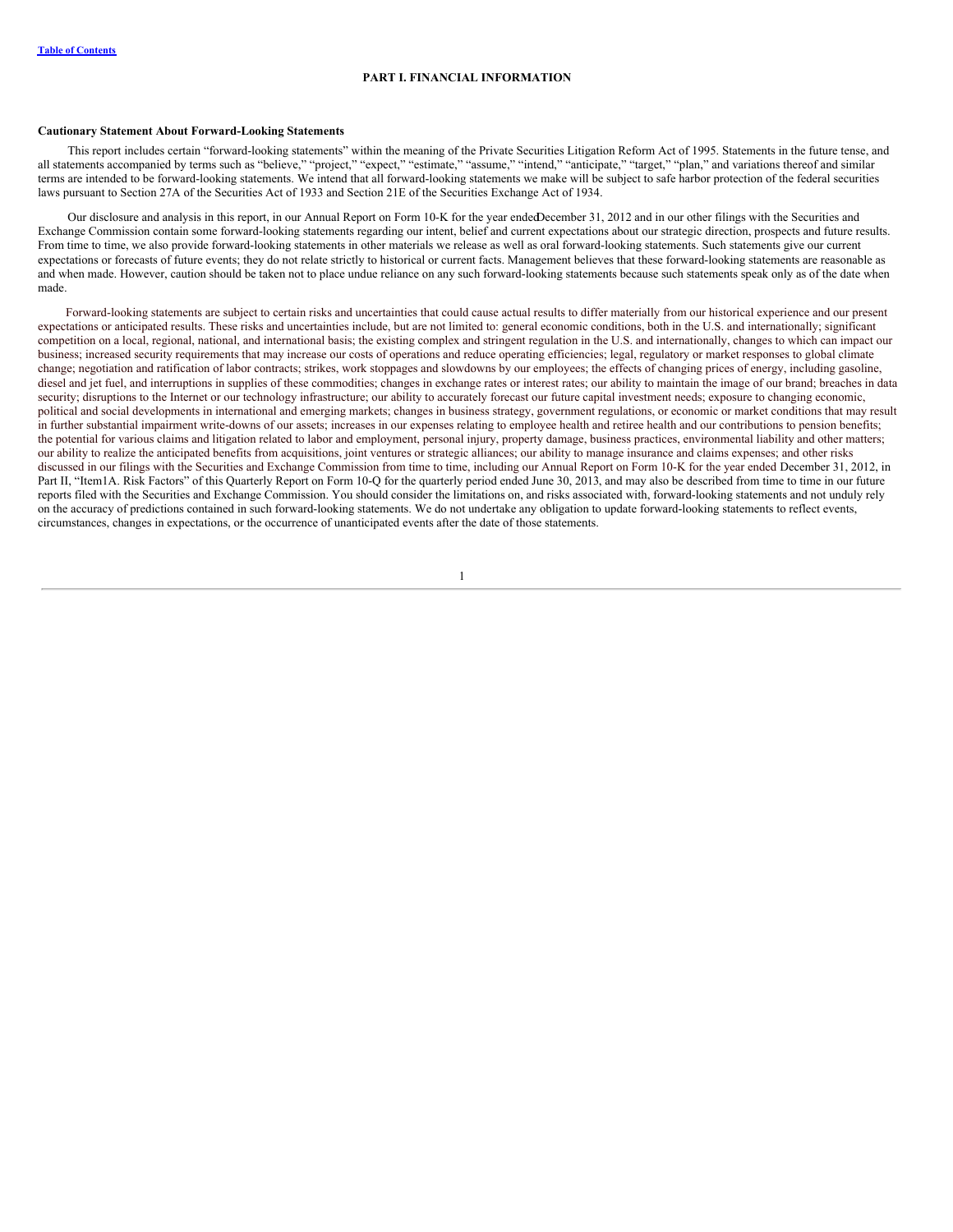# PART I. FINANCIAL INFORMATION

**Cautionary Statement About Forward-Looking Statements**

This report includes certain "forward-looking statements" within the meaning of the Private Securities Litigation Reform Act of 1995. Statements in the future tense, and all statements accompanied by terms such as "believe," "project," "expect," "estimate," "assume," "intend," "anticipate," "target," "plan," and variations thereof and similar terms are intended to be forward-looking statements. We intend that all forward-looking statements we make will be subject to safe harbor protection of the federal securities laws pursuant to Section 27A of the Securities Act of 1933 and Section 21E of the Securities Exchange Act of 1934.

Our disclosure and analysis in this report, in our Annual Report on Form 10-K for the year ended December 31, 2012 and in our other filings with the Securities and Exchange Commission contain some forward-looking statements regarding our intent, belief and current expectations about our strategic direction, prospects and future results. From time to time, we also provide forward-looking statements in other materials we release as well as oral forward-looking statements. Such statements give our current expectations or forecasts of future events; they do not relate strictly to historical or current facts. Management believes that these forward-looking statements are reasonable as and when made. However, caution should be taken not to place undue reliance on any such forward-looking statements because such statements speak only as of the date when made.

Forward-looking statements are subject to certain risks and uncertainties that could cause actual results to differ materially from our historical experience and our present expectations or anticipated results. These risks and uncertainties include, but are not limited to: general economic conditions, both in the U.S. and internationally; significant competition on a local, regional, national, and international basis; the existing complex and stringent regulation in the U.S. and internationally, changes to which can impact our business; increased security requirements that may increase our costs of operations and reduce operating efficiencies; legal, regulatory or market responses to global climate change; negotiation and ratification of labor contracts; strikes, work stoppages and slowdowns by our employees; the effects of changing prices of energy, including gasoline, diesel and jet fuel, and interruptions in supplies of these commodities; changes in exchange rates or interest rates; our ability to maintain the image of our brand; breaches in data security; disruptions to the Internet or our technology infrastructure; our ability to accurately forecast our future capital investment needs; exposure to changing economic, political and social developments in international and emerging markets; changes in business strategy, government regulations, or economic or market conditions that may result in further substantial impairment write-downs of our assets; increases in our expenses relating to employee health and retiree health and our contributions to pension benefits; the potential for various claims and litigation related to labor and employment, personal injury, property damage, business practices, environmental liability and other matters; our ability to realize the anticipated benefits from acquisitions, joint ventures or strategic alliances; our ability to manage insurance and claims expenses; and other risks discussed in our filings with the Securities and Exchange Commission from time to time, including our Annual Report on Form 10-K for the year ended December 31, 2012, in Part II, "Item1A. Risk Factors" of this Quarterly Report on Form 10-Q for the quarterly period ended June 30, 2013, and may also be described from time to time in our future reports filed with the Securities and Exchange Commission. You should consider the limitations on, and risks associated with, forward-looking statements and not unduly rely on the accuracy of predictions contained in such forward-looking statements. We do not undertake any obligation to update forward-looking statements to reflect events, circumstances, changes in expectations, or the occurrence of unanticipated events after the date of those statements.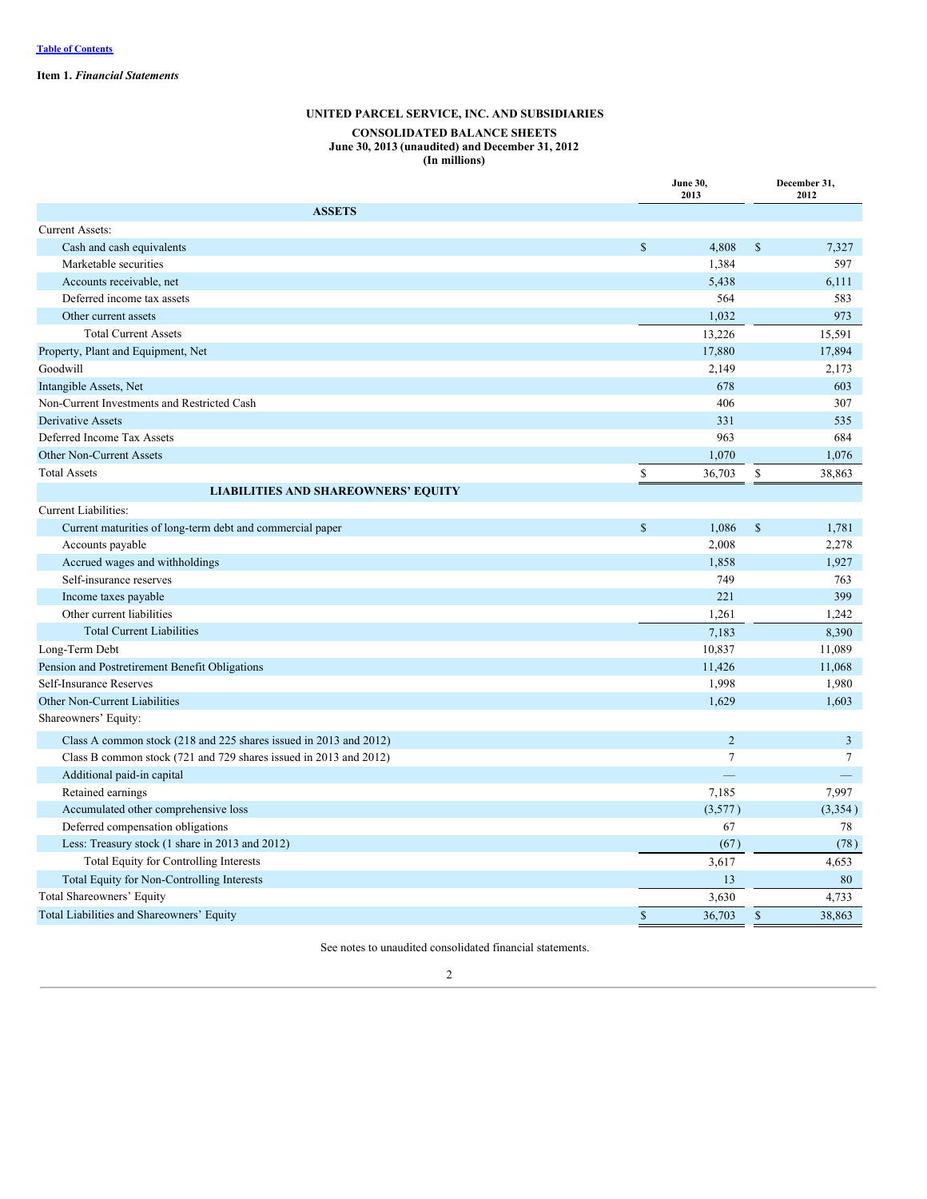Table of Contents

**Item 1.** ***Financial Statements***

**UNITED PARCEL SERVICE, INC. AND SUBSIDIARIES**

**CONSOLIDATED BALANCE SHEETS**
**June 30, 2013 (unaudited) and December 31, 2012**
**(In millions)**

| | June 30, 2013 | December 31, 2012 |
|---|---|---|
| **ASSETS** | | |
| Current Assets: | | |
| Cash and cash equivalents | $ 4,808 | $ 7,327 |
| Marketable securities | 1,384 | 597 |
| Accounts receivable, net | 5,438 | 6,111 |
| Deferred income tax assets | 564 | 583 |
| Other current assets | 1,032 | 973 |
| Total Current Assets | 13,226 | 15,591 |
| Property, Plant and Equipment, Net | 17,880 | 17,894 |
| Goodwill | 2,149 | 2,173 |
| Intangible Assets, Net | 678 | 603 |
| Non-Current Investments and Restricted Cash | 406 | 307 |
| Derivative Assets | 331 | 535 |
| Deferred Income Tax Assets | 963 | 684 |
| Other Non-Current Assets | 1,070 | 1,076 |
| Total Assets | $ 36,703 | $ 38,863 |
| **LIABILITIES AND SHAREOWNERS' EQUITY** | | |
| Current Liabilities: | | |
| Current maturities of long-term debt and commercial paper | $ 1,086 | $ 1,781 |
| Accounts payable | 2,008 | 2,278 |
| Accrued wages and withholdings | 1,858 | 1,927 |
| Self-insurance reserves | 749 | 763 |
| Income taxes payable | 221 | 399 |
| Other current liabilities | 1,261 | 1,242 |
| Total Current Liabilities | 7,183 | 8,390 |
| Long-Term Debt | 10,837 | 11,089 |
| Pension and Postretirement Benefit Obligations | 11,426 | 11,068 |
| Self-Insurance Reserves | 1,998 | 1,980 |
| Other Non-Current Liabilities | 1,629 | 1,603 |
| Shareowners' Equity: | | |
| Class A common stock (218 and 225 shares issued in 2013 and 2012) | 2 | 3 |
| Class B common stock (721 and 729 shares issued in 2013 and 2012) | 7 | 7 |
| Additional paid-in capital | — | — |
| Retained earnings | 7,185 | 7,997 |
| Accumulated other comprehensive loss | (3,577) | (3,354) |
| Deferred compensation obligations | 67 | 78 |
| Less: Treasury stock (1 share in 2013 and 2012) | (67) | (78) |
| Total Equity for Controlling Interests | 3,617 | 4,653 |
| Total Equity for Non-Controlling Interests | 13 | 80 |
| Total Shareowners' Equity | 3,630 | 4,733 |
| Total Liabilities and Shareowners' Equity | $ 36,703 | $ 38,863 |

See notes to unaudited consolidated financial statements.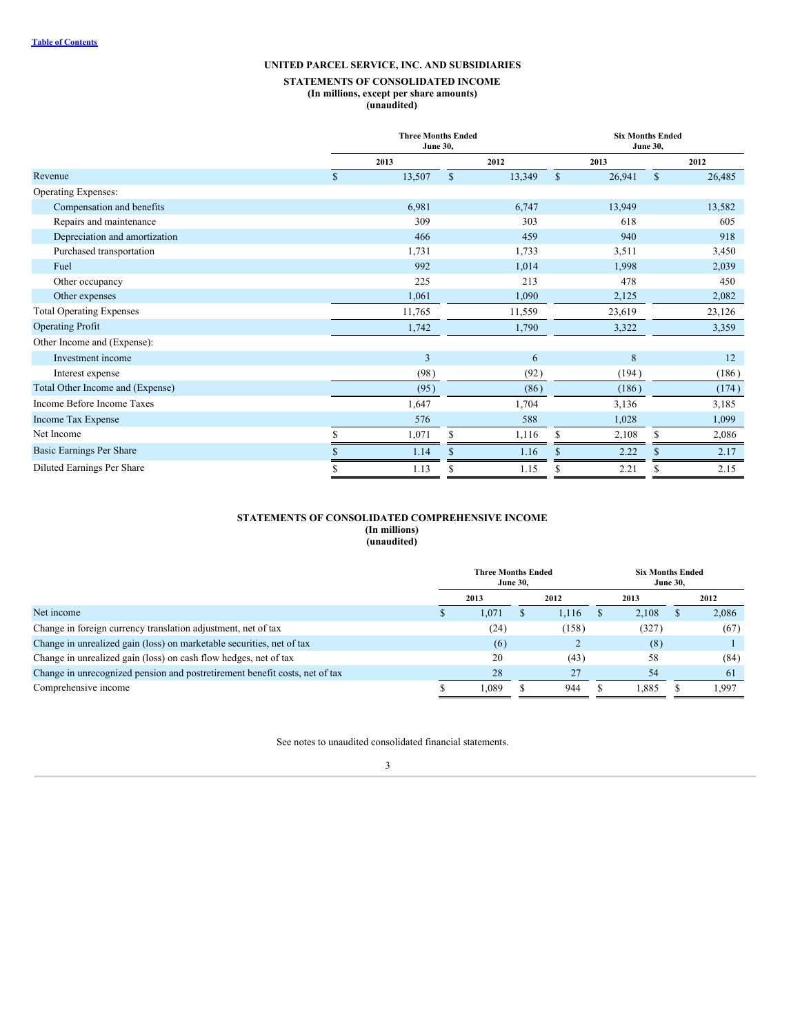[Table of Contents](#)

## UNITED PARCEL SERVICE, INC. AND SUBSIDIARIES

### STATEMENTS OF CONSOLIDATED INCOME
**(In millions, except per share amounts)**
**(unaudited)**

| | Three Months Ended June 30, | | Six Months Ended June 30, | |
|---|---|---|---|---|
| | 2013 | 2012 | 2013 | 2012 |
| Revenue | $ 13,507 | $ 13,349 | $ 26,941 | $ 26,485 |
| Operating Expenses: | | | | |
| Compensation and benefits | 6,981 | 6,747 | 13,949 | 13,582 |
| Repairs and maintenance | 309 | 303 | 618 | 605 |
| Depreciation and amortization | 466 | 459 | 940 | 918 |
| Purchased transportation | 1,731 | 1,733 | 3,511 | 3,450 |
| Fuel | 992 | 1,014 | 1,998 | 2,039 |
| Other occupancy | 225 | 213 | 478 | 450 |
| Other expenses | 1,061 | 1,090 | 2,125 | 2,082 |
| Total Operating Expenses | 11,765 | 11,559 | 23,619 | 23,126 |
| Operating Profit | 1,742 | 1,790 | 3,322 | 3,359 |
| Other Income and (Expense): | | | | |
| Investment income | 3 | 6 | 8 | 12 |
| Interest expense | (98) | (92) | (194) | (186) |
| Total Other Income and (Expense) | (95) | (86) | (186) | (174) |
| Income Before Income Taxes | 1,647 | 1,704 | 3,136 | 3,185 |
| Income Tax Expense | 576 | 588 | 1,028 | 1,099 |
| Net Income | $ 1,071 | $ 1,116 | $ 2,108 | $ 2,086 |
| Basic Earnings Per Share | $ 1.14 | $ 1.16 | $ 2.22 | $ 2.17 |
| Diluted Earnings Per Share | $ 1.13 | $ 1.15 | $ 2.21 | $ 2.15 |

### STATEMENTS OF CONSOLIDATED COMPREHENSIVE INCOME
**(In millions)**
**(unaudited)**

| | Three Months Ended June 30, | | Six Months Ended June 30, | |
|---|---|---|---|---|
| | 2013 | 2012 | 2013 | 2012 |
| Net income | $ 1,071 | $ 1,116 | $ 2,108 | $ 2,086 |
| Change in foreign currency translation adjustment, net of tax | (24) | (158) | (327) | (67) |
| Change in unrealized gain (loss) on marketable securities, net of tax | (6) | 2 | (8) | 1 |
| Change in unrealized gain (loss) on cash flow hedges, net of tax | 20 | (43) | 58 | (84) |
| Change in unrecognized pension and postretirement benefit costs, net of tax | 28 | 27 | 54 | 61 |
| Comprehensive income | $ 1,089 | $ 944 | $ 1,885 | $ 1,997 |

See notes to unaudited consolidated financial statements.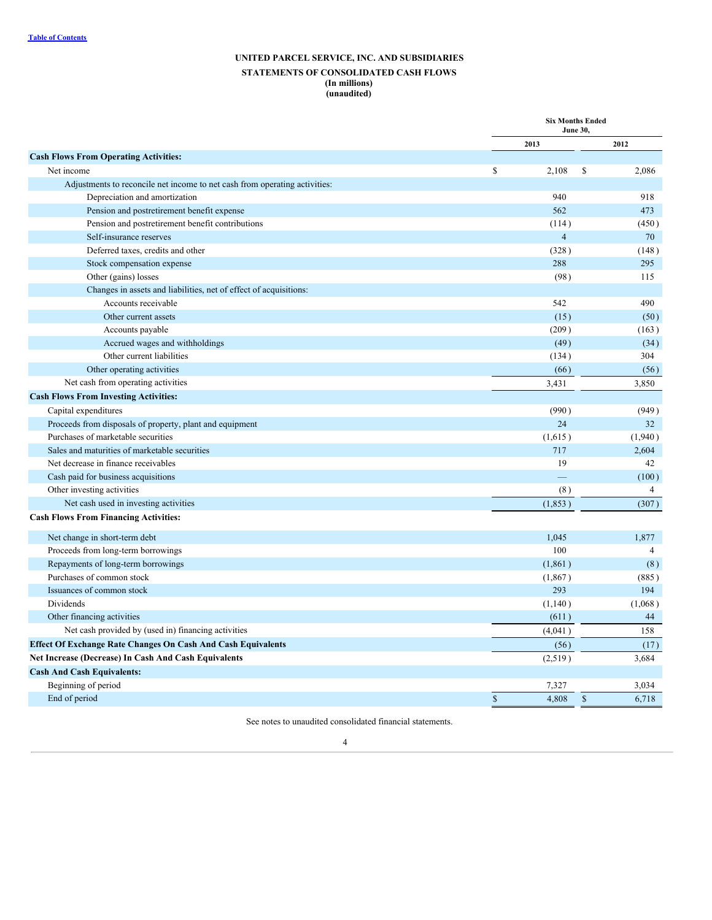# UNITED PARCEL SERVICE, INC. AND SUBSIDIARIES

## STATEMENTS OF CONSOLIDATED CASH FLOWS
**(In millions)**
**(unaudited)**

| | Six Months Ended June 30, | |
|---|---|---|
| | 2013 | 2012 |
| **Cash Flows From Operating Activities:** | | |
| Net income | $ 2,108 | $ 2,086 |
| Adjustments to reconcile net income to net cash from operating activities: | | |
| Depreciation and amortization | 940 | 918 |
| Pension and postretirement benefit expense | 562 | 473 |
| Pension and postretirement benefit contributions | (114) | (450) |
| Self-insurance reserves | 4 | 70 |
| Deferred taxes, credits and other | (328) | (148) |
| Stock compensation expense | 288 | 295 |
| Other (gains) losses | (98) | 115 |
| Changes in assets and liabilities, net of effect of acquisitions: | | |
| Accounts receivable | 542 | 490 |
| Other current assets | (15) | (50) |
| Accounts payable | (209) | (163) |
| Accrued wages and withholdings | (49) | (34) |
| Other current liabilities | (134) | 304 |
| Other operating activities | (66) | (56) |
| Net cash from operating activities | 3,431 | 3,850 |
| **Cash Flows From Investing Activities:** | | |
| Capital expenditures | (990) | (949) |
| Proceeds from disposals of property, plant and equipment | 24 | 32 |
| Purchases of marketable securities | (1,615) | (1,940) |
| Sales and maturities of marketable securities | 717 | 2,604 |
| Net decrease in finance receivables | 19 | 42 |
| Cash paid for business acquisitions | — | (100) |
| Other investing activities | (8) | 4 |
| Net cash used in investing activities | (1,853) | (307) |
| **Cash Flows From Financing Activities:** | | |
| Net change in short-term debt | 1,045 | 1,877 |
| Proceeds from long-term borrowings | 100 | 4 |
| Repayments of long-term borrowings | (1,861) | (8) |
| Purchases of common stock | (1,867) | (885) |
| Issuances of common stock | 293 | 194 |
| Dividends | (1,140) | (1,068) |
| Other financing activities | (611) | 44 |
| Net cash provided by (used in) financing activities | (4,041) | 158 |
| **Effect Of Exchange Rate Changes On Cash And Cash Equivalents** | (56) | (17) |
| **Net Increase (Decrease) In Cash And Cash Equivalents** | (2,519) | 3,684 |
| **Cash And Cash Equivalents:** | | |
| Beginning of period | 7,327 | 3,034 |
| End of period | $ 4,808 | $ 6,718 |

See notes to unaudited consolidated financial statements.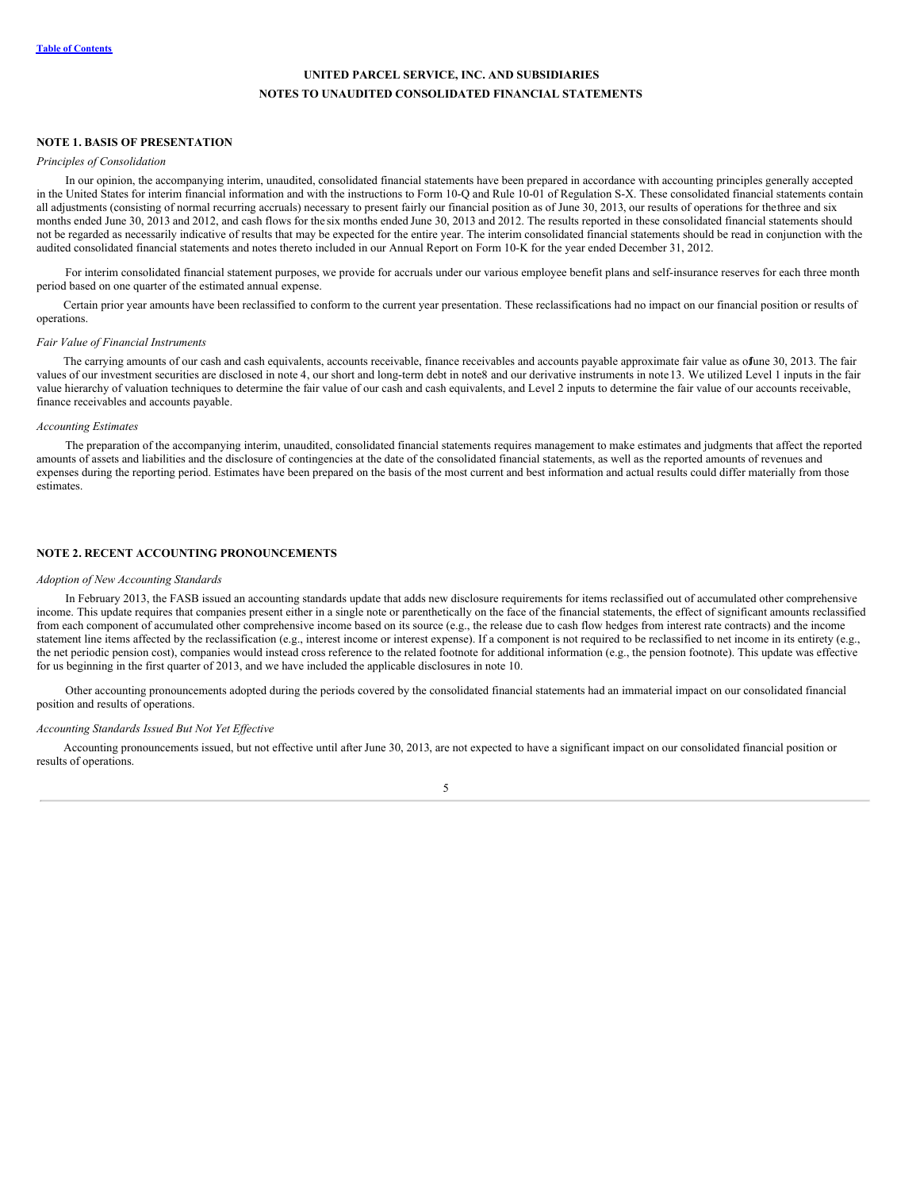**UNITED PARCEL SERVICE, INC. AND SUBSIDIARIES**
**NOTES TO UNAUDITED CONSOLIDATED FINANCIAL STATEMENTS**

## NOTE 1. BASIS OF PRESENTATION

*Principles of Consolidation*

In our opinion, the accompanying interim, unaudited, consolidated financial statements have been prepared in accordance with accounting principles generally accepted in the United States for interim financial information and with the instructions to Form 10-Q and Rule 10-01 of Regulation S-X. These consolidated financial statements contain all adjustments (consisting of normal recurring accruals) necessary to present fairly our financial position as of June 30, 2013, our results of operations for the three and six months ended June 30, 2013 and 2012, and cash flows for the six months ended June 30, 2013 and 2012. The results reported in these consolidated financial statements should not be regarded as necessarily indicative of results that may be expected for the entire year. The interim consolidated financial statements should be read in conjunction with the audited consolidated financial statements and notes thereto included in our Annual Report on Form 10-K for the year ended December 31, 2012.

For interim consolidated financial statement purposes, we provide for accruals under our various employee benefit plans and self-insurance reserves for each three month period based on one quarter of the estimated annual expense.

Certain prior year amounts have been reclassified to conform to the current year presentation. These reclassifications had no impact on our financial position or results of operations.

*Fair Value of Financial Instruments*

The carrying amounts of our cash and cash equivalents, accounts receivable, finance receivables and accounts payable approximate fair value as of June 30, 2013. The fair values of our investment securities are disclosed in note 4, our short and long-term debt in note 8 and our derivative instruments in note 13. We utilized Level 1 inputs in the fair value hierarchy of valuation techniques to determine the fair value of our cash and cash equivalents, and Level 2 inputs to determine the fair value of our accounts receivable, finance receivables and accounts payable.

*Accounting Estimates*

The preparation of the accompanying interim, unaudited, consolidated financial statements requires management to make estimates and judgments that affect the reported amounts of assets and liabilities and the disclosure of contingencies at the date of the consolidated financial statements, as well as the reported amounts of revenues and expenses during the reporting period. Estimates have been prepared on the basis of the most current and best information and actual results could differ materially from those estimates.

## NOTE 2. RECENT ACCOUNTING PRONOUNCEMENTS

*Adoption of New Accounting Standards*

In February 2013, the FASB issued an accounting standards update that adds new disclosure requirements for items reclassified out of accumulated other comprehensive income. This update requires that companies present either in a single note or parenthetically on the face of the financial statements, the effect of significant amounts reclassified from each component of accumulated other comprehensive income based on its source (e.g., the release due to cash flow hedges from interest rate contracts) and the income statement line items affected by the reclassification (e.g., interest income or interest expense). If a component is not required to be reclassified to net income in its entirety (e.g., the net periodic pension cost), companies would instead cross reference to the related footnote for additional information (e.g., the pension footnote). This update was effective for us beginning in the first quarter of 2013, and we have included the applicable disclosures in note 10.

Other accounting pronouncements adopted during the periods covered by the consolidated financial statements had an immaterial impact on our consolidated financial position and results of operations.

*Accounting Standards Issued But Not Yet Effective*

Accounting pronouncements issued, but not effective until after June 30, 2013, are not expected to have a significant impact on our consolidated financial position or results of operations.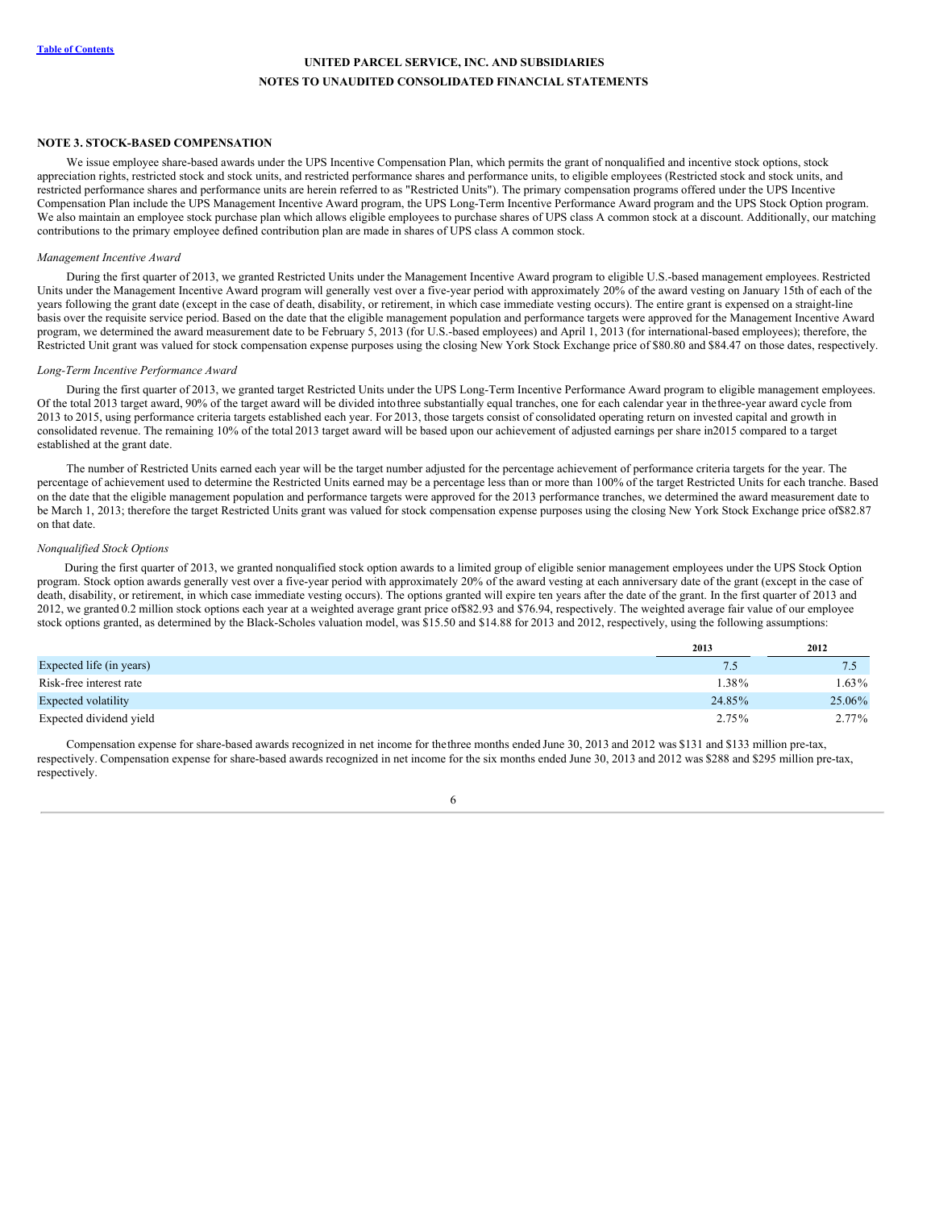UNITED PARCEL SERVICE, INC. AND SUBSIDIARIES
NOTES TO UNAUDITED CONSOLIDATED FINANCIAL STATEMENTS

**NOTE 3. STOCK-BASED COMPENSATION**

We issue employee share-based awards under the UPS Incentive Compensation Plan, which permits the grant of nonqualified and incentive stock options, stock appreciation rights, restricted stock and stock units, and restricted performance shares and performance units, to eligible employees (Restricted stock and stock units, and restricted performance shares and performance units are herein referred to as "Restricted Units"). The primary compensation programs offered under the UPS Incentive Compensation Plan include the UPS Management Incentive Award program, the UPS Long-Term Incentive Performance Award program and the UPS Stock Option program. We also maintain an employee stock purchase plan which allows eligible employees to purchase shares of UPS class A common stock at a discount. Additionally, our matching contributions to the primary employee defined contribution plan are made in shares of UPS class A common stock.

*Management Incentive Award*

During the first quarter of 2013, we granted Restricted Units under the Management Incentive Award program to eligible U.S.-based management employees. Restricted Units under the Management Incentive Award program will generally vest over a five-year period with approximately 20% of the award vesting on January 15th of each of the years following the grant date (except in the case of death, disability, or retirement, in which case immediate vesting occurs). The entire grant is expensed on a straight-line basis over the requisite service period. Based on the date that the eligible management population and performance targets were approved for the Management Incentive Award program, we determined the award measurement date to be February 5, 2013 (for U.S.-based employees) and April 1, 2013 (for international-based employees); therefore, the Restricted Unit grant was valued for stock compensation expense purposes using the closing New York Stock Exchange price of $80.80 and $84.47 on those dates, respectively.

*Long-Term Incentive Performance Award*

During the first quarter of 2013, we granted target Restricted Units under the UPS Long-Term Incentive Performance Award program to eligible management employees. Of the total 2013 target award, 90% of the target award will be divided into three substantially equal tranches, one for each calendar year in the three-year award cycle from 2013 to 2015, using performance criteria targets established each year. For 2013, those targets consist of consolidated operating return on invested capital and growth in consolidated revenue. The remaining 10% of the total 2013 target award will be based upon our achievement of adjusted earnings per share in 2015 compared to a target established at the grant date.

The number of Restricted Units earned each year will be the target number adjusted for the percentage achievement of performance criteria targets for the year. The percentage of achievement used to determine the Restricted Units earned may be a percentage less than or more than 100% of the target Restricted Units for each tranche. Based on the date that the eligible management population and performance targets were approved for the 2013 performance tranches, we determined the award measurement date to be March 1, 2013; therefore the target Restricted Units grant was valued for stock compensation expense purposes using the closing New York Stock Exchange price of $82.87 on that date.

*Nonqualified Stock Options*

During the first quarter of 2013, we granted nonqualified stock option awards to a limited group of eligible senior management employees under the UPS Stock Option program. Stock option awards generally vest over a five-year period with approximately 20% of the award vesting at each anniversary date of the grant (except in the case of death, disability, or retirement, in which case immediate vesting occurs). The options granted will expire ten years after the date of the grant. In the first quarter of 2013 and 2012, we granted 0.2 million stock options each year at a weighted average grant price of $82.93 and $76.94, respectively. The weighted average fair value of our employee stock options granted, as determined by the Black-Scholes valuation model, was $15.50 and $14.88 for 2013 and 2012, respectively, using the following assumptions:

| | 2013 | 2012 |
|---|---|---|
| Expected life (in years) | 7.5 | 7.5 |
| Risk-free interest rate | 1.38% | 1.63% |
| Expected volatility | 24.85% | 25.06% |
| Expected dividend yield | 2.75% | 2.77% |

Compensation expense for share-based awards recognized in net income for the three months ended June 30, 2013 and 2012 was $131 and $133 million pre-tax, respectively. Compensation expense for share-based awards recognized in net income for the six months ended June 30, 2013 and 2012 was $288 and $295 million pre-tax, respectively.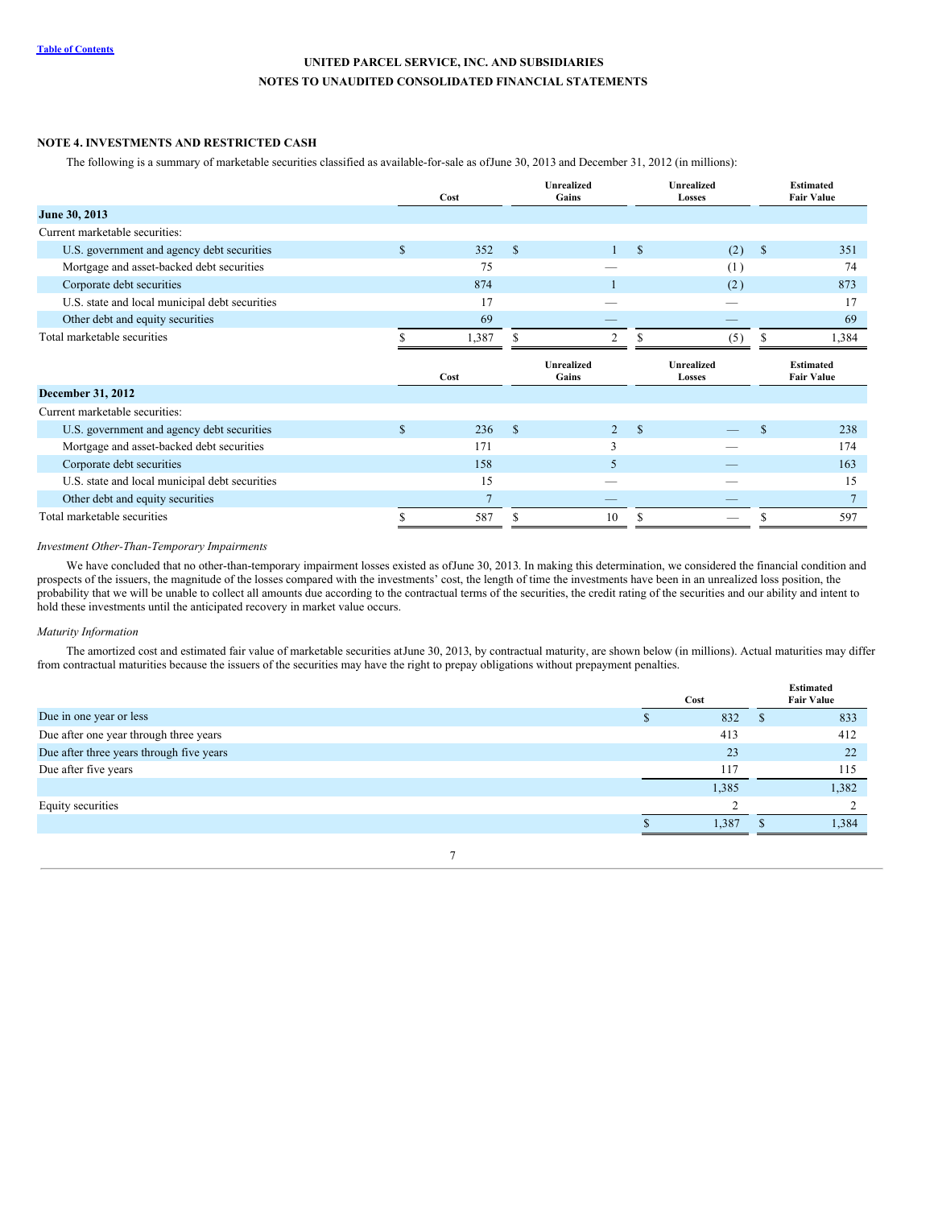UNITED PARCEL SERVICE, INC. AND SUBSIDIARIES
NOTES TO UNAUDITED CONSOLIDATED FINANCIAL STATEMENTS

## NOTE 4. INVESTMENTS AND RESTRICTED CASH

The following is a summary of marketable securities classified as available-for-sale as of June 30, 2013 and December 31, 2012 (in millions):

| | Cost | Unrealized Gains | Unrealized Losses | Estimated Fair Value |
|---|---|---|---|---|
| **June 30, 2013** | | | | |
| Current marketable securities: | | | | |
| U.S. government and agency debt securities | $ 352 | $ 1 | $ (2) | $ 351 |
| Mortgage and asset-backed debt securities | 75 | — | (1) | 74 |
| Corporate debt securities | 874 | 1 | (2) | 873 |
| U.S. state and local municipal debt securities | 17 | — | — | 17 |
| Other debt and equity securities | 69 | — | — | 69 |
| Total marketable securities | $ 1,387 | $ 2 | $ (5) | $ 1,384 |

| | Cost | Unrealized Gains | Unrealized Losses | Estimated Fair Value |
|---|---|---|---|---|
| **December 31, 2012** | | | | |
| Current marketable securities: | | | | |
| U.S. government and agency debt securities | $ 236 | $ 2 | $ — | $ 238 |
| Mortgage and asset-backed debt securities | 171 | 3 | — | 174 |
| Corporate debt securities | 158 | 5 | — | 163 |
| U.S. state and local municipal debt securities | 15 | — | — | 15 |
| Other debt and equity securities | 7 | — | — | 7 |
| Total marketable securities | $ 587 | $ 10 | $ — | $ 597 |

*Investment Other-Than-Temporary Impairments*

We have concluded that no other-than-temporary impairment losses existed as of June 30, 2013. In making this determination, we considered the financial condition and prospects of the issuers, the magnitude of the losses compared with the investments' cost, the length of time the investments have been in an unrealized loss position, the probability that we will be unable to collect all amounts due according to the contractual terms of the securities, the credit rating of the securities and our ability and intent to hold these investments until the anticipated recovery in market value occurs.

*Maturity Information*

The amortized cost and estimated fair value of marketable securities at June 30, 2013, by contractual maturity, are shown below (in millions). Actual maturities may differ from contractual maturities because the issuers of the securities may have the right to prepay obligations without prepayment penalties.

| | Cost | Estimated Fair Value |
|---|---|---|
| Due in one year or less | $ 832 | $ 833 |
| Due after one year through three years | 413 | 412 |
| Due after three years through five years | 23 | 22 |
| Due after five years | 117 | 115 |
| | 1,385 | 1,382 |
| Equity securities | 2 | 2 |
| | $ 1,387 | $ 1,384 |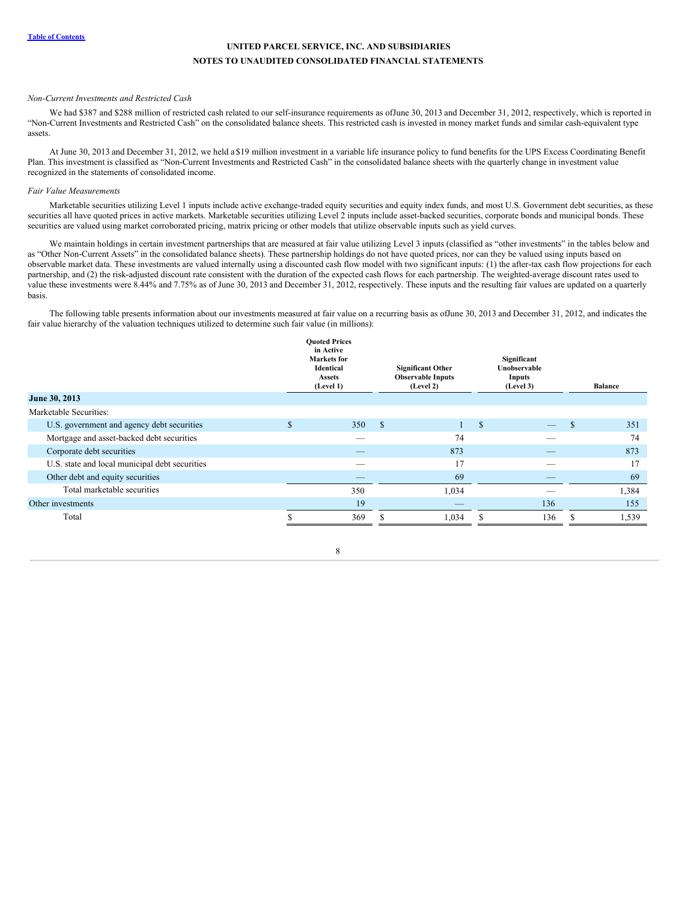UNITED PARCEL SERVICE, INC. AND SUBSIDIARIES
NOTES TO UNAUDITED CONSOLIDATED FINANCIAL STATEMENTS

*Non-Current Investments and Restricted Cash*

We had $387 and $288 million of restricted cash related to our self-insurance requirements as of June 30, 2013 and December 31, 2012, respectively, which is reported in "Non-Current Investments and Restricted Cash" on the consolidated balance sheets. This restricted cash is invested in money market funds and similar cash-equivalent type assets.

At June 30, 2013 and December 31, 2012, we held a $19 million investment in a variable life insurance policy to fund benefits for the UPS Excess Coordinating Benefit Plan. This investment is classified as "Non-Current Investments and Restricted Cash" in the consolidated balance sheets with the quarterly change in investment value recognized in the statements of consolidated income.

*Fair Value Measurements*

Marketable securities utilizing Level 1 inputs include active exchange-traded equity securities and equity index funds, and most U.S. Government debt securities, as these securities all have quoted prices in active markets. Marketable securities utilizing Level 2 inputs include asset-backed securities, corporate bonds and municipal bonds. These securities are valued using market corroborated pricing, matrix pricing or other models that utilize observable inputs such as yield curves.

We maintain holdings in certain investment partnerships that are measured at fair value utilizing Level 3 inputs (classified as "other investments" in the tables below and as "Other Non-Current Assets" in the consolidated balance sheets). These partnership holdings do not have quoted prices, nor can they be valued using inputs based on observable market data. These investments are valued internally using a discounted cash flow model with two significant inputs: (1) the after-tax cash flow projections for each partnership, and (2) the risk-adjusted discount rate consistent with the duration of the expected cash flows for each partnership. The weighted-average discount rates used to value these investments were 8.44% and 7.75% as of June 30, 2013 and December 31, 2012, respectively. These inputs and the resulting fair values are updated on a quarterly basis.

The following table presents information about our investments measured at fair value on a recurring basis as of June 30, 2013 and December 31, 2012, and indicates the fair value hierarchy of the valuation techniques utilized to determine such fair value (in millions):

| | Quoted Prices in Active Markets for Identical Assets (Level 1) | Significant Other Observable Inputs (Level 2) | Significant Unobservable Inputs (Level 3) | Balance |
|---|---|---|---|---|
| **June 30, 2013** | | | | |
| Marketable Securities: | | | | |
| U.S. government and agency debt securities | $ 350 | $ 1 | $ — | $ 351 |
| Mortgage and asset-backed debt securities | — | 74 | — | 74 |
| Corporate debt securities | — | 873 | — | 873 |
| U.S. state and local municipal debt securities | — | 17 | — | 17 |
| Other debt and equity securities | — | 69 | — | 69 |
| Total marketable securities | 350 | 1,034 | — | 1,384 |
| Other investments | 19 | — | 136 | 155 |
| Total | $ 369 | $ 1,034 | $ 136 | $ 1,539 |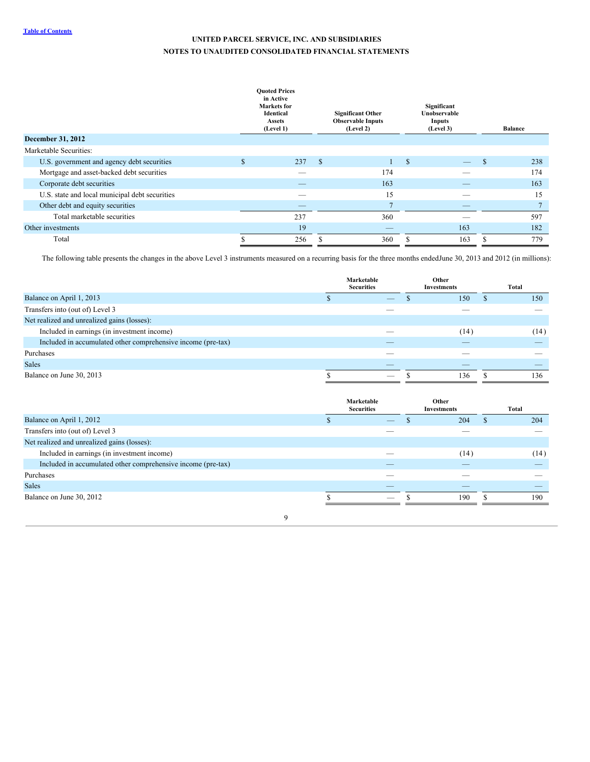**UNITED PARCEL SERVICE, INC. AND SUBSIDIARIES**

**NOTES TO UNAUDITED CONSOLIDATED FINANCIAL STATEMENTS**

| | Quoted Prices in Active Markets for Identical Assets (Level 1) | Significant Other Observable Inputs (Level 2) | Significant Unobservable Inputs (Level 3) | Balance |
|---|---|---|---|---|
| **December 31, 2012** | | | | |
| Marketable Securities: | | | | |
| U.S. government and agency debt securities | $ 237 | $ 1 | $ — | $ 238 |
| Mortgage and asset-backed debt securities | — | 174 | — | 174 |
| Corporate debt securities | — | 163 | — | 163 |
| U.S. state and local municipal debt securities | — | 15 | — | 15 |
| Other debt and equity securities | — | 7 | — | 7 |
| Total marketable securities | 237 | 360 | — | 597 |
| Other investments | 19 | — | 163 | 182 |
| Total | $ 256 | $ 360 | $ 163 | $ 779 |

The following table presents the changes in the above Level 3 instruments measured on a recurring basis for the three months endedJune 30, 2013 and 2012 (in millions):

| | Marketable Securities | Other Investments | Total |
|---|---|---|---|
| Balance on April 1, 2013 | $ — | $ 150 | $ 150 |
| Transfers into (out of) Level 3 | — | — | — |
| Net realized and unrealized gains (losses): | | | |
| Included in earnings (in investment income) | — | (14) | (14) |
| Included in accumulated other comprehensive income (pre-tax) | — | — | — |
| Purchases | — | — | — |
| Sales | — | — | — |
| Balance on June 30, 2013 | $ — | $ 136 | $ 136 |

| | Marketable Securities | Other Investments | Total |
|---|---|---|---|
| Balance on April 1, 2012 | $ — | $ 204 | $ 204 |
| Transfers into (out of) Level 3 | — | — | — |
| Net realized and unrealized gains (losses): | | | |
| Included in earnings (in investment income) | — | (14) | (14) |
| Included in accumulated other comprehensive income (pre-tax) | — | — | — |
| Purchases | — | — | — |
| Sales | — | — | — |
| Balance on June 30, 2012 | $ — | $ 190 | $ 190 |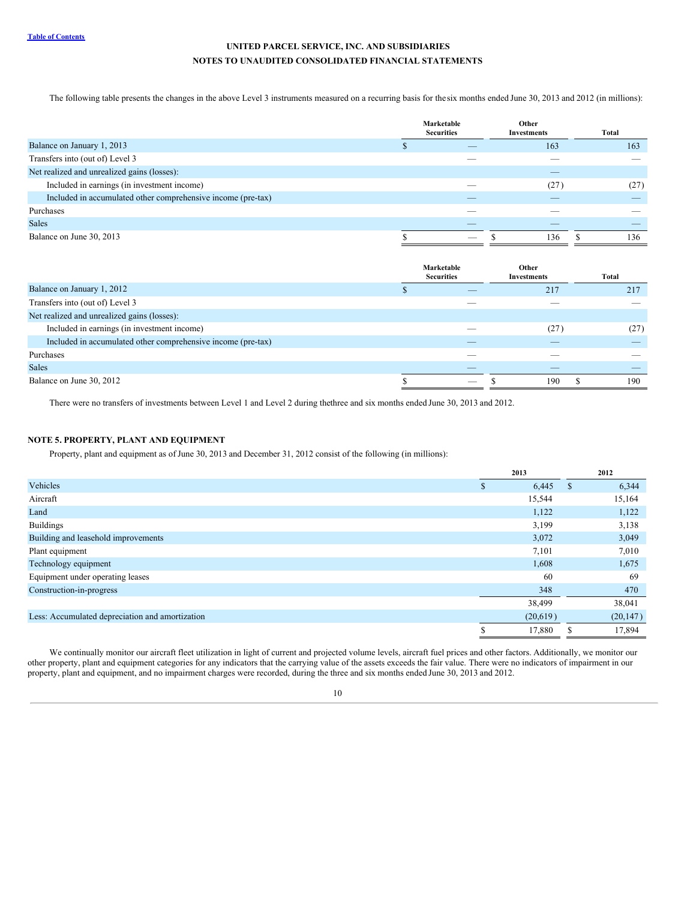UNITED PARCEL SERVICE, INC. AND SUBSIDIARIES
NOTES TO UNAUDITED CONSOLIDATED FINANCIAL STATEMENTS

The following table presents the changes in the above Level 3 instruments measured on a recurring basis for the six months ended June 30, 2013 and 2012 (in millions):

| | Marketable Securities | Other Investments | Total |
|---|---|---|---|
| Balance on January 1, 2013 | $ — | 163 | 163 |
| Transfers into (out of) Level 3 | — | — | — |
| Net realized and unrealized gains (losses): | | — | |
| Included in earnings (in investment income) | — | (27) | (27) |
| Included in accumulated other comprehensive income (pre-tax) | — | — | — |
| Purchases | — | — | — |
| Sales | — | — | — |
| Balance on June 30, 2013 | $ — | $ 136 | $ 136 |

| | Marketable Securities | Other Investments | Total |
|---|---|---|---|
| Balance on January 1, 2012 | $ — | 217 | 217 |
| Transfers into (out of) Level 3 | — | — | — |
| Net realized and unrealized gains (losses): | | | |
| Included in earnings (in investment income) | — | (27) | (27) |
| Included in accumulated other comprehensive income (pre-tax) | — | — | — |
| Purchases | — | — | — |
| Sales | — | — | — |
| Balance on June 30, 2012 | $ — | $ 190 | $ 190 |

There were no transfers of investments between Level 1 and Level 2 during the three and six months ended June 30, 2013 and 2012.

## NOTE 5. PROPERTY, PLANT AND EQUIPMENT

Property, plant and equipment as of June 30, 2013 and December 31, 2012 consist of the following (in millions):

| | 2013 | 2012 |
|---|---|---|
| Vehicles | $ 6,445 | $ 6,344 |
| Aircraft | 15,544 | 15,164 |
| Land | 1,122 | 1,122 |
| Buildings | 3,199 | 3,138 |
| Building and leasehold improvements | 3,072 | 3,049 |
| Plant equipment | 7,101 | 7,010 |
| Technology equipment | 1,608 | 1,675 |
| Equipment under operating leases | 60 | 69 |
| Construction-in-progress | 348 | 470 |
| | 38,499 | 38,041 |
| Less: Accumulated depreciation and amortization | (20,619) | (20,147) |
| | $ 17,880 | $ 17,894 |

We continually monitor our aircraft fleet utilization in light of current and projected volume levels, aircraft fuel prices and other factors. Additionally, we monitor our other property, plant and equipment categories for any indicators that the carrying value of the assets exceeds the fair value. There were no indicators of impairment in our property, plant and equipment, and no impairment charges were recorded, during the three and six months ended June 30, 2013 and 2012.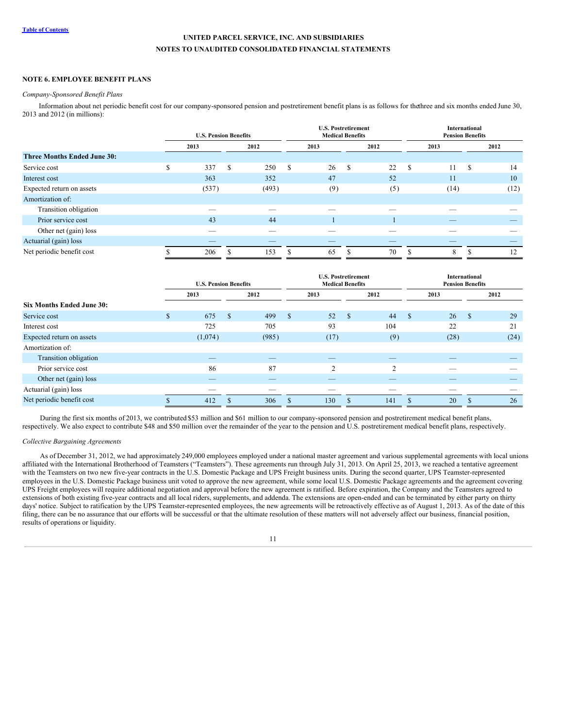UNITED PARCEL SERVICE, INC. AND SUBSIDIARIES
NOTES TO UNAUDITED CONSOLIDATED FINANCIAL STATEMENTS

## NOTE 6. EMPLOYEE BENEFIT PLANS

*Company-Sponsored Benefit Plans*

Information about net periodic benefit cost for our company-sponsored pension and postretirement benefit plans is as follows for the three and six months ended June 30, 2013 and 2012 (in millions):

| | U.S. Pension Benefits | | U.S. Postretirement Medical Benefits | | International Pension Benefits | |
|---|---|---|---|---|---|---|
| | 2013 | 2012 | 2013 | 2012 | 2013 | 2012 |
| **Three Months Ended June 30:** | | | | | | |
| Service cost | $ 337 | $ 250 | $ 26 | $ 22 | $ 11 | $ 14 |
| Interest cost | 363 | 352 | 47 | 52 | 11 | 10 |
| Expected return on assets | (537) | (493) | (9) | (5) | (14) | (12) |
| Amortization of: | | | | | | |
| Transition obligation | — | — | — | — | — | — |
| Prior service cost | 43 | 44 | 1 | 1 | — | — |
| Other net (gain) loss | — | — | — | — | — | — |
| Actuarial (gain) loss | — | — | — | — | — | — |
| Net periodic benefit cost | $ 206 | $ 153 | $ 65 | $ 70 | $ 8 | $ 12 |

| | U.S. Pension Benefits | | U.S. Postretirement Medical Benefits | | International Pension Benefits | |
|---|---|---|---|---|---|---|
| | 2013 | 2012 | 2013 | 2012 | 2013 | 2012 |
| **Six Months Ended June 30:** | | | | | | |
| Service cost | $ 675 | $ 499 | $ 52 | $ 44 | $ 26 | $ 29 |
| Interest cost | 725 | 705 | 93 | 104 | 22 | 21 |
| Expected return on assets | (1,074) | (985) | (17) | (9) | (28) | (24) |
| Amortization of: | | | | | | |
| Transition obligation | — | — | — | — | — | — |
| Prior service cost | 86 | 87 | 2 | 2 | — | — |
| Other net (gain) loss | — | — | — | — | — | — |
| Actuarial (gain) loss | — | — | — | — | — | — |
| Net periodic benefit cost | $ 412 | $ 306 | $ 130 | $ 141 | $ 20 | $ 26 |

During the first six months of 2013, we contributed $53 million and $61 million to our company-sponsored pension and postretirement medical benefit plans, respectively. We also expect to contribute $48 and $50 million over the remainder of the year to the pension and U.S. postretirement medical benefit plans, respectively.

*Collective Bargaining Agreements*

As of December 31, 2012, we had approximately 249,000 employees employed under a national master agreement and various supplemental agreements with local unions affiliated with the International Brotherhood of Teamsters ("Teamsters"). These agreements run through July 31, 2013. On April 25, 2013, we reached a tentative agreement with the Teamsters on two new five-year contracts in the U.S. Domestic Package and UPS Freight business units. During the second quarter, UPS Teamster-represented employees in the U.S. Domestic Package business unit voted to approve the new agreement, while some local U.S. Domestic Package agreements and the agreement covering UPS Freight employees will require additional negotiation and approval before the new agreement is ratified. Before expiration, the Company and the Teamsters agreed to extensions of both existing five-year contracts and all local riders, supplements, and addenda. The extensions are open-ended and can be terminated by either party on thirty days' notice. Subject to ratification by the UPS Teamster-represented employees, the new agreements will be retroactively effective as of August 1, 2013. As of the date of this filing, there can be no assurance that our efforts will be successful or that the ultimate resolution of these matters will not adversely affect our business, financial position, results of operations or liquidity.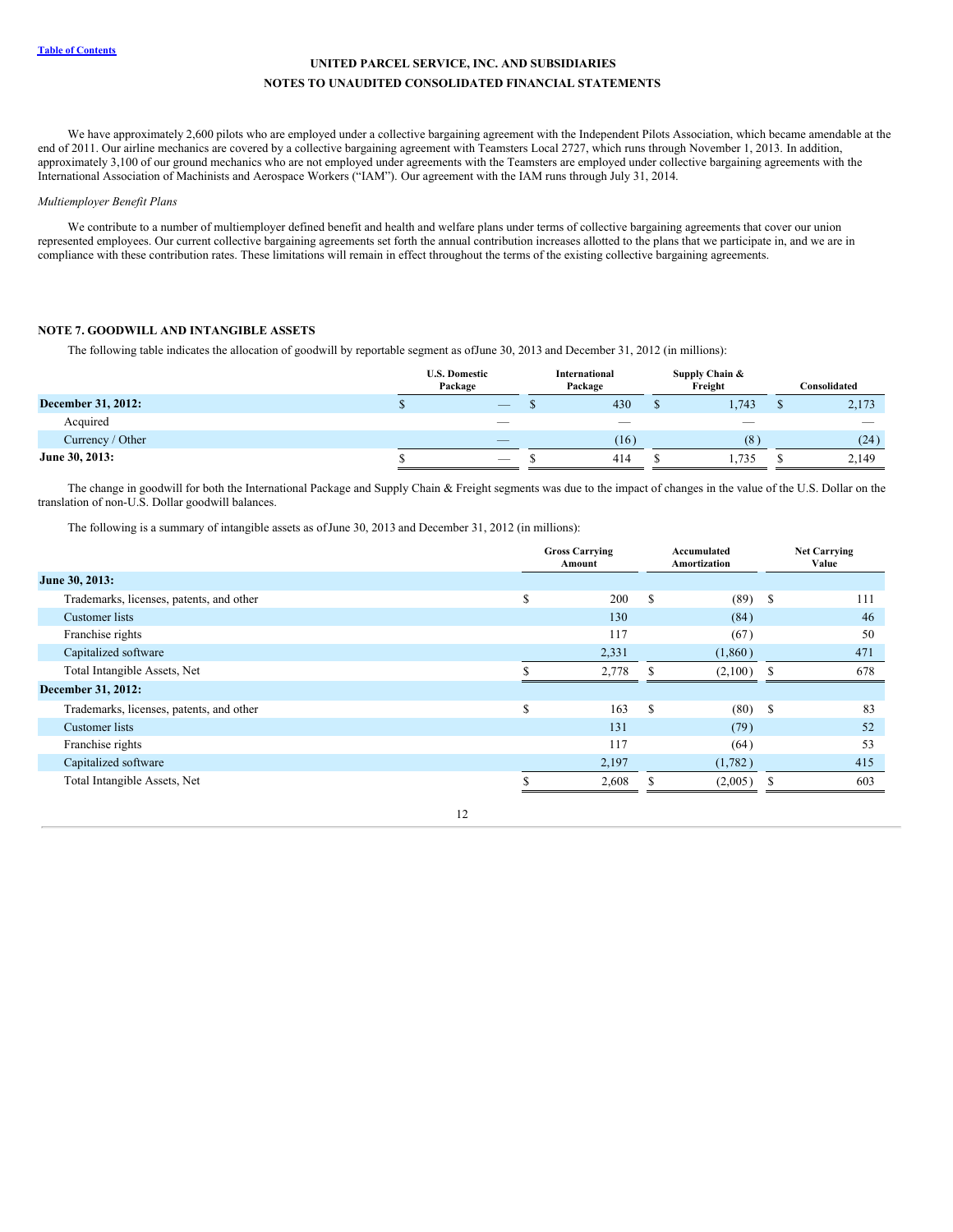We have approximately 2,600 pilots who are employed under a collective bargaining agreement with the Independent Pilots Association, which became amendable at the end of 2011. Our airline mechanics are covered by a collective bargaining agreement with Teamsters Local 2727, which runs through November 1, 2013. In addition, approximately 3,100 of our ground mechanics who are not employed under agreements with the Teamsters are employed under collective bargaining agreements with the International Association of Machinists and Aerospace Workers ("IAM"). Our agreement with the IAM runs through July 31, 2014.

*Multiemployer Benefit Plans*

We contribute to a number of multiemployer defined benefit and health and welfare plans under terms of collective bargaining agreements that cover our union represented employees. Our current collective bargaining agreements set forth the annual contribution increases allotted to the plans that we participate in, and we are in compliance with these contribution rates. These limitations will remain in effect throughout the terms of the existing collective bargaining agreements.

## NOTE 7. GOODWILL AND INTANGIBLE ASSETS

The following table indicates the allocation of goodwill by reportable segment as ofJune 30, 2013 and December 31, 2012 (in millions):

| | U.S. Domestic Package | International Package | Supply Chain & Freight | Consolidated |
|---|---|---|---|---|
| **December 31, 2012:** | $ — | $ 430 | $ 1,743 | $ 2,173 |
| Acquired | — | — | — | — |
| Currency / Other | — | (16) | (8) | (24) |
| **June 30, 2013:** | $ — | $ 414 | $ 1,735 | $ 2,149 |

The change in goodwill for both the International Package and Supply Chain & Freight segments was due to the impact of changes in the value of the U.S. Dollar on the translation of non-U.S. Dollar goodwill balances.

The following is a summary of intangible assets as ofJune 30, 2013 and December 31, 2012 (in millions):

| | Gross Carrying Amount | Accumulated Amortization | Net Carrying Value |
|---|---|---|---|
| **June 30, 2013:** | | | |
| Trademarks, licenses, patents, and other | $ 200 | $ (89) | $ 111 |
| Customer lists | 130 | (84) | 46 |
| Franchise rights | 117 | (67) | 50 |
| Capitalized software | 2,331 | (1,860) | 471 |
| Total Intangible Assets, Net | $ 2,778 | $ (2,100) | $ 678 |
| **December 31, 2012:** | | | |
| Trademarks, licenses, patents, and other | $ 163 | $ (80) | $ 83 |
| Customer lists | 131 | (79) | 52 |
| Franchise rights | 117 | (64) | 53 |
| Capitalized software | 2,197 | (1,782) | 415 |
| Total Intangible Assets, Net | $ 2,608 | $ (2,005) | $ 603 |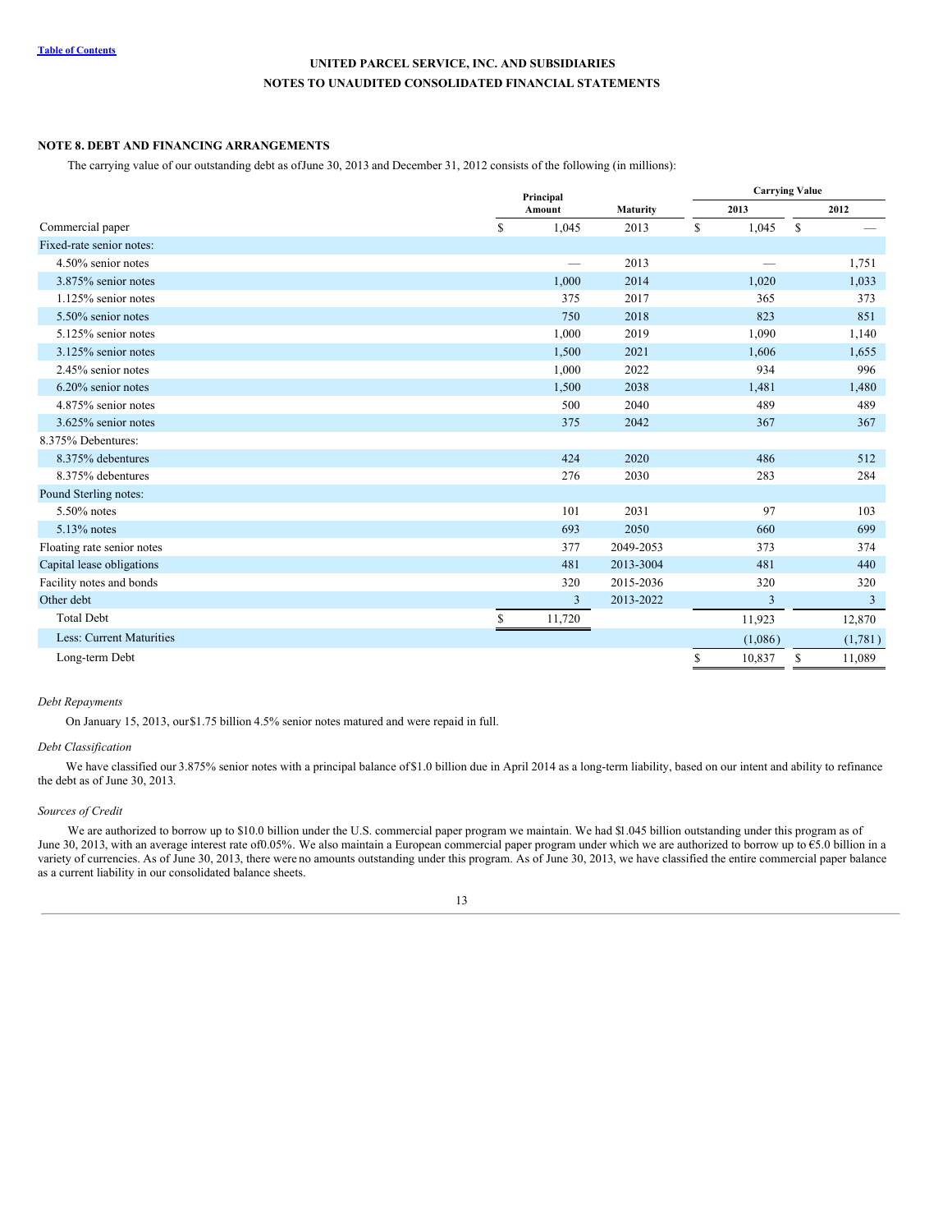**UNITED PARCEL SERVICE, INC. AND SUBSIDIARIES**
**NOTES TO UNAUDITED CONSOLIDATED FINANCIAL STATEMENTS**

## NOTE 8. DEBT AND FINANCING ARRANGEMENTS

The carrying value of our outstanding debt as of June 30, 2013 and December 31, 2012 consists of the following (in millions):

| | Principal Amount | Maturity | Carrying Value 2013 | Carrying Value 2012 |
|---|---|---|---|---|
| Commercial paper | $ 1,045 | 2013 | $ 1,045 | $ — |
| Fixed-rate senior notes: | | | | |
| 4.50% senior notes | — | 2013 | — | 1,751 |
| 3.875% senior notes | 1,000 | 2014 | 1,020 | 1,033 |
| 1.125% senior notes | 375 | 2017 | 365 | 373 |
| 5.50% senior notes | 750 | 2018 | 823 | 851 |
| 5.125% senior notes | 1,000 | 2019 | 1,090 | 1,140 |
| 3.125% senior notes | 1,500 | 2021 | 1,606 | 1,655 |
| 2.45% senior notes | 1,000 | 2022 | 934 | 996 |
| 6.20% senior notes | 1,500 | 2038 | 1,481 | 1,480 |
| 4.875% senior notes | 500 | 2040 | 489 | 489 |
| 3.625% senior notes | 375 | 2042 | 367 | 367 |
| 8.375% Debentures: | | | | |
| 8.375% debentures | 424 | 2020 | 486 | 512 |
| 8.375% debentures | 276 | 2030 | 283 | 284 |
| Pound Sterling notes: | | | | |
| 5.50% notes | 101 | 2031 | 97 | 103 |
| 5.13% notes | 693 | 2050 | 660 | 699 |
| Floating rate senior notes | 377 | 2049-2053 | 373 | 374 |
| Capital lease obligations | 481 | 2013-3004 | 481 | 440 |
| Facility notes and bonds | 320 | 2015-2036 | 320 | 320 |
| Other debt | 3 | 2013-2022 | 3 | 3 |
| Total Debt | $ 11,720 | | 11,923 | 12,870 |
| Less: Current Maturities | | | (1,086) | (1,781) |
| Long-term Debt | | | $ 10,837 | $ 11,089 |

*Debt Repayments*

On January 15, 2013, our $1.75 billion 4.5% senior notes matured and were repaid in full.

*Debt Classification*

We have classified our 3.875% senior notes with a principal balance of $1.0 billion due in April 2014 as a long-term liability, based on our intent and ability to refinance the debt as of June 30, 2013.

*Sources of Credit*

We are authorized to borrow up to $10.0 billion under the U.S. commercial paper program we maintain. We had $1.045 billion outstanding under this program as of June 30, 2013, with an average interest rate of 0.05%. We also maintain a European commercial paper program under which we are authorized to borrow up to €5.0 billion in a variety of currencies. As of June 30, 2013, there were no amounts outstanding under this program. As of June 30, 2013, we have classified the entire commercial paper balance as a current liability in our consolidated balance sheets.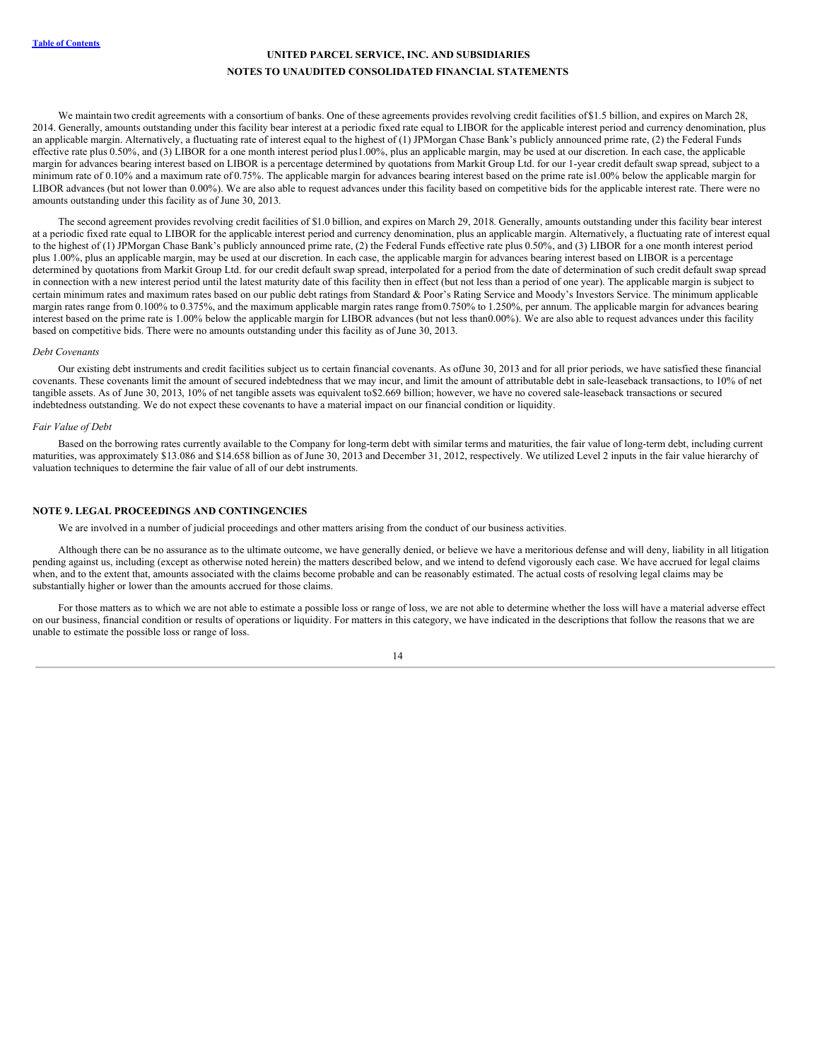We maintain two credit agreements with a consortium of banks. One of these agreements provides revolving credit facilities of $1.5 billion, and expires on March 28, 2014. Generally, amounts outstanding under this facility bear interest at a periodic fixed rate equal to LIBOR for the applicable interest period and currency denomination, plus an applicable margin. Alternatively, a fluctuating rate of interest equal to the highest of (1) JPMorgan Chase Bank's publicly announced prime rate, (2) the Federal Funds effective rate plus 0.50%, and (3) LIBOR for a one month interest period plus 1.00%, plus an applicable margin, may be used at our discretion. In each case, the applicable margin for advances bearing interest based on LIBOR is a percentage determined by quotations from Markit Group Ltd. for our 1-year credit default swap spread, subject to a minimum rate of 0.10% and a maximum rate of 0.75%. The applicable margin for advances bearing interest based on the prime rate is 1.00% below the applicable margin for LIBOR advances (but not lower than 0.00%). We are also able to request advances under this facility based on competitive bids for the applicable interest rate. There were no amounts outstanding under this facility as of June 30, 2013.

The second agreement provides revolving credit facilities of $1.0 billion, and expires on March 29, 2018. Generally, amounts outstanding under this facility bear interest at a periodic fixed rate equal to LIBOR for the applicable interest period and currency denomination, plus an applicable margin. Alternatively, a fluctuating rate of interest equal to the highest of (1) JPMorgan Chase Bank's publicly announced prime rate, (2) the Federal Funds effective rate plus 0.50%, and (3) LIBOR for a one month interest period plus 1.00%, plus an applicable margin, may be used at our discretion. In each case, the applicable margin for advances bearing interest based on LIBOR is a percentage determined by quotations from Markit Group Ltd. for our credit default swap spread, interpolated for a period from the date of determination of such credit default swap spread in connection with a new interest period until the latest maturity date of this facility then in effect (but not less than a period of one year). The applicable margin is subject to certain minimum rates and maximum rates based on our public debt ratings from Standard & Poor's Rating Service and Moody's Investors Service. The minimum applicable margin rates range from 0.100% to 0.375%, and the maximum applicable margin rates range from 0.750% to 1.250%, per annum. The applicable margin for advances bearing interest based on the prime rate is 1.00% below the applicable margin for LIBOR advances (but not less than 0.00%). We are also able to request advances under this facility based on competitive bids. There were no amounts outstanding under this facility as of June 30, 2013.

*Debt Covenants*

Our existing debt instruments and credit facilities subject us to certain financial covenants. As of June 30, 2013 and for all prior periods, we have satisfied these financial covenants. These covenants limit the amount of secured indebtedness that we may incur, and limit the amount of attributable debt in sale-leaseback transactions, to 10% of net tangible assets. As of June 30, 2013, 10% of net tangible assets was equivalent to $2.669 billion; however, we have no covered sale-leaseback transactions or secured indebtedness outstanding. We do not expect these covenants to have a material impact on our financial condition or liquidity.

*Fair Value of Debt*

Based on the borrowing rates currently available to the Company for long-term debt with similar terms and maturities, the fair value of long-term debt, including current maturities, was approximately $13.086 and $14.658 billion as of June 30, 2013 and December 31, 2012, respectively. We utilized Level 2 inputs in the fair value hierarchy of valuation techniques to determine the fair value of all of our debt instruments.

## NOTE 9. LEGAL PROCEEDINGS AND CONTINGENCIES

We are involved in a number of judicial proceedings and other matters arising from the conduct of our business activities.

Although there can be no assurance as to the ultimate outcome, we have generally denied, or believe we have a meritorious defense and will deny, liability in all litigation pending against us, including (except as otherwise noted herein) the matters described below, and we intend to defend vigorously each case. We have accrued for legal claims when, and to the extent that, amounts associated with the claims become probable and can be reasonably estimated. The actual costs of resolving legal claims may be substantially higher or lower than the amounts accrued for those claims.

For those matters as to which we are not able to estimate a possible loss or range of loss, we are not able to determine whether the loss will have a material adverse effect on our business, financial condition or results of operations or liquidity. For matters in this category, we have indicated in the descriptions that follow the reasons that we are unable to estimate the possible loss or range of loss.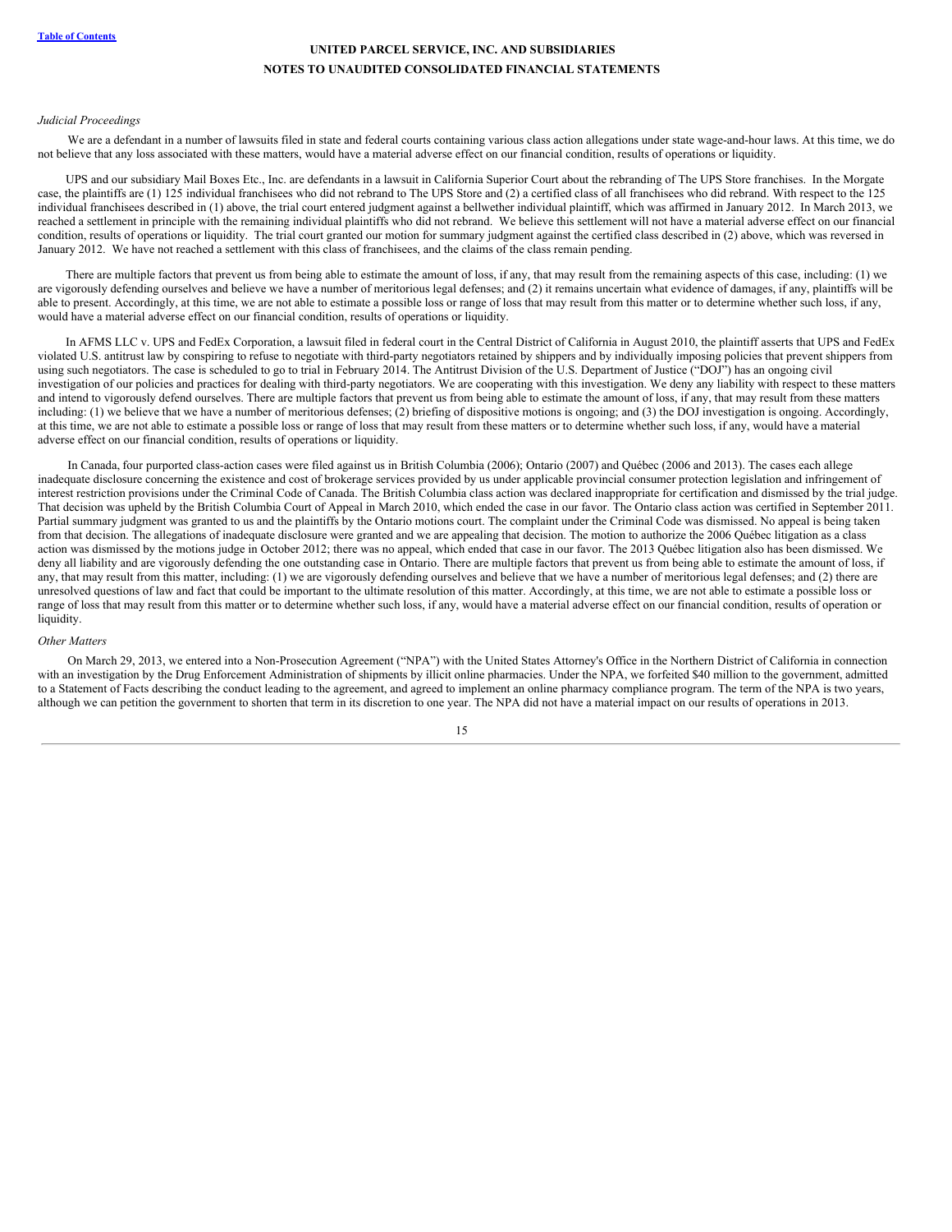*Judicial Proceedings*

We are a defendant in a number of lawsuits filed in state and federal courts containing various class action allegations under state wage-and-hour laws. At this time, we do not believe that any loss associated with these matters, would have a material adverse effect on our financial condition, results of operations or liquidity.

UPS and our subsidiary Mail Boxes Etc., Inc. are defendants in a lawsuit in California Superior Court about the rebranding of The UPS Store franchises. In the Morgate case, the plaintiffs are (1) 125 individual franchisees who did not rebrand to The UPS Store and (2) a certified class of all franchisees who did rebrand. With respect to the 125 individual franchisees described in (1) above, the trial court entered judgment against a bellwether individual plaintiff, which was affirmed in January 2012. In March 2013, we reached a settlement in principle with the remaining individual plaintiffs who did not rebrand. We believe this settlement will not have a material adverse effect on our financial condition, results of operations or liquidity. The trial court granted our motion for summary judgment against the certified class described in (2) above, which was reversed in January 2012. We have not reached a settlement with this class of franchisees, and the claims of the class remain pending.

There are multiple factors that prevent us from being able to estimate the amount of loss, if any, that may result from the remaining aspects of this case, including: (1) we are vigorously defending ourselves and believe we have a number of meritorious legal defenses; and (2) it remains uncertain what evidence of damages, if any, plaintiffs will be able to present. Accordingly, at this time, we are not able to estimate a possible loss or range of loss that may result from this matter or to determine whether such loss, if any, would have a material adverse effect on our financial condition, results of operations or liquidity.

In AFMS LLC v. UPS and FedEx Corporation, a lawsuit filed in federal court in the Central District of California in August 2010, the plaintiff asserts that UPS and FedEx violated U.S. antitrust law by conspiring to refuse to negotiate with third-party negotiators retained by shippers and by individually imposing policies that prevent shippers from using such negotiators. The case is scheduled to go to trial in February 2014. The Antitrust Division of the U.S. Department of Justice ("DOJ") has an ongoing civil investigation of our policies and practices for dealing with third-party negotiators. We are cooperating with this investigation. We deny any liability with respect to these matters and intend to vigorously defend ourselves. There are multiple factors that prevent us from being able to estimate the amount of loss, if any, that may result from these matters including: (1) we believe that we have a number of meritorious defenses; (2) briefing of dispositive motions is ongoing; and (3) the DOJ investigation is ongoing. Accordingly, at this time, we are not able to estimate a possible loss or range of loss that may result from these matters or to determine whether such loss, if any, would have a material adverse effect on our financial condition, results of operations or liquidity.

In Canada, four purported class-action cases were filed against us in British Columbia (2006); Ontario (2007) and Québec (2006 and 2013). The cases each allege inadequate disclosure concerning the existence and cost of brokerage services provided by us under applicable provincial consumer protection legislation and infringement of interest restriction provisions under the Criminal Code of Canada. The British Columbia class action was declared inappropriate for certification and dismissed by the trial judge. That decision was upheld by the British Columbia Court of Appeal in March 2010, which ended the case in our favor. The Ontario class action was certified in September 2011. Partial summary judgment was granted to us and the plaintiffs by the Ontario motions court. The complaint under the Criminal Code was dismissed. No appeal is being taken from that decision. The allegations of inadequate disclosure were granted and we are appealing that decision. The motion to authorize the 2006 Québec litigation as a class action was dismissed by the motions judge in October 2012; there was no appeal, which ended that case in our favor. The 2013 Québec litigation also has been dismissed. We deny all liability and are vigorously defending the one outstanding case in Ontario. There are multiple factors that prevent us from being able to estimate the amount of loss, if any, that may result from this matter, including: (1) we are vigorously defending ourselves and believe that we have a number of meritorious legal defenses; and (2) there are unresolved questions of law and fact that could be important to the ultimate resolution of this matter. Accordingly, at this time, we are not able to estimate a possible loss or range of loss that may result from this matter or to determine whether such loss, if any, would have a material adverse effect on our financial condition, results of operation or liquidity.

*Other Matters*

On March 29, 2013, we entered into a Non-Prosecution Agreement ("NPA") with the United States Attorney's Office in the Northern District of California in connection with an investigation by the Drug Enforcement Administration of shipments by illicit online pharmacies. Under the NPA, we forfeited $40 million to the government, admitted to a Statement of Facts describing the conduct leading to the agreement, and agreed to implement an online pharmacy compliance program. The term of the NPA is two years, although we can petition the government to shorten that term in its discretion to one year. The NPA did not have a material impact on our results of operations in 2013.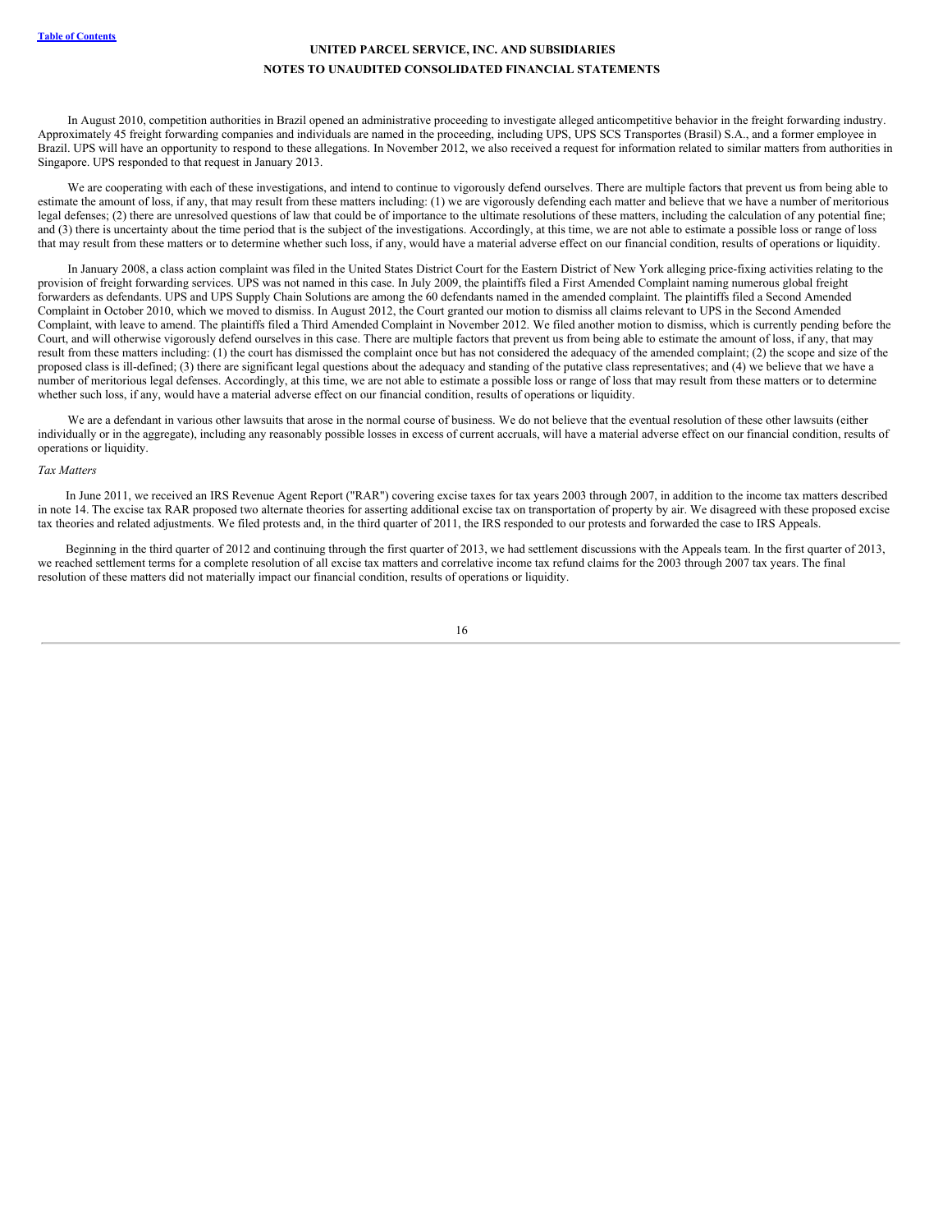In August 2010, competition authorities in Brazil opened an administrative proceeding to investigate alleged anticompetitive behavior in the freight forwarding industry. Approximately 45 freight forwarding companies and individuals are named in the proceeding, including UPS, UPS SCS Transportes (Brasil) S.A., and a former employee in Brazil. UPS will have an opportunity to respond to these allegations. In November 2012, we also received a request for information related to similar matters from authorities in Singapore. UPS responded to that request in January 2013.

We are cooperating with each of these investigations, and intend to continue to vigorously defend ourselves. There are multiple factors that prevent us from being able to estimate the amount of loss, if any, that may result from these matters including: (1) we are vigorously defending each matter and believe that we have a number of meritorious legal defenses; (2) there are unresolved questions of law that could be of importance to the ultimate resolutions of these matters, including the calculation of any potential fine; and (3) there is uncertainty about the time period that is the subject of the investigations. Accordingly, at this time, we are not able to estimate a possible loss or range of loss that may result from these matters or to determine whether such loss, if any, would have a material adverse effect on our financial condition, results of operations or liquidity.

In January 2008, a class action complaint was filed in the United States District Court for the Eastern District of New York alleging price-fixing activities relating to the provision of freight forwarding services. UPS was not named in this case. In July 2009, the plaintiffs filed a First Amended Complaint naming numerous global freight forwarders as defendants. UPS and UPS Supply Chain Solutions are among the 60 defendants named in the amended complaint. The plaintiffs filed a Second Amended Complaint in October 2010, which we moved to dismiss. In August 2012, the Court granted our motion to dismiss all claims relevant to UPS in the Second Amended Complaint, with leave to amend. The plaintiffs filed a Third Amended Complaint in November 2012. We filed another motion to dismiss, which is currently pending before the Court, and will otherwise vigorously defend ourselves in this case. There are multiple factors that prevent us from being able to estimate the amount of loss, if any, that may result from these matters including: (1) the court has dismissed the complaint once but has not considered the adequacy of the amended complaint; (2) the scope and size of the proposed class is ill-defined; (3) there are significant legal questions about the adequacy and standing of the putative class representatives; and (4) we believe that we have a number of meritorious legal defenses. Accordingly, at this time, we are not able to estimate a possible loss or range of loss that may result from these matters or to determine whether such loss, if any, would have a material adverse effect on our financial condition, results of operations or liquidity.

We are a defendant in various other lawsuits that arose in the normal course of business. We do not believe that the eventual resolution of these other lawsuits (either individually or in the aggregate), including any reasonably possible losses in excess of current accruals, will have a material adverse effect on our financial condition, results of operations or liquidity.

*Tax Matters*

In June 2011, we received an IRS Revenue Agent Report ("RAR") covering excise taxes for tax years 2003 through 2007, in addition to the income tax matters described in note 14. The excise tax RAR proposed two alternate theories for asserting additional excise tax on transportation of property by air. We disagreed with these proposed excise tax theories and related adjustments. We filed protests and, in the third quarter of 2011, the IRS responded to our protests and forwarded the case to IRS Appeals.

Beginning in the third quarter of 2012 and continuing through the first quarter of 2013, we had settlement discussions with the Appeals team. In the first quarter of 2013, we reached settlement terms for a complete resolution of all excise tax matters and correlative income tax refund claims for the 2003 through 2007 tax years. The final resolution of these matters did not materially impact our financial condition, results of operations or liquidity.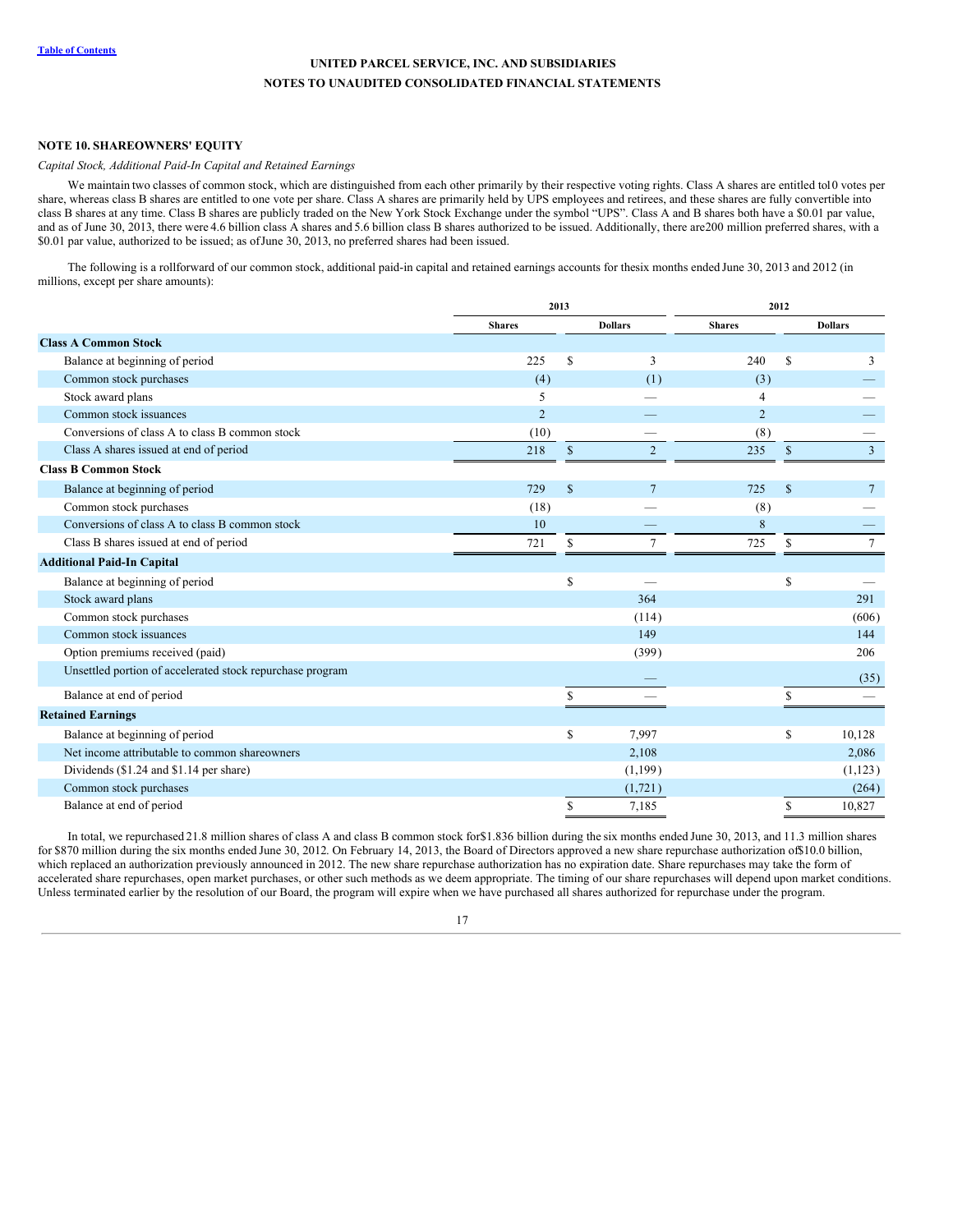**UNITED PARCEL SERVICE, INC. AND SUBSIDIARIES**

**NOTES TO UNAUDITED CONSOLIDATED FINANCIAL STATEMENTS**

### NOTE 10. SHAREOWNERS' EQUITY

*Capital Stock, Additional Paid-In Capital and Retained Earnings*

We maintain two classes of common stock, which are distinguished from each other primarily by their respective voting rights. Class A shares are entitled to 10 votes per share, whereas class B shares are entitled to one vote per share. Class A shares are primarily held by UPS employees and retirees, and these shares are fully convertible into class B shares at any time. Class B shares are publicly traded on the New York Stock Exchange under the symbol "UPS". Class A and B shares both have a $0.01 par value, and as of June 30, 2013, there were 4.6 billion class A shares and 5.6 billion class B shares authorized to be issued. Additionally, there are 200 million preferred shares, with a $0.01 par value, authorized to be issued; as of June 30, 2013, no preferred shares had been issued.

The following is a rollforward of our common stock, additional paid-in capital and retained earnings accounts for the six months ended June 30, 2013 and 2012 (in millions, except per share amounts):

| | 2013 | | 2012 | |
|---|---|---|---|---|
| | Shares | Dollars | Shares | Dollars |
| **Class A Common Stock** | | | | |
| Balance at beginning of period | 225 | $ 3 | 240 | $ 3 |
| Common stock purchases | (4) | (1) | (3) | — |
| Stock award plans | 5 | — | 4 | — |
| Common stock issuances | 2 | — | 2 | — |
| Conversions of class A to class B common stock | (10) | — | (8) | — |
| Class A shares issued at end of period | 218 | $ 2 | 235 | $ 3 |
| **Class B Common Stock** | | | | |
| Balance at beginning of period | 729 | $ 7 | 725 | $ 7 |
| Common stock purchases | (18) | — | (8) | — |
| Conversions of class A to class B common stock | 10 | — | 8 | — |
| Class B shares issued at end of period | 721 | $ 7 | 725 | $ 7 |
| **Additional Paid-In Capital** | | | | |
| Balance at beginning of period | | $ — | | $ — |
| Stock award plans | | 364 | | 291 |
| Common stock purchases | | (114) | | (606) |
| Common stock issuances | | 149 | | 144 |
| Option premiums received (paid) | | (399) | | 206 |
| Unsettled portion of accelerated stock repurchase program | | — | | (35) |
| Balance at end of period | | $ — | | $ — |
| **Retained Earnings** | | | | |
| Balance at beginning of period | | $ 7,997 | | $ 10,128 |
| Net income attributable to common shareowners | | 2,108 | | 2,086 |
| Dividends ($1.24 and $1.14 per share) | | (1,199) | | (1,123) |
| Common stock purchases | | (1,721) | | (264) |
| Balance at end of period | | $ 7,185 | | $ 10,827 |

In total, we repurchased 21.8 million shares of class A and class B common stock for $1.836 billion during the six months ended June 30, 2013, and 11.3 million shares for $870 million during the six months ended June 30, 2012. On February 14, 2013, the Board of Directors approved a new share repurchase authorization of $10.0 billion, which replaced an authorization previously announced in 2012. The new share repurchase authorization has no expiration date. Share repurchases may take the form of accelerated share repurchases, open market purchases, or other such methods as we deem appropriate. The timing of our share repurchases will depend upon market conditions. Unless terminated earlier by the resolution of our Board, the program will expire when we have purchased all shares authorized for repurchase under the program.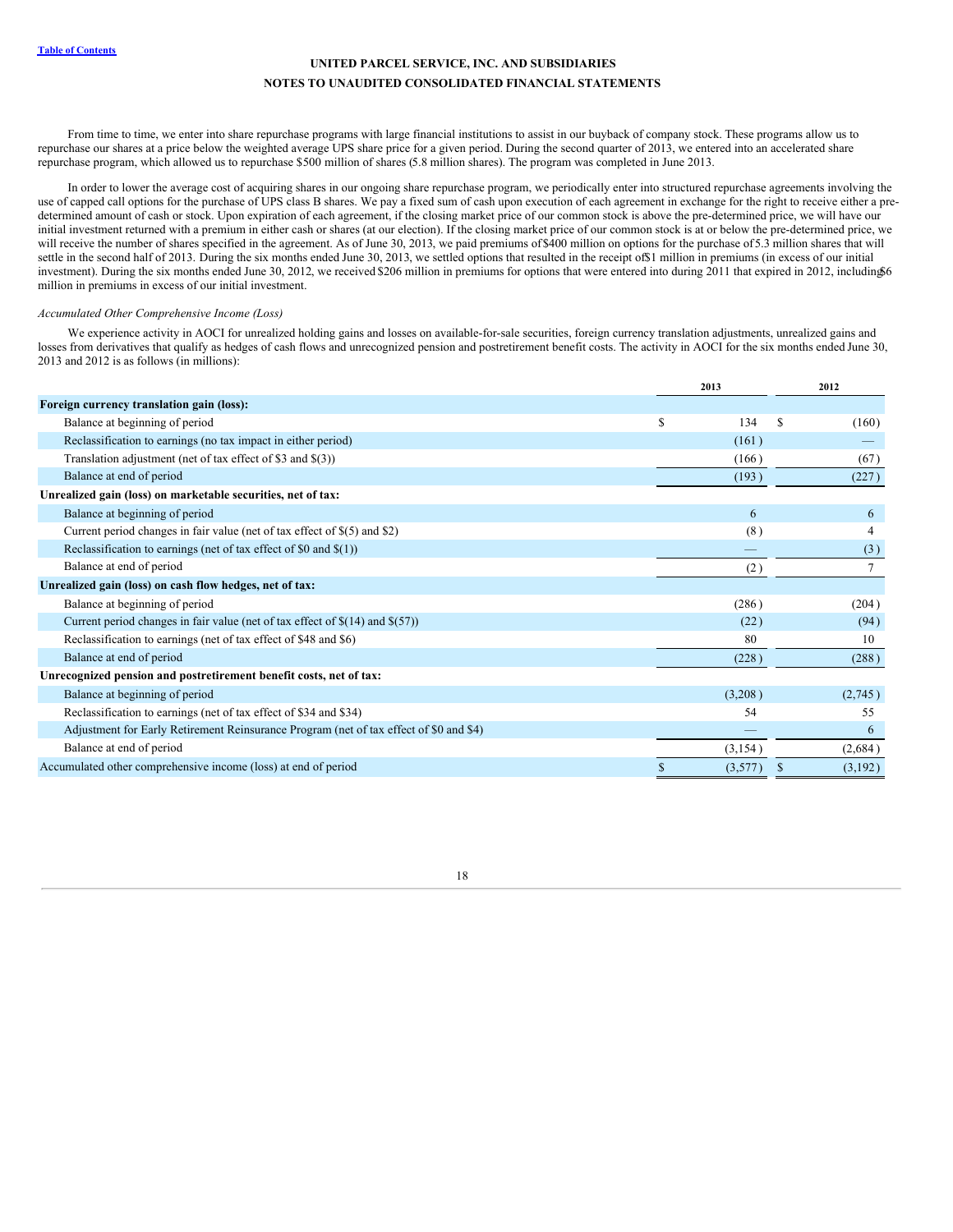From time to time, we enter into share repurchase programs with large financial institutions to assist in our buyback of company stock. These programs allow us to repurchase our shares at a price below the weighted average UPS share price for a given period. During the second quarter of 2013, we entered into an accelerated share repurchase program, which allowed us to repurchase $500 million of shares (5.8 million shares). The program was completed in June 2013.

In order to lower the average cost of acquiring shares in our ongoing share repurchase program, we periodically enter into structured repurchase agreements involving the use of capped call options for the purchase of UPS class B shares. We pay a fixed sum of cash upon execution of each agreement in exchange for the right to receive either a pre-determined amount of cash or stock. Upon expiration of each agreement, if the closing market price of our common stock is above the pre-determined price, we will have our initial investment returned with a premium in either cash or shares (at our election). If the closing market price of our common stock is at or below the pre-determined price, we will receive the number of shares specified in the agreement. As of June 30, 2013, we paid premiums of $400 million on options for the purchase of 5.3 million shares that will settle in the second half of 2013. During the six months ended June 30, 2013, we settled options that resulted in the receipt of $1 million in premiums (in excess of our initial investment). During the six months ended June 30, 2012, we received $206 million in premiums for options that were entered into during 2011 that expired in 2012, including $6 million in premiums in excess of our initial investment.

*Accumulated Other Comprehensive Income (Loss)*

We experience activity in AOCI for unrealized holding gains and losses on available-for-sale securities, foreign currency translation adjustments, unrealized gains and losses from derivatives that qualify as hedges of cash flows and unrecognized pension and postretirement benefit costs. The activity in AOCI for the six months ended June 30, 2013 and 2012 is as follows (in millions):

| | 2013 | 2012 |
|---|---|---|
| **Foreign currency translation gain (loss):** | | |
| Balance at beginning of period | $ 134 | $ (160) |
| Reclassification to earnings (no tax impact in either period) | (161) | — |
| Translation adjustment (net of tax effect of $3 and $(3)) | (166) | (67) |
| Balance at end of period | (193) | (227) |
| **Unrealized gain (loss) on marketable securities, net of tax:** | | |
| Balance at beginning of period | 6 | 6 |
| Current period changes in fair value (net of tax effect of $(5) and $2) | (8) | 4 |
| Reclassification to earnings (net of tax effect of $0 and $(1)) | — | (3) |
| Balance at end of period | (2) | 7 |
| **Unrealized gain (loss) on cash flow hedges, net of tax:** | | |
| Balance at beginning of period | (286) | (204) |
| Current period changes in fair value (net of tax effect of $(14) and $(57)) | (22) | (94) |
| Reclassification to earnings (net of tax effect of $48 and $6) | 80 | 10 |
| Balance at end of period | (228) | (288) |
| **Unrecognized pension and postretirement benefit costs, net of tax:** | | |
| Balance at beginning of period | (3,208) | (2,745) |
| Reclassification to earnings (net of tax effect of $34 and $34) | 54 | 55 |
| Adjustment for Early Retirement Reinsurance Program (net of tax effect of $0 and $4) | — | 6 |
| Balance at end of period | (3,154) | (2,684) |
| Accumulated other comprehensive income (loss) at end of period | $ (3,577) | $ (3,192) |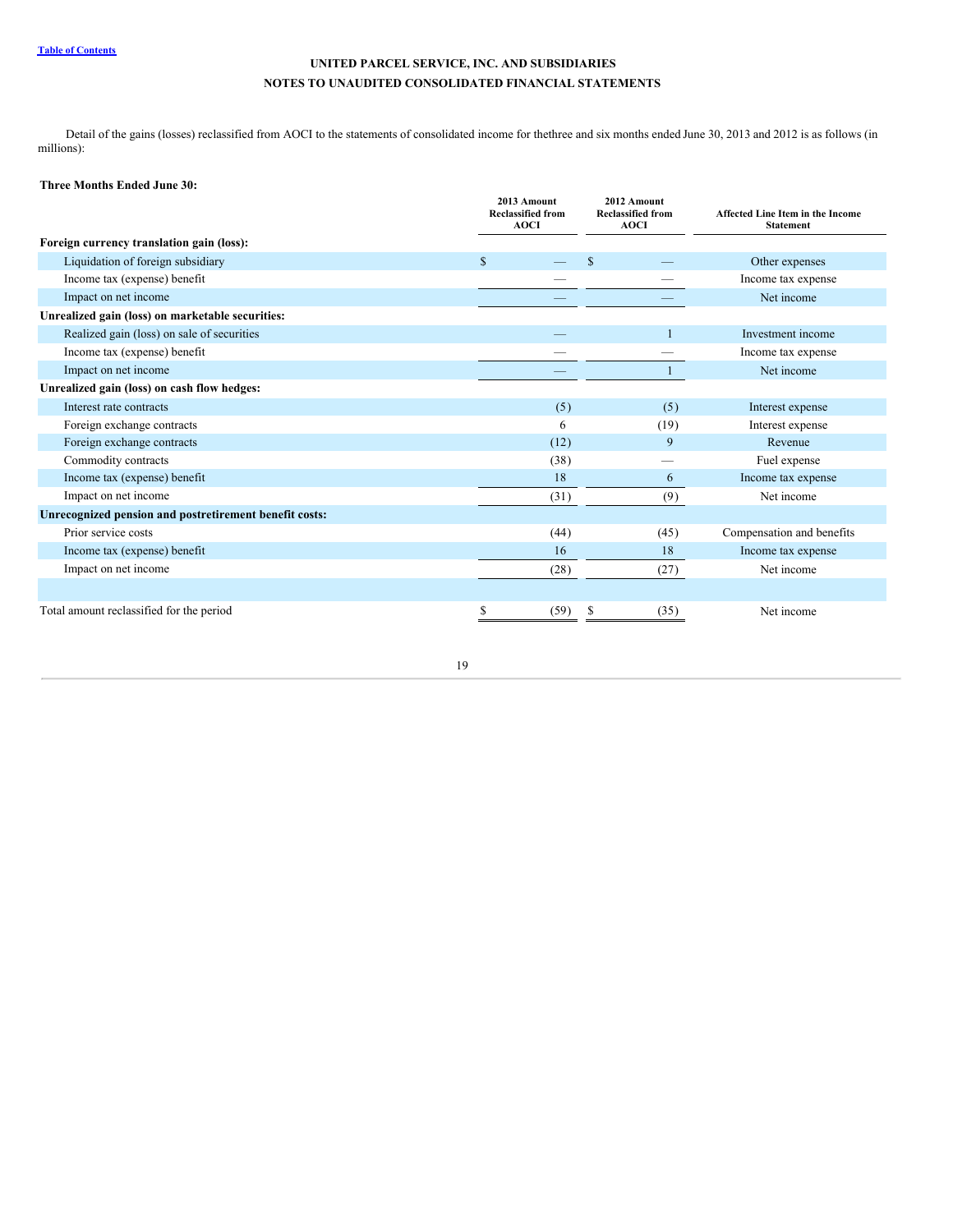UNITED PARCEL SERVICE, INC. AND SUBSIDIARIES
NOTES TO UNAUDITED CONSOLIDATED FINANCIAL STATEMENTS

Detail of the gains (losses) reclassified from AOCI to the statements of consolidated income for thethree and six months ended June 30, 2013 and 2012 is as follows (in millions):

**Three Months Ended June 30:**

| | 2013 Amount Reclassified from AOCI | 2012 Amount Reclassified from AOCI | Affected Line Item in the Income Statement |
|---|---|---|---|
| **Foreign currency translation gain (loss):** | | | |
| Liquidation of foreign subsidiary | $ — | $ — | Other expenses |
| Income tax (expense) benefit | — | — | Income tax expense |
| Impact on net income | — | — | Net income |
| **Unrealized gain (loss) on marketable securities:** | | | |
| Realized gain (loss) on sale of securities | — | 1 | Investment income |
| Income tax (expense) benefit | — | — | Income tax expense |
| Impact on net income | — | 1 | Net income |
| **Unrealized gain (loss) on cash flow hedges:** | | | |
| Interest rate contracts | (5) | (5) | Interest expense |
| Foreign exchange contracts | 6 | (19) | Interest expense |
| Foreign exchange contracts | (12) | 9 | Revenue |
| Commodity contracts | (38) | — | Fuel expense |
| Income tax (expense) benefit | 18 | 6 | Income tax expense |
| Impact on net income | (31) | (9) | Net income |
| **Unrecognized pension and postretirement benefit costs:** | | | |
| Prior service costs | (44) | (45) | Compensation and benefits |
| Income tax (expense) benefit | 16 | 18 | Income tax expense |
| Impact on net income | (28) | (27) | Net income |
| | | | |
| Total amount reclassified for the period | $ (59) | $ (35) | Net income |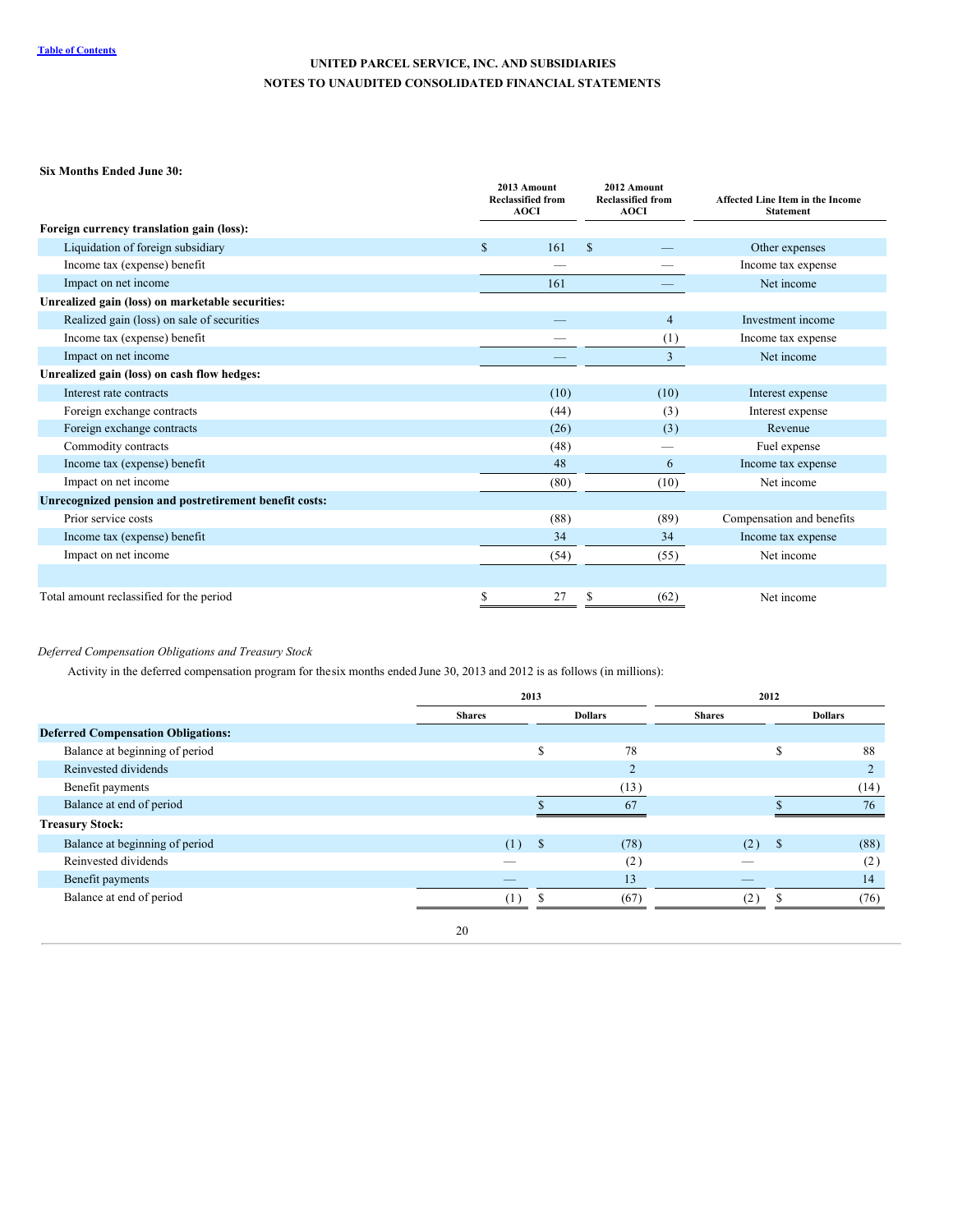**Six Months Ended June 30:**

| | 2013 Amount Reclassified from AOCI | 2012 Amount Reclassified from AOCI | Affected Line Item in the Income Statement |
|---|---|---|---|
| **Foreign currency translation gain (loss):** | | | |
| Liquidation of foreign subsidiary | $ 161 | $ — | Other expenses |
| Income tax (expense) benefit | — | — | Income tax expense |
| Impact on net income | 161 | — | Net income |
| **Unrealized gain (loss) on marketable securities:** | | | |
| Realized gain (loss) on sale of securities | — | 4 | Investment income |
| Income tax (expense) benefit | — | (1) | Income tax expense |
| Impact on net income | — | 3 | Net income |
| **Unrealized gain (loss) on cash flow hedges:** | | | |
| Interest rate contracts | (10) | (10) | Interest expense |
| Foreign exchange contracts | (44) | (3) | Interest expense |
| Foreign exchange contracts | (26) | (3) | Revenue |
| Commodity contracts | (48) | — | Fuel expense |
| Income tax (expense) benefit | 48 | 6 | Income tax expense |
| Impact on net income | (80) | (10) | Net income |
| **Unrecognized pension and postretirement benefit costs:** | | | |
| Prior service costs | (88) | (89) | Compensation and benefits |
| Income tax (expense) benefit | 34 | 34 | Income tax expense |
| Impact on net income | (54) | (55) | Net income |
| | | | |
| Total amount reclassified for the period | $ 27 | $ (62) | Net income |

*Deferred Compensation Obligations and Treasury Stock*

Activity in the deferred compensation program for the six months ended June 30, 2013 and 2012 is as follows (in millions):

| | 2013 | | 2012 | |
|---|---|---|---|---|
| | Shares | Dollars | Shares | Dollars |
| **Deferred Compensation Obligations:** | | | | |
| Balance at beginning of period | | $ 78 | | $ 88 |
| Reinvested dividends | | 2 | | 2 |
| Benefit payments | | (13) | | (14) |
| Balance at end of period | | $ 67 | | $ 76 |
| **Treasury Stock:** | | | | |
| Balance at beginning of period | (1) | $ (78) | (2) | $ (88) |
| Reinvested dividends | — | (2) | — | (2) |
| Benefit payments | — | 13 | — | 14 |
| Balance at end of period | (1) | $ (67) | (2) | $ (76) |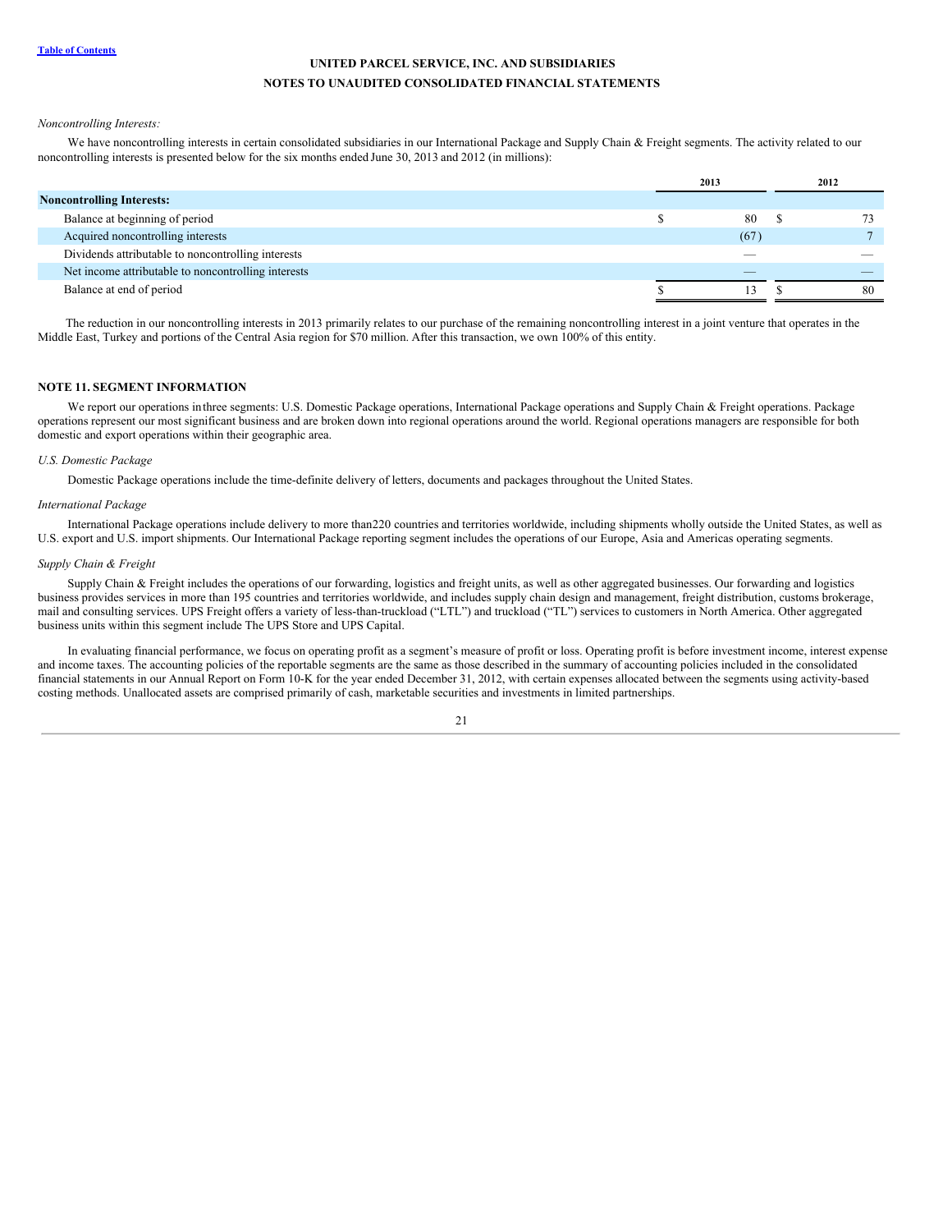*Noncontrolling Interests:*

We have noncontrolling interests in certain consolidated subsidiaries in our International Package and Supply Chain & Freight segments. The activity related to our noncontrolling interests is presented below for the six months ended June 30, 2013 and 2012 (in millions):

| | 2013 | 2012 |
|---|---|---|
| **Noncontrolling Interests:** | | |
| Balance at beginning of period | $ 80 | $ 73 |
| Acquired noncontrolling interests | (67) | 7 |
| Dividends attributable to noncontrolling interests | — | — |
| Net income attributable to noncontrolling interests | — | — |
| Balance at end of period | $ 13 | $ 80 |

The reduction in our noncontrolling interests in 2013 primarily relates to our purchase of the remaining noncontrolling interest in a joint venture that operates in the Middle East, Turkey and portions of the Central Asia region for $70 million. After this transaction, we own 100% of this entity.

## NOTE 11. SEGMENT INFORMATION

We report our operations in three segments: U.S. Domestic Package operations, International Package operations and Supply Chain & Freight operations. Package operations represent our most significant business and are broken down into regional operations around the world. Regional operations managers are responsible for both domestic and export operations within their geographic area.

*U.S. Domestic Package*

Domestic Package operations include the time-definite delivery of letters, documents and packages throughout the United States.

*International Package*

International Package operations include delivery to more than 220 countries and territories worldwide, including shipments wholly outside the United States, as well as U.S. export and U.S. import shipments. Our International Package reporting segment includes the operations of our Europe, Asia and Americas operating segments.

*Supply Chain & Freight*

Supply Chain & Freight includes the operations of our forwarding, logistics and freight units, as well as other aggregated businesses. Our forwarding and logistics business provides services in more than 195 countries and territories worldwide, and includes supply chain design and management, freight distribution, customs brokerage, mail and consulting services. UPS Freight offers a variety of less-than-truckload ("LTL") and truckload ("TL") services to customers in North America. Other aggregated business units within this segment include The UPS Store and UPS Capital.

In evaluating financial performance, we focus on operating profit as a segment's measure of profit or loss. Operating profit is before investment income, interest expense and income taxes. The accounting policies of the reportable segments are the same as those described in the summary of accounting policies included in the consolidated financial statements in our Annual Report on Form 10-K for the year ended December 31, 2012, with certain expenses allocated between the segments using activity-based costing methods. Unallocated assets are comprised primarily of cash, marketable securities and investments in limited partnerships.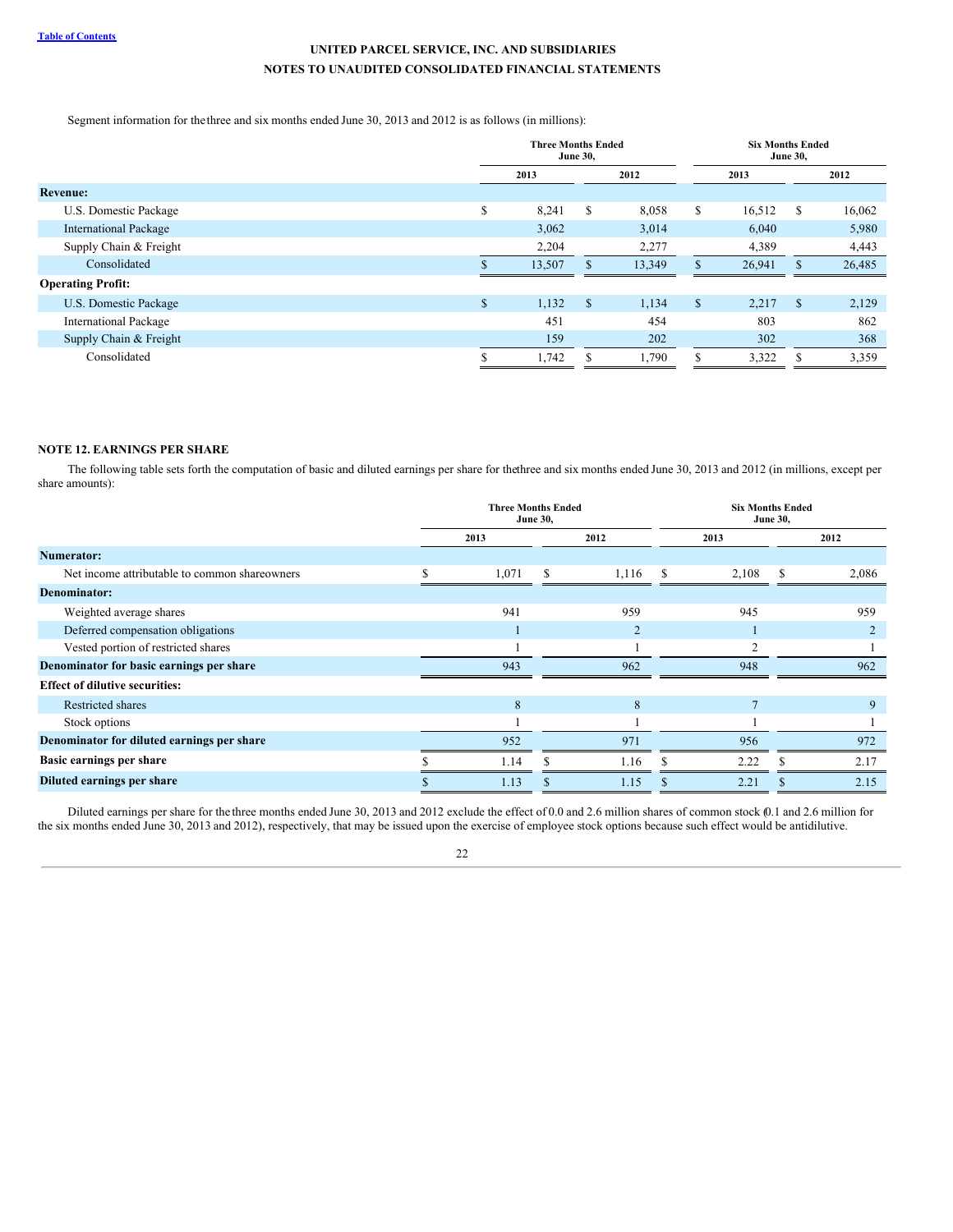UNITED PARCEL SERVICE, INC. AND SUBSIDIARIES
NOTES TO UNAUDITED CONSOLIDATED FINANCIAL STATEMENTS

Segment information for the three and six months ended June 30, 2013 and 2012 is as follows (in millions):

| | Three Months Ended June 30, | | Six Months Ended June 30, | |
|---|---|---|---|---|
| | 2013 | 2012 | 2013 | 2012 |
| **Revenue:** | | | | |
| U.S. Domestic Package | $ 8,241 | $ 8,058 | $ 16,512 | $ 16,062 |
| International Package | 3,062 | 3,014 | 6,040 | 5,980 |
| Supply Chain & Freight | 2,204 | 2,277 | 4,389 | 4,443 |
| Consolidated | $ 13,507 | $ 13,349 | $ 26,941 | $ 26,485 |
| **Operating Profit:** | | | | |
| U.S. Domestic Package | $ 1,132 | $ 1,134 | $ 2,217 | $ 2,129 |
| International Package | 451 | 454 | 803 | 862 |
| Supply Chain & Freight | 159 | 202 | 302 | 368 |
| Consolidated | $ 1,742 | $ 1,790 | $ 3,322 | $ 3,359 |

## NOTE 12. EARNINGS PER SHARE

The following table sets forth the computation of basic and diluted earnings per share for the three and six months ended June 30, 2013 and 2012 (in millions, except per share amounts):

| | Three Months Ended June 30, | | Six Months Ended June 30, | |
|---|---|---|---|---|
| | 2013 | 2012 | 2013 | 2012 |
| **Numerator:** | | | | |
| Net income attributable to common shareowners | $ 1,071 | $ 1,116 | $ 2,108 | $ 2,086 |
| **Denominator:** | | | | |
| Weighted average shares | 941 | 959 | 945 | 959 |
| Deferred compensation obligations | 1 | 2 | 1 | 2 |
| Vested portion of restricted shares | 1 | 1 | 2 | 1 |
| **Denominator for basic earnings per share** | 943 | 962 | 948 | 962 |
| **Effect of dilutive securities:** | | | | |
| Restricted shares | 8 | 8 | 7 | 9 |
| Stock options | 1 | 1 | 1 | 1 |
| **Denominator for diluted earnings per share** | 952 | 971 | 956 | 972 |
| **Basic earnings per share** | $ 1.14 | $ 1.16 | $ 2.22 | $ 2.17 |
| **Diluted earnings per share** | $ 1.13 | $ 1.15 | $ 2.21 | $ 2.15 |

Diluted earnings per share for the three months ended June 30, 2013 and 2012 exclude the effect of 0.0 and 2.6 million shares of common stock (0.1 and 2.6 million for the six months ended June 30, 2013 and 2012), respectively, that may be issued upon the exercise of employee stock options because such effect would be antidilutive.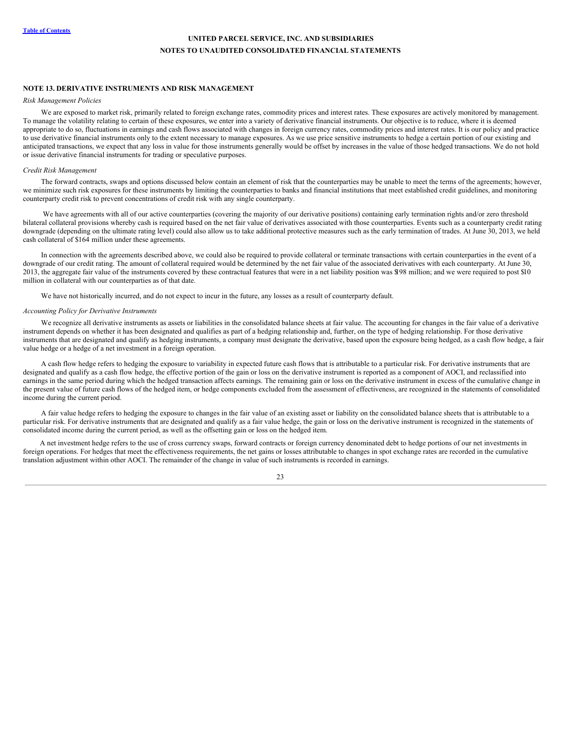# UNITED PARCEL SERVICE, INC. AND SUBSIDIARIES
## NOTES TO UNAUDITED CONSOLIDATED FINANCIAL STATEMENTS

### NOTE 13. DERIVATIVE INSTRUMENTS AND RISK MANAGEMENT

*Risk Management Policies*

We are exposed to market risk, primarily related to foreign exchange rates, commodity prices and interest rates. These exposures are actively monitored by management. To manage the volatility relating to certain of these exposures, we enter into a variety of derivative financial instruments. Our objective is to reduce, where it is deemed appropriate to do so, fluctuations in earnings and cash flows associated with changes in foreign currency rates, commodity prices and interest rates. It is our policy and practice to use derivative financial instruments only to the extent necessary to manage exposures. As we use price sensitive instruments to hedge a certain portion of our existing and anticipated transactions, we expect that any loss in value for those instruments generally would be offset by increases in the value of those hedged transactions. We do not hold or issue derivative financial instruments for trading or speculative purposes.

*Credit Risk Management*

The forward contracts, swaps and options discussed below contain an element of risk that the counterparties may be unable to meet the terms of the agreements; however, we minimize such risk exposures for these instruments by limiting the counterparties to banks and financial institutions that meet established credit guidelines, and monitoring counterparty credit risk to prevent concentrations of credit risk with any single counterparty.

We have agreements with all of our active counterparties (covering the majority of our derivative positions) containing early termination rights and/or zero threshold bilateral collateral provisions whereby cash is required based on the net fair value of derivatives associated with those counterparties. Events such as a counterparty credit rating downgrade (depending on the ultimate rating level) could also allow us to take additional protective measures such as the early termination of trades. At June 30, 2013, we held cash collateral of $164 million under these agreements.

In connection with the agreements described above, we could also be required to provide collateral or terminate transactions with certain counterparties in the event of a downgrade of our credit rating. The amount of collateral required would be determined by the net fair value of the associated derivatives with each counterparty. At June 30, 2013, the aggregate fair value of the instruments covered by these contractual features that were in a net liability position was $198 million; and we were required to post $10 million in collateral with our counterparties as of that date.

We have not historically incurred, and do not expect to incur in the future, any losses as a result of counterparty default.

*Accounting Policy for Derivative Instruments*

We recognize all derivative instruments as assets or liabilities in the consolidated balance sheets at fair value. The accounting for changes in the fair value of a derivative instrument depends on whether it has been designated and qualifies as part of a hedging relationship and, further, on the type of hedging relationship. For those derivative instruments that are designated and qualify as hedging instruments, a company must designate the derivative, based upon the exposure being hedged, as a cash flow hedge, a fair value hedge or a hedge of a net investment in a foreign operation.

A cash flow hedge refers to hedging the exposure to variability in expected future cash flows that is attributable to a particular risk. For derivative instruments that are designated and qualify as a cash flow hedge, the effective portion of the gain or loss on the derivative instrument is reported as a component of AOCI, and reclassified into earnings in the same period during which the hedged transaction affects earnings. The remaining gain or loss on the derivative instrument in excess of the cumulative change in the present value of future cash flows of the hedged item, or hedge components excluded from the assessment of effectiveness, are recognized in the statements of consolidated income during the current period.

A fair value hedge refers to hedging the exposure to changes in the fair value of an existing asset or liability on the consolidated balance sheets that is attributable to a particular risk. For derivative instruments that are designated and qualify as a fair value hedge, the gain or loss on the derivative instrument is recognized in the statements of consolidated income during the current period, as well as the offsetting gain or loss on the hedged item.

A net investment hedge refers to the use of cross currency swaps, forward contracts or foreign currency denominated debt to hedge portions of our net investments in foreign operations. For hedges that meet the effectiveness requirements, the net gains or losses attributable to changes in spot exchange rates are recorded in the cumulative translation adjustment within other AOCI. The remainder of the change in value of such instruments is recorded in earnings.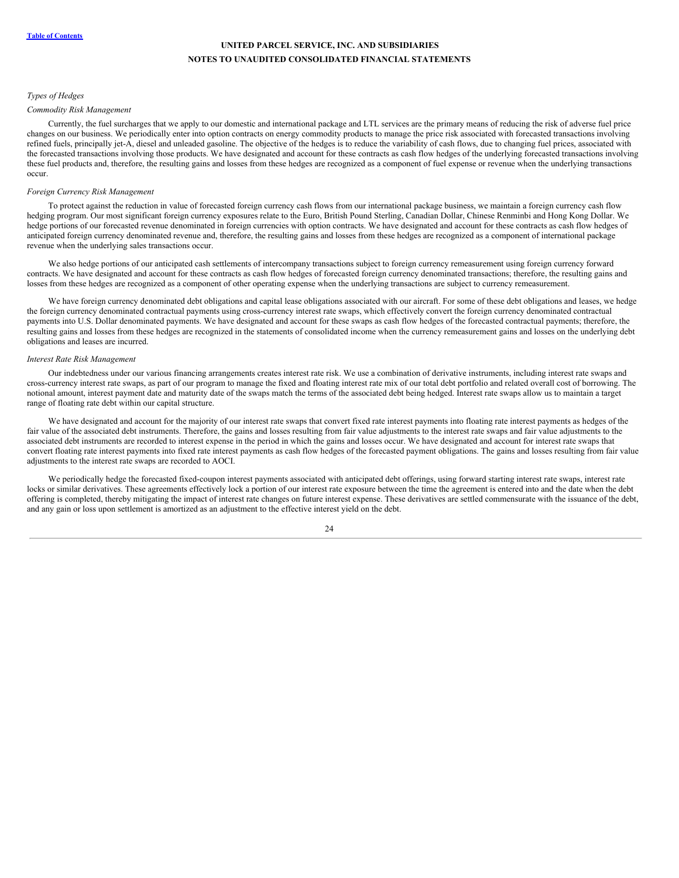*Types of Hedges*

*Commodity Risk Management*

Currently, the fuel surcharges that we apply to our domestic and international package and LTL services are the primary means of reducing the risk of adverse fuel price changes on our business. We periodically enter into option contracts on energy commodity products to manage the price risk associated with forecasted transactions involving refined fuels, principally jet-A, diesel and unleaded gasoline. The objective of the hedges is to reduce the variability of cash flows, due to changing fuel prices, associated with the forecasted transactions involving those products. We have designated and account for these contracts as cash flow hedges of the underlying forecasted transactions involving these fuel products and, therefore, the resulting gains and losses from these hedges are recognized as a component of fuel expense or revenue when the underlying transactions occur.

*Foreign Currency Risk Management*

To protect against the reduction in value of forecasted foreign currency cash flows from our international package business, we maintain a foreign currency cash flow hedging program. Our most significant foreign currency exposures relate to the Euro, British Pound Sterling, Canadian Dollar, Chinese Renminbi and Hong Kong Dollar. We hedge portions of our forecasted revenue denominated in foreign currencies with option contracts. We have designated and account for these contracts as cash flow hedges of anticipated foreign currency denominated revenue and, therefore, the resulting gains and losses from these hedges are recognized as a component of international package revenue when the underlying sales transactions occur.

We also hedge portions of our anticipated cash settlements of intercompany transactions subject to foreign currency remeasurement using foreign currency forward contracts. We have designated and account for these contracts as cash flow hedges of forecasted foreign currency denominated transactions; therefore, the resulting gains and losses from these hedges are recognized as a component of other operating expense when the underlying transactions are subject to currency remeasurement.

We have foreign currency denominated debt obligations and capital lease obligations associated with our aircraft. For some of these debt obligations and leases, we hedge the foreign currency denominated contractual payments using cross-currency interest rate swaps, which effectively convert the foreign currency denominated contractual payments into U.S. Dollar denominated payments. We have designated and account for these swaps as cash flow hedges of the forecasted contractual payments; therefore, the resulting gains and losses from these hedges are recognized in the statements of consolidated income when the currency remeasurement gains and losses on the underlying debt obligations and leases are incurred.

*Interest Rate Risk Management*

Our indebtedness under our various financing arrangements creates interest rate risk. We use a combination of derivative instruments, including interest rate swaps and cross-currency interest rate swaps, as part of our program to manage the fixed and floating interest rate mix of our total debt portfolio and related overall cost of borrowing. The notional amount, interest payment date and maturity date of the swaps match the terms of the associated debt being hedged. Interest rate swaps allow us to maintain a target range of floating rate debt within our capital structure.

We have designated and account for the majority of our interest rate swaps that convert fixed rate interest payments into floating rate interest payments as hedges of the fair value of the associated debt instruments. Therefore, the gains and losses resulting from fair value adjustments to the interest rate swaps and fair value adjustments to the associated debt instruments are recorded to interest expense in the period in which the gains and losses occur. We have designated and account for interest rate swaps that convert floating rate interest payments into fixed rate interest payments as cash flow hedges of the forecasted payment obligations. The gains and losses resulting from fair value adjustments to the interest rate swaps are recorded to AOCI.

We periodically hedge the forecasted fixed-coupon interest payments associated with anticipated debt offerings, using forward starting interest rate swaps, interest rate locks or similar derivatives. These agreements effectively lock a portion of our interest rate exposure between the time the agreement is entered into and the date when the debt offering is completed, thereby mitigating the impact of interest rate changes on future interest expense. These derivatives are settled commensurate with the issuance of the debt, and any gain or loss upon settlement is amortized as an adjustment to the effective interest yield on the debt.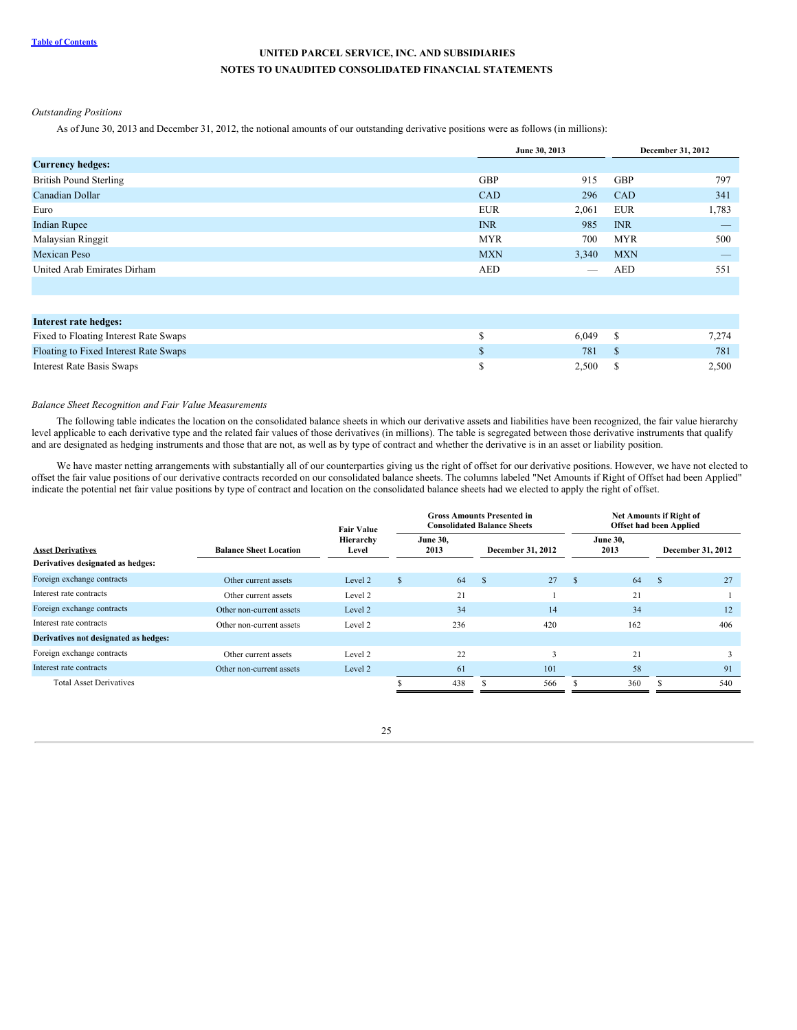UNITED PARCEL SERVICE, INC. AND SUBSIDIARIES
NOTES TO UNAUDITED CONSOLIDATED FINANCIAL STATEMENTS

*Outstanding Positions*

As of June 30, 2013 and December 31, 2012, the notional amounts of our outstanding derivative positions were as follows (in millions):

| | June 30, 2013 | | December 31, 2012 | |
|---|---|---|---|---|
| **Currency hedges:** | | | | |
| British Pound Sterling | GBP | 915 | GBP | 797 |
| Canadian Dollar | CAD | 296 | CAD | 341 |
| Euro | EUR | 2,061 | EUR | 1,783 |
| Indian Rupee | INR | 985 | INR | — |
| Malaysian Ringgit | MYR | 700 | MYR | 500 |
| Mexican Peso | MXN | 3,340 | MXN | — |
| United Arab Emirates Dirham | AED | — | AED | 551 |
| | | | | |
| **Interest rate hedges:** | | | | |
| Fixed to Floating Interest Rate Swaps | $ | 6,049 | $ | 7,274 |
| Floating to Fixed Interest Rate Swaps | $ | 781 | $ | 781 |
| Interest Rate Basis Swaps | $ | 2,500 | $ | 2,500 |

*Balance Sheet Recognition and Fair Value Measurements*

The following table indicates the location on the consolidated balance sheets in which our derivative assets and liabilities have been recognized, the fair value hierarchy level applicable to each derivative type and the related fair values of those derivatives (in millions). The table is segregated between those derivative instruments that qualify and are designated as hedging instruments and those that are not, as well as by type of contract and whether the derivative is in an asset or liability position.

We have master netting arrangements with substantially all of our counterparties giving us the right of offset for our derivative positions. However, we have not elected to offset the fair value positions of our derivative contracts recorded on our consolidated balance sheets. The columns labeled "Net Amounts if Right of Offset had been Applied" indicate the potential net fair value positions by type of contract and location on the consolidated balance sheets had we elected to apply the right of offset.

| | | | Gross Amounts Presented in Consolidated Balance Sheets | | Net Amounts if Right of Offset had been Applied | |
|---|---|---|---|---|---|---|
| **Asset Derivatives** | **Balance Sheet Location** | **Fair Value Hierarchy Level** | **June 30, 2013** | **December 31, 2012** | **June 30, 2013** | **December 31, 2012** |
| **Derivatives designated as hedges:** | | | | | | |
| Foreign exchange contracts | Other current assets | Level 2 | $ 64 | $ 27 | $ 64 | $ 27 |
| Interest rate contracts | Other current assets | Level 2 | 21 | 1 | 21 | 1 |
| Foreign exchange contracts | Other non-current assets | Level 2 | 34 | 14 | 34 | 12 |
| Interest rate contracts | Other non-current assets | Level 2 | 236 | 420 | 162 | 406 |
| **Derivatives not designated as hedges:** | | | | | | |
| Foreign exchange contracts | Other current assets | Level 2 | 22 | 3 | 21 | 3 |
| Interest rate contracts | Other non-current assets | Level 2 | 61 | 101 | 58 | 91 |
| Total Asset Derivatives | | | $ 438 | $ 566 | $ 360 | $ 540 |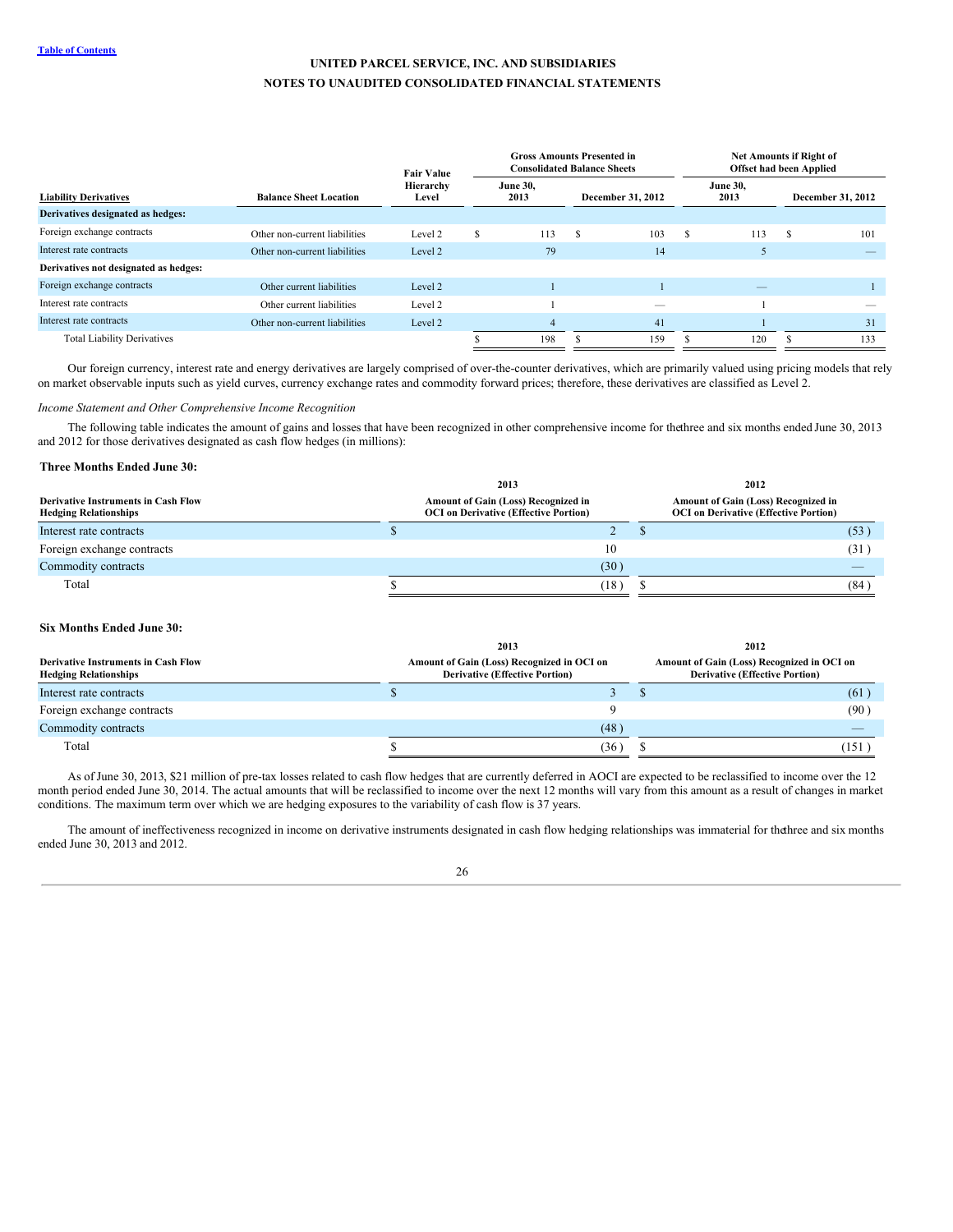**UNITED PARCEL SERVICE, INC. AND SUBSIDIARIES**

**NOTES TO UNAUDITED CONSOLIDATED FINANCIAL STATEMENTS**

| Liability Derivatives | Balance Sheet Location | Fair Value Hierarchy Level | Gross Amounts Presented in Consolidated Balance Sheets | | Net Amounts if Right of Offset had been Applied | |
|---|---|---|---|---|---|---|
| | | | June 30, 2013 | December 31, 2012 | June 30, 2013 | December 31, 2012 |
| **Derivatives designated as hedges:** | | | | | | |
| Foreign exchange contracts | Other non-current liabilities | Level 2 | $ 113 | $ 103 | $ 113 | $ 101 |
| Interest rate contracts | Other non-current liabilities | Level 2 | 79 | 14 | 5 | — |
| **Derivatives not designated as hedges:** | | | | | | |
| Foreign exchange contracts | Other current liabilities | Level 2 | 1 | 1 | — | 1 |
| Interest rate contracts | Other current liabilities | Level 2 | 1 | — | 1 | — |
| Interest rate contracts | Other non-current liabilities | Level 2 | 4 | 41 | 1 | 31 |
| Total Liability Derivatives | | | $ 198 | $ 159 | $ 120 | $ 133 |

Our foreign currency, interest rate and energy derivatives are largely comprised of over-the-counter derivatives, which are primarily valued using pricing models that rely on market observable inputs such as yield curves, currency exchange rates and commodity forward prices; therefore, these derivatives are classified as Level 2.

*Income Statement and Other Comprehensive Income Recognition*

The following table indicates the amount of gains and losses that have been recognized in other comprehensive income for the three and six months ended June 30, 2013 and 2012 for those derivatives designated as cash flow hedges (in millions):

**Three Months Ended June 30:**

| Derivative Instruments in Cash Flow Hedging Relationships | 2013 Amount of Gain (Loss) Recognized in OCI on Derivative (Effective Portion) | 2012 Amount of Gain (Loss) Recognized in OCI on Derivative (Effective Portion) |
|---|---|---|
| Interest rate contracts | $ 2 | $ (53) |
| Foreign exchange contracts | 10 | (31) |
| Commodity contracts | (30) | — |
| Total | $ (18) | $ (84) |

**Six Months Ended June 30:**

| Derivative Instruments in Cash Flow Hedging Relationships | 2013 Amount of Gain (Loss) Recognized in OCI on Derivative (Effective Portion) | 2012 Amount of Gain (Loss) Recognized in OCI on Derivative (Effective Portion) |
|---|---|---|
| Interest rate contracts | $ 3 | $ (61) |
| Foreign exchange contracts | 9 | (90) |
| Commodity contracts | (48) | — |
| Total | $ (36) | $ (151) |

As of June 30, 2013, $21 million of pre-tax losses related to cash flow hedges that are currently deferred in AOCI are expected to be reclassified to income over the 12 month period ended June 30, 2014. The actual amounts that will be reclassified to income over the next 12 months will vary from this amount as a result of changes in market conditions. The maximum term over which we are hedging exposures to the variability of cash flow is 37 years.

The amount of ineffectiveness recognized in income on derivative instruments designated in cash flow hedging relationships was immaterial for the three and six months ended June 30, 2013 and 2012.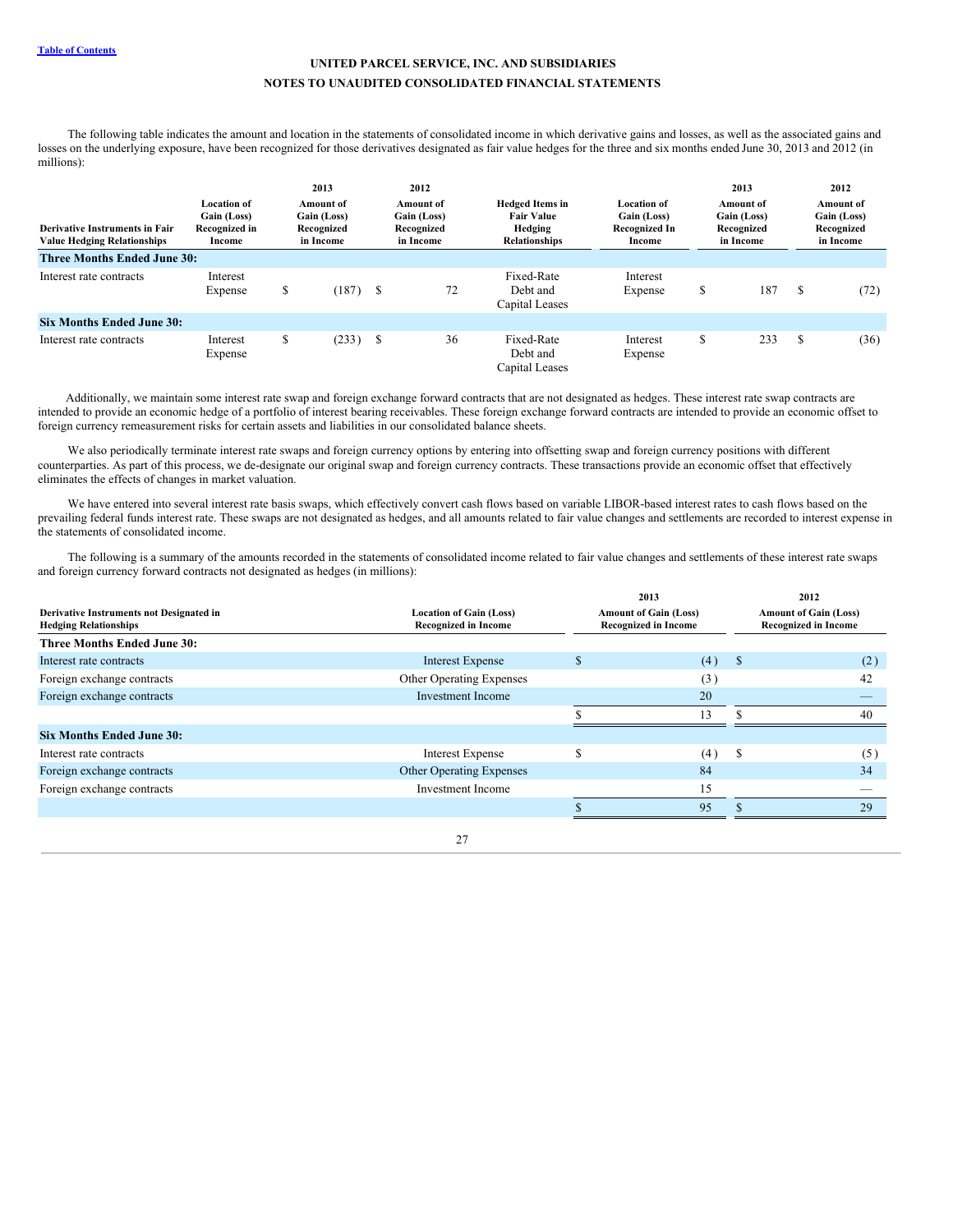UNITED PARCEL SERVICE, INC. AND SUBSIDIARIES

NOTES TO UNAUDITED CONSOLIDATED FINANCIAL STATEMENTS

The following table indicates the amount and location in the statements of consolidated income in which derivative gains and losses, as well as the associated gains and losses on the underlying exposure, have been recognized for those derivatives designated as fair value hedges for the three and six months ended June 30, 2013 and 2012 (in millions):

| Derivative Instruments in Fair Value Hedging Relationships | Location of Gain (Loss) Recognized in Income | 2013 Amount of Gain (Loss) Recognized in Income | 2012 Amount of Gain (Loss) Recognized in Income | Hedged Items in Fair Value Hedging Relationships | Location of Gain (Loss) Recognized In Income | 2013 Amount of Gain (Loss) Recognized in Income | 2012 Amount of Gain (Loss) Recognized in Income |
|---|---|---|---|---|---|---|---|
| **Three Months Ended June 30:** | | | | | | | |
| Interest rate contracts | Interest Expense | $ (187) | $ 72 | Fixed-Rate Debt and Capital Leases | Interest Expense | $ 187 | $ (72) |
| **Six Months Ended June 30:** | | | | | | | |
| Interest rate contracts | Interest Expense | $ (233) | $ 36 | Fixed-Rate Debt and Capital Leases | Interest Expense | $ 233 | $ (36) |

Additionally, we maintain some interest rate swap and foreign exchange forward contracts that are not designated as hedges. These interest rate swap contracts are intended to provide an economic hedge of a portfolio of interest bearing receivables. These foreign exchange forward contracts are intended to provide an economic offset to foreign currency remeasurement risks for certain assets and liabilities in our consolidated balance sheets.

We also periodically terminate interest rate swaps and foreign currency options by entering into offsetting swap and foreign currency positions with different counterparties. As part of this process, we de-designate our original swap and foreign currency contracts. These transactions provide an economic offset that effectively eliminates the effects of changes in market valuation.

We have entered into several interest rate basis swaps, which effectively convert cash flows based on variable LIBOR-based interest rates to cash flows based on the prevailing federal funds interest rate. These swaps are not designated as hedges, and all amounts related to fair value changes and settlements are recorded to interest expense in the statements of consolidated income.

The following is a summary of the amounts recorded in the statements of consolidated income related to fair value changes and settlements of these interest rate swaps and foreign currency forward contracts not designated as hedges (in millions):

| Derivative Instruments not Designated in Hedging Relationships | Location of Gain (Loss) Recognized in Income | 2013 Amount of Gain (Loss) Recognized in Income | 2012 Amount of Gain (Loss) Recognized in Income |
|---|---|---|---|
| **Three Months Ended June 30:** | | | |
| Interest rate contracts | Interest Expense | $ (4) | $ (2) |
| Foreign exchange contracts | Other Operating Expenses | (3) | 42 |
| Foreign exchange contracts | Investment Income | 20 | — |
| | | $ 13 | $ 40 |
| **Six Months Ended June 30:** | | | |
| Interest rate contracts | Interest Expense | $ (4) | $ (5) |
| Foreign exchange contracts | Other Operating Expenses | 84 | 34 |
| Foreign exchange contracts | Investment Income | 15 | — |
| | | $ 95 | $ 29 |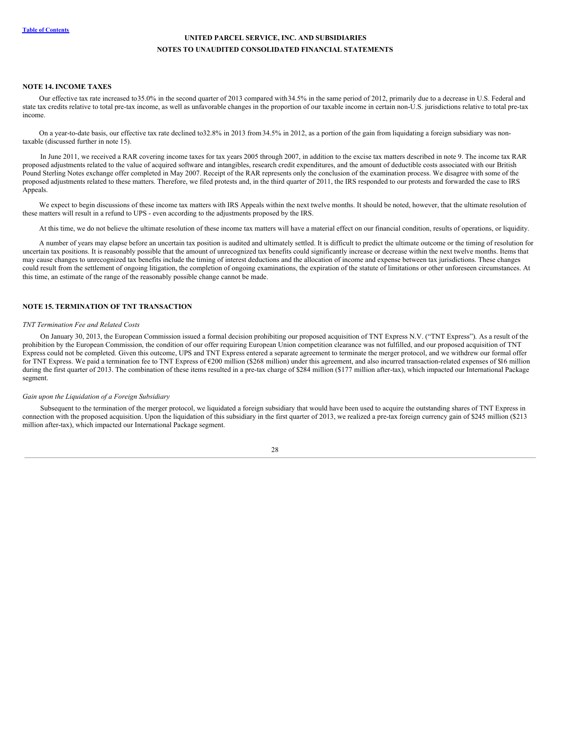## NOTE 14. INCOME TAXES

Our effective tax rate increased to 35.0% in the second quarter of 2013 compared with 34.5% in the same period of 2012, primarily due to a decrease in U.S. Federal and state tax credits relative to total pre-tax income, as well as unfavorable changes in the proportion of our taxable income in certain non-U.S. jurisdictions relative to total pre-tax income.

On a year-to-date basis, our effective tax rate declined to 32.8% in 2013 from 34.5% in 2012, as a portion of the gain from liquidating a foreign subsidiary was non-taxable (discussed further in note 15).

In June 2011, we received a RAR covering income taxes for tax years 2005 through 2007, in addition to the excise tax matters described in note 9. The income tax RAR proposed adjustments related to the value of acquired software and intangibles, research credit expenditures, and the amount of deductible costs associated with our British Pound Sterling Notes exchange offer completed in May 2007. Receipt of the RAR represents only the conclusion of the examination process. We disagree with some of the proposed adjustments related to these matters. Therefore, we filed protests and, in the third quarter of 2011, the IRS responded to our protests and forwarded the case to IRS Appeals.

We expect to begin discussions of these income tax matters with IRS Appeals within the next twelve months. It should be noted, however, that the ultimate resolution of these matters will result in a refund to UPS - even according to the adjustments proposed by the IRS.

At this time, we do not believe the ultimate resolution of these income tax matters will have a material effect on our financial condition, results of operations, or liquidity.

A number of years may elapse before an uncertain tax position is audited and ultimately settled. It is difficult to predict the ultimate outcome or the timing of resolution for uncertain tax positions. It is reasonably possible that the amount of unrecognized tax benefits could significantly increase or decrease within the next twelve months. Items that may cause changes to unrecognized tax benefits include the timing of interest deductions and the allocation of income and expense between tax jurisdictions. These changes could result from the settlement of ongoing litigation, the completion of ongoing examinations, the expiration of the statute of limitations or other unforeseen circumstances. At this time, an estimate of the range of the reasonably possible change cannot be made.

## NOTE 15. TERMINATION OF TNT TRANSACTION

*TNT Termination Fee and Related Costs*

On January 30, 2013, the European Commission issued a formal decision prohibiting our proposed acquisition of TNT Express N.V. ("TNT Express"). As a result of the prohibition by the European Commission, the condition of our offer requiring European Union competition clearance was not fulfilled, and our proposed acquisition of TNT Express could not be completed. Given this outcome, UPS and TNT Express entered a separate agreement to terminate the merger protocol, and we withdrew our formal offer for TNT Express. We paid a termination fee to TNT Express of €200 million ($268 million) under this agreement, and also incurred transaction-related expenses of $16 million during the first quarter of 2013. The combination of these items resulted in a pre-tax charge of $284 million ($177 million after-tax), which impacted our International Package segment.

*Gain upon the Liquidation of a Foreign Subsidiary*

Subsequent to the termination of the merger protocol, we liquidated a foreign subsidiary that would have been used to acquire the outstanding shares of TNT Express in connection with the proposed acquisition. Upon the liquidation of this subsidiary in the first quarter of 2013, we realized a pre-tax foreign currency gain of $245 million ($213 million after-tax), which impacted our International Package segment.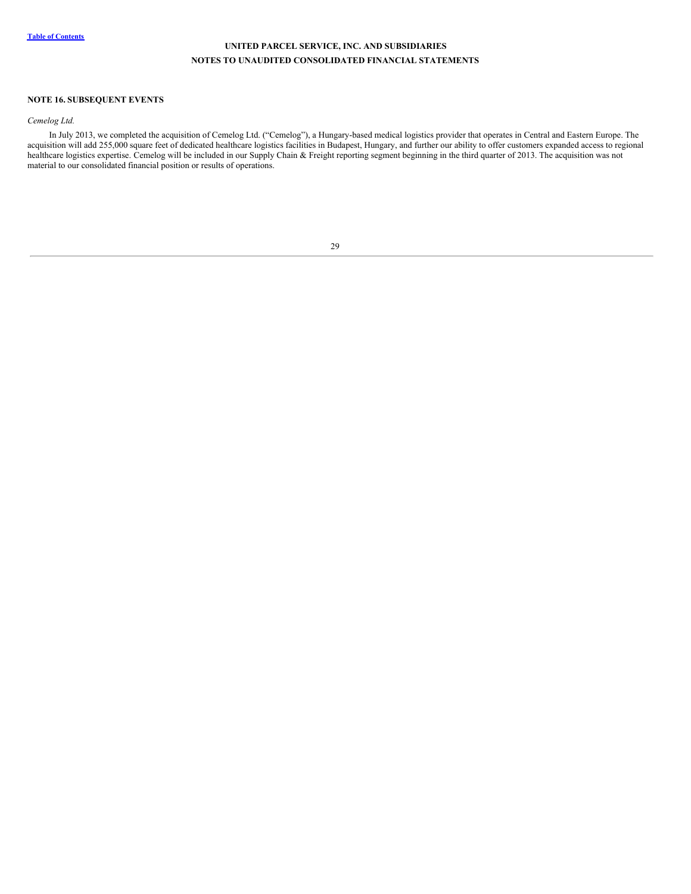## NOTE 16. SUBSEQUENT EVENTS

*Cemelog Ltd.*

In July 2013, we completed the acquisition of Cemelog Ltd. ("Cemelog"), a Hungary-based medical logistics provider that operates in Central and Eastern Europe. The acquisition will add 255,000 square feet of dedicated healthcare logistics facilities in Budapest, Hungary, and further our ability to offer customers expanded access to regional healthcare logistics expertise. Cemelog will be included in our Supply Chain & Freight reporting segment beginning in the third quarter of 2013. The acquisition was not material to our consolidated financial position or results of operations.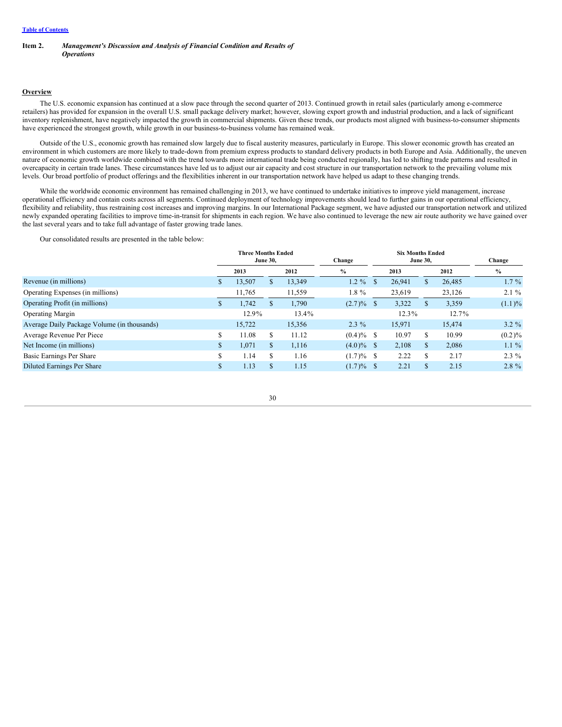[Table of Contents](#)

**Item 2.** ***Management's Discussion and Analysis of Financial Condition and Results of Operations***

## Overview

The U.S. economic expansion has continued at a slow pace through the second quarter of 2013. Continued growth in retail sales (particularly among e-commerce retailers) has provided for expansion in the overall U.S. small package delivery market; however, slowing export growth and industrial production, and a lack of significant inventory replenishment, have negatively impacted the growth in commercial shipments. Given these trends, our products most aligned with business-to-consumer shipments have experienced the strongest growth, while growth in our business-to-business volume has remained weak.

Outside of the U.S., economic growth has remained slow largely due to fiscal austerity measures, particularly in Europe. This slower economic growth has created an environment in which customers are more likely to trade-down from premium express products to standard delivery products in both Europe and Asia. Additionally, the uneven nature of economic growth worldwide combined with the trend towards more international trade being conducted regionally, has led to shifting trade patterns and resulted in overcapacity in certain trade lanes. These circumstances have led us to adjust our air capacity and cost structure in our transportation network to the prevailing volume mix levels. Our broad portfolio of product offerings and the flexibilities inherent in our transportation network have helped us adapt to these changing trends.

While the worldwide economic environment has remained challenging in 2013, we have continued to undertake initiatives to improve yield management, increase operational efficiency and contain costs across all segments. Continued deployment of technology improvements should lead to further gains in our operational efficiency, flexibility and reliability, thus restraining cost increases and improving margins. In our International Package segment, we have adjusted our transportation network and utilized newly expanded operating facilities to improve time-in-transit for shipments in each region. We have also continued to leverage the new air route authority we have gained over the last several years and to take full advantage of faster growing trade lanes.

Our consolidated results are presented in the table below:

| | Three Months Ended June 30, | | Change | Six Months Ended June 30, | | Change |
|---|---|---|---|---|---|---|
| | 2013 | 2012 | % | 2013 | 2012 | % |
| Revenue (in millions) | $ 13,507 | $ 13,349 | 1.2 % | $ 26,941 | $ 26,485 | 1.7 % |
| Operating Expenses (in millions) | 11,765 | 11,559 | 1.8 % | 23,619 | 23,126 | 2.1 % |
| Operating Profit (in millions) | $ 1,742 | $ 1,790 | (2.7)% | $ 3,322 | $ 3,359 | (1.1)% |
| Operating Margin | 12.9% | 13.4% | | 12.3% | 12.7% | |
| Average Daily Package Volume (in thousands) | 15,722 | 15,356 | 2.3 % | 15,971 | 15,474 | 3.2 % |
| Average Revenue Per Piece | $ 11.08 | $ 11.12 | (0.4)% | $ 10.97 | $ 10.99 | (0.2)% |
| Net Income (in millions) | $ 1,071 | $ 1,116 | (4.0)% | $ 2,108 | $ 2,086 | 1.1 % |
| Basic Earnings Per Share | $ 1.14 | $ 1.16 | (1.7)% | $ 2.22 | $ 2.17 | 2.3 % |
| Diluted Earnings Per Share | $ 1.13 | $ 1.15 | (1.7)% | $ 2.21 | $ 2.15 | 2.8 % |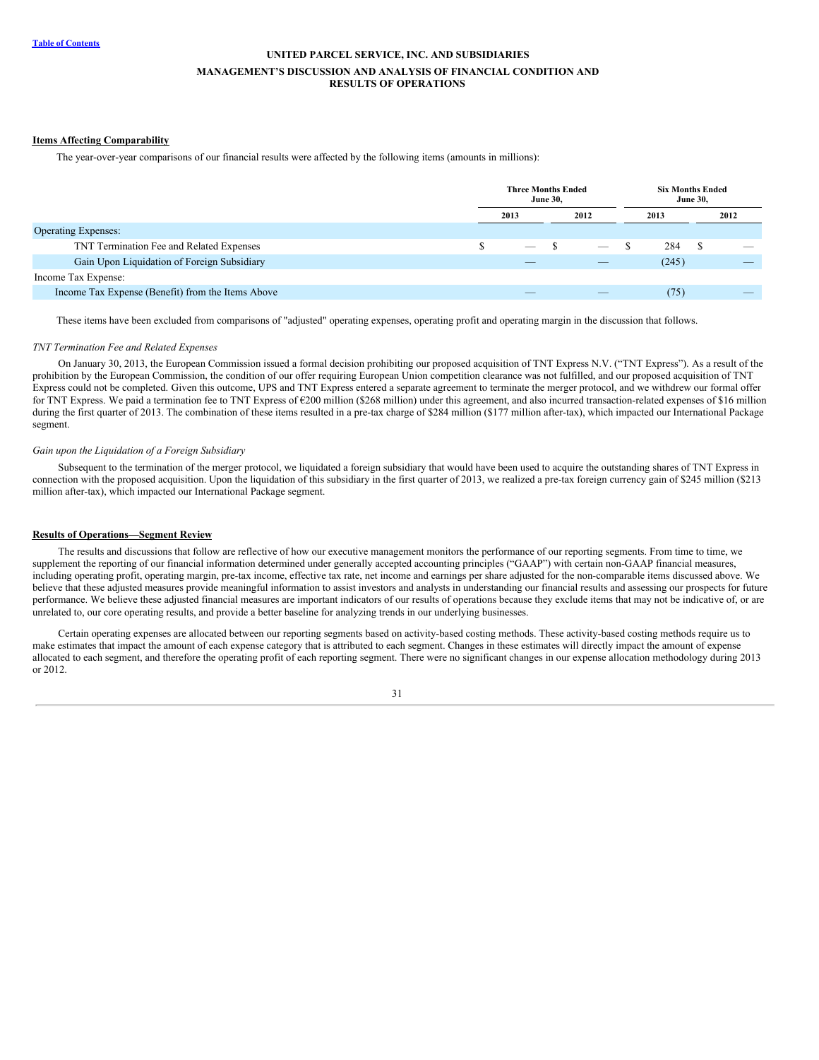## Items Affecting Comparability

The year-over-year comparisons of our financial results were affected by the following items (amounts in millions):

| | Three Months Ended June 30, | | Six Months Ended June 30, | |
|---|---|---|---|---|
| | 2013 | 2012 | 2013 | 2012 |
| Operating Expenses: | | | | |
| TNT Termination Fee and Related Expenses | $ — | $ — | $ 284 | $ — |
| Gain Upon Liquidation of Foreign Subsidiary | — | — | (245) | — |
| Income Tax Expense: | | | | |
| Income Tax Expense (Benefit) from the Items Above | — | — | (75) | — |

These items have been excluded from comparisons of "adjusted" operating expenses, operating profit and operating margin in the discussion that follows.

*TNT Termination Fee and Related Expenses*

On January 30, 2013, the European Commission issued a formal decision prohibiting our proposed acquisition of TNT Express N.V. ("TNT Express"). As a result of the prohibition by the European Commission, the condition of our offer requiring European Union competition clearance was not fulfilled, and our proposed acquisition of TNT Express could not be completed. Given this outcome, UPS and TNT Express entered a separate agreement to terminate the merger protocol, and we withdrew our formal offer for TNT Express. We paid a termination fee to TNT Express of €200 million ($268 million) under this agreement, and also incurred transaction-related expenses of $16 million during the first quarter of 2013. The combination of these items resulted in a pre-tax charge of $284 million ($177 million after-tax), which impacted our International Package segment.

*Gain upon the Liquidation of a Foreign Subsidiary*

Subsequent to the termination of the merger protocol, we liquidated a foreign subsidiary that would have been used to acquire the outstanding shares of TNT Express in connection with the proposed acquisition. Upon the liquidation of this subsidiary in the first quarter of 2013, we realized a pre-tax foreign currency gain of $245 million ($213 million after-tax), which impacted our International Package segment.

## Results of Operations—Segment Review

The results and discussions that follow are reflective of how our executive management monitors the performance of our reporting segments. From time to time, we supplement the reporting of our financial information determined under generally accepted accounting principles ("GAAP") with certain non-GAAP financial measures, including operating profit, operating margin, pre-tax income, effective tax rate, net income and earnings per share adjusted for the non-comparable items discussed above. We believe that these adjusted measures provide meaningful information to assist investors and analysts in understanding our financial results and assessing our prospects for future performance. We believe these adjusted financial measures are important indicators of our results of operations because they exclude items that may not be indicative of, or are unrelated to, our core operating results, and provide a better baseline for analyzing trends in our underlying businesses.

Certain operating expenses are allocated between our reporting segments based on activity-based costing methods. These activity-based costing methods require us to make estimates that impact the amount of each expense category that is attributed to each segment. Changes in these estimates will directly impact the amount of expense allocated to each segment, and therefore the operating profit of each reporting segment. There were no significant changes in our expense allocation methodology during 2013 or 2012.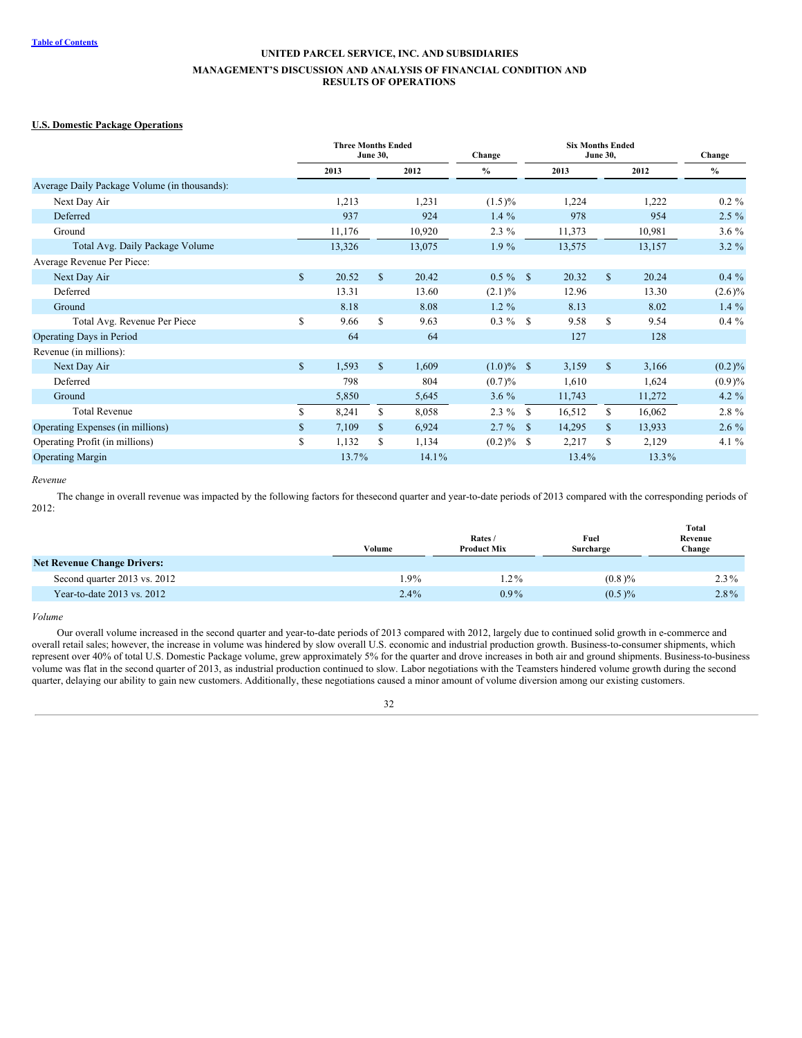## U.S. Domestic Package Operations

| | Three Months Ended June 30, | | Change | Six Months Ended June 30, | | Change |
|---|---|---|---|---|---|---|
| | 2013 | 2012 | % | 2013 | 2012 | % |
| Average Daily Package Volume (in thousands): | | | | | | |
| Next Day Air | 1,213 | 1,231 | (1.5)% | 1,224 | 1,222 | 0.2 % |
| Deferred | 937 | 924 | 1.4 % | 978 | 954 | 2.5 % |
| Ground | 11,176 | 10,920 | 2.3 % | 11,373 | 10,981 | 3.6 % |
| Total Avg. Daily Package Volume | 13,326 | 13,075 | 1.9 % | 13,575 | 13,157 | 3.2 % |
| Average Revenue Per Piece: | | | | | | |
| Next Day Air | $ 20.52 | $ 20.42 | 0.5 % | $ 20.32 | $ 20.24 | 0.4 % |
| Deferred | 13.31 | 13.60 | (2.1)% | 12.96 | 13.30 | (2.6)% |
| Ground | 8.18 | 8.08 | 1.2 % | 8.13 | 8.02 | 1.4 % |
| Total Avg. Revenue Per Piece | $ 9.66 | $ 9.63 | 0.3 % | $ 9.58 | $ 9.54 | 0.4 % |
| Operating Days in Period | 64 | 64 | | 127 | 128 | |
| Revenue (in millions): | | | | | | |
| Next Day Air | $ 1,593 | $ 1,609 | (1.0)% | $ 3,159 | $ 3,166 | (0.2)% |
| Deferred | 798 | 804 | (0.7)% | 1,610 | 1,624 | (0.9)% |
| Ground | 5,850 | 5,645 | 3.6 % | 11,743 | 11,272 | 4.2 % |
| Total Revenue | $ 8,241 | $ 8,058 | 2.3 % | $ 16,512 | $ 16,062 | 2.8 % |
| Operating Expenses (in millions) | $ 7,109 | $ 6,924 | 2.7 % | $ 14,295 | $ 13,933 | 2.6 % |
| Operating Profit (in millions) | $ 1,132 | $ 1,134 | (0.2)% | $ 2,217 | $ 2,129 | 4.1 % |
| Operating Margin | 13.7% | 14.1% | | 13.4% | 13.3% | |

*Revenue*

The change in overall revenue was impacted by the following factors for thesecond quarter and year-to-date periods of 2013 compared with the corresponding periods of 2012:

| | Volume | Rates / Product Mix | Fuel Surcharge | Total Revenue Change |
|---|---|---|---|---|
| **Net Revenue Change Drivers:** | | | | |
| Second quarter 2013 vs. 2012 | 1.9% | 1.2% | (0.8)% | 2.3% |
| Year-to-date 2013 vs. 2012 | 2.4% | 0.9% | (0.5)% | 2.8% |

*Volume*

Our overall volume increased in the second quarter and year-to-date periods of 2013 compared with 2012, largely due to continued solid growth in e-commerce and overall retail sales; however, the increase in volume was hindered by slow overall U.S. economic and industrial production growth. Business-to-consumer shipments, which represent over 40% of total U.S. Domestic Package volume, grew approximately 5% for the quarter and drove increases in both air and ground shipments. Business-to-business volume was flat in the second quarter of 2013, as industrial production continued to slow. Labor negotiations with the Teamsters hindered volume growth during the second quarter, delaying our ability to gain new customers. Additionally, these negotiations caused a minor amount of volume diversion among our existing customers.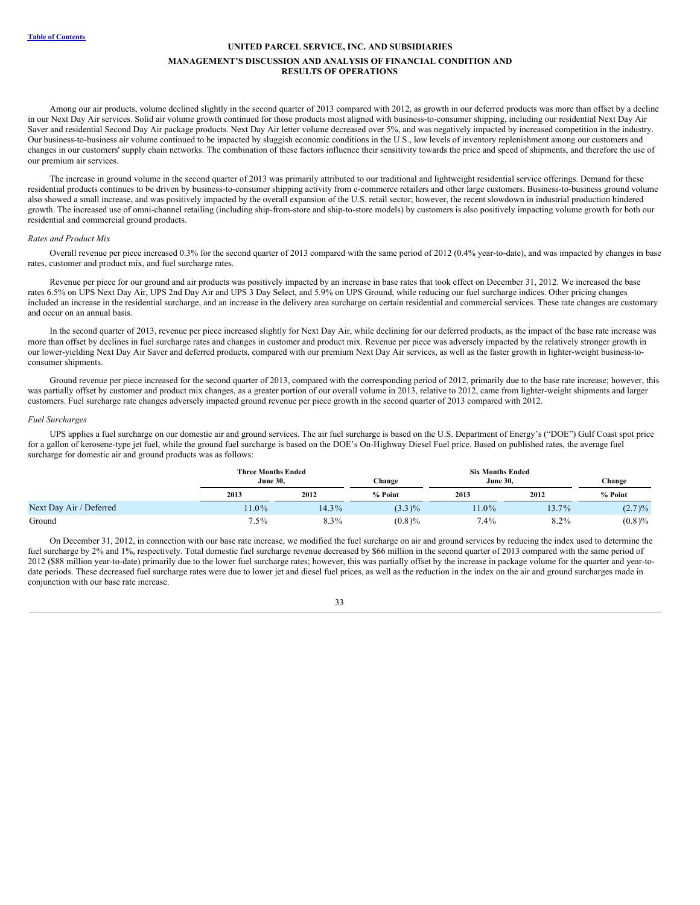Among our air products, volume declined slightly in the second quarter of 2013 compared with 2012, as growth in our deferred products was more than offset by a decline in our Next Day Air services. Solid air volume growth continued for those products most aligned with business-to-consumer shipping, including our residential Next Day Air Saver and residential Second Day Air package products. Next Day Air letter volume decreased over 5%, and was negatively impacted by increased competition in the industry. Our business-to-business air volume continued to be impacted by sluggish economic conditions in the U.S., low levels of inventory replenishment among our customers and changes in our customers' supply chain networks. The combination of these factors influence their sensitivity towards the price and speed of shipments, and therefore the use of our premium air services.

The increase in ground volume in the second quarter of 2013 was primarily attributed to our traditional and lightweight residential service offerings. Demand for these residential products continues to be driven by business-to-consumer shipping activity from e-commerce retailers and other large customers. Business-to-business ground volume also showed a small increase, and was positively impacted by the overall expansion of the U.S. retail sector; however, the recent slowdown in industrial production hindered growth. The increased use of omni-channel retailing (including ship-from-store and ship-to-store models) by customers is also positively impacting volume growth for both our residential and commercial ground products.

*Rates and Product Mix*

Overall revenue per piece increased 0.3% for the second quarter of 2013 compared with the same period of 2012 (0.4% year-to-date), and was impacted by changes in base rates, customer and product mix, and fuel surcharge rates.

Revenue per piece for our ground and air products was positively impacted by an increase in base rates that took effect on December 31, 2012. We increased the base rates 6.5% on UPS Next Day Air, UPS 2nd Day Air and UPS 3 Day Select, and 5.9% on UPS Ground, while reducing our fuel surcharge indices. Other pricing changes included an increase in the residential surcharge, and an increase in the delivery area surcharge on certain residential and commercial services. These rate changes are customary and occur on an annual basis.

In the second quarter of 2013, revenue per piece increased slightly for Next Day Air, while declining for our deferred products, as the impact of the base rate increase was more than offset by declines in fuel surcharge rates and changes in customer and product mix. Revenue per piece was adversely impacted by the relatively stronger growth in our lower-yielding Next Day Air Saver and deferred products, compared with our premium Next Day Air services, as well as the faster growth in lighter-weight business-to-consumer shipments.

Ground revenue per piece increased for the second quarter of 2013, compared with the corresponding period of 2012, primarily due to the base rate increase; however, this was partially offset by customer and product mix changes, as a greater portion of our overall volume in 2013, relative to 2012, came from lighter-weight shipments and larger customers. Fuel surcharge rate changes adversely impacted ground revenue per piece growth in the second quarter of 2013 compared with 2012.

*Fuel Surcharges*

UPS applies a fuel surcharge on our domestic air and ground services. The air fuel surcharge is based on the U.S. Department of Energy's ("DOE") Gulf Coast spot price for a gallon of kerosene-type jet fuel, while the ground fuel surcharge is based on the DOE's On-Highway Diesel Fuel price. Based on published rates, the average fuel surcharge for domestic air and ground products was as follows:

| | Three Months Ended June 30, | | Change | Six Months Ended June 30, | | Change |
|---|---|---|---|---|---|---|
| | 2013 | 2012 | % Point | 2013 | 2012 | % Point |
| Next Day Air / Deferred | 11.0% | 14.3% | (3.3)% | 11.0% | 13.7% | (2.7)% |
| Ground | 7.5% | 8.3% | (0.8)% | 7.4% | 8.2% | (0.8)% |

On December 31, 2012, in connection with our base rate increase, we modified the fuel surcharge on air and ground services by reducing the index used to determine the fuel surcharge by 2% and 1%, respectively. Total domestic fuel surcharge revenue decreased by $66 million in the second quarter of 2013 compared with the same period of 2012 ($88 million year-to-date) primarily due to the lower fuel surcharge rates; however, this was partially offset by the increase in package volume for the quarter and year-to-date periods. These decreased fuel surcharge rates were due to lower jet and diesel fuel prices, as well as the reduction in the index on the air and ground surcharges made in conjunction with our base rate increase.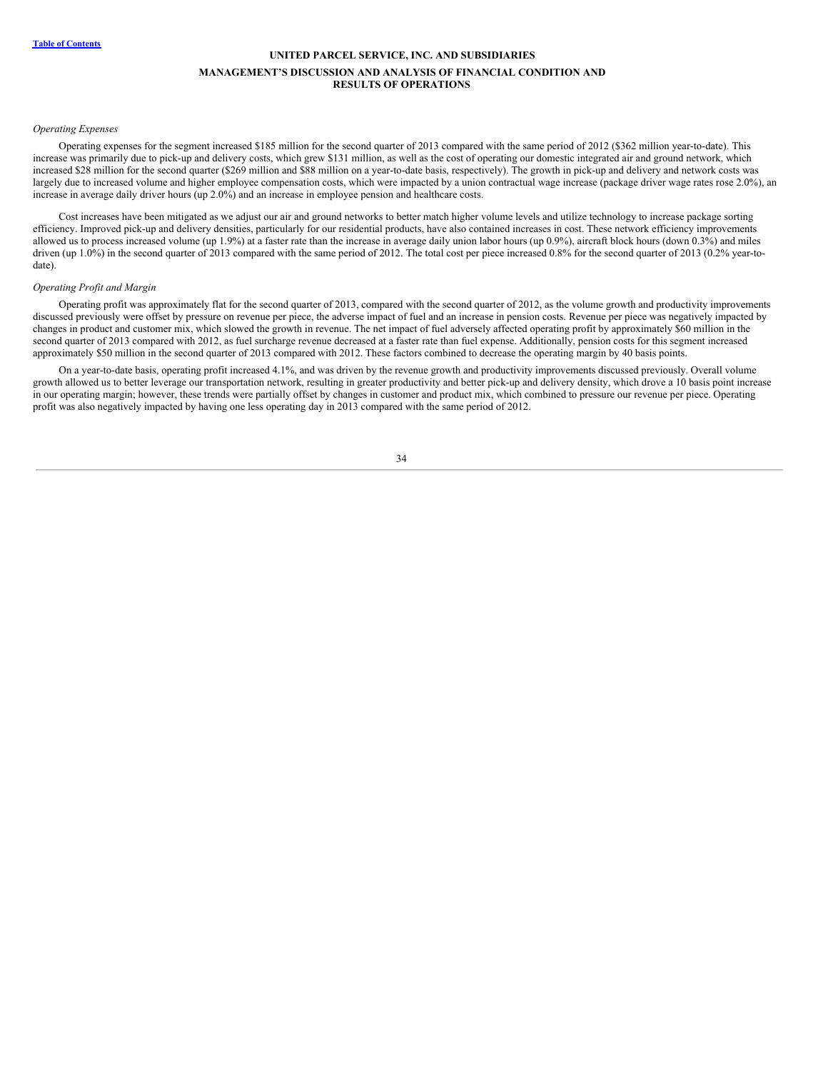*Operating Expenses*

Operating expenses for the segment increased $185 million for the second quarter of 2013 compared with the same period of 2012 ($362 million year-to-date). This increase was primarily due to pick-up and delivery costs, which grew $131 million, as well as the cost of operating our domestic integrated air and ground network, which increased $28 million for the second quarter ($269 million and $88 million on a year-to-date basis, respectively). The growth in pick-up and delivery and network costs was largely due to increased volume and higher employee compensation costs, which were impacted by a union contractual wage increase (package driver wage rates rose 2.0%), an increase in average daily driver hours (up 2.0%) and an increase in employee pension and healthcare costs.

Cost increases have been mitigated as we adjust our air and ground networks to better match higher volume levels and utilize technology to increase package sorting efficiency. Improved pick-up and delivery densities, particularly for our residential products, have also contained increases in cost. These network efficiency improvements allowed us to process increased volume (up 1.9%) at a faster rate than the increase in average daily union labor hours (up 0.9%), aircraft block hours (down 0.3%) and miles driven (up 1.0%) in the second quarter of 2013 compared with the same period of 2012. The total cost per piece increased 0.8% for the second quarter of 2013 (0.2% year-to-date).

*Operating Profit and Margin*

Operating profit was approximately flat for the second quarter of 2013, compared with the second quarter of 2012, as the volume growth and productivity improvements discussed previously were offset by pressure on revenue per piece, the adverse impact of fuel and an increase in pension costs. Revenue per piece was negatively impacted by changes in product and customer mix, which slowed the growth in revenue. The net impact of fuel adversely affected operating profit by approximately $60 million in the second quarter of 2013 compared with 2012, as fuel surcharge revenue decreased at a faster rate than fuel expense. Additionally, pension costs for this segment increased approximately $50 million in the second quarter of 2013 compared with 2012. These factors combined to decrease the operating margin by 40 basis points.

On a year-to-date basis, operating profit increased 4.1%, and was driven by the revenue growth and productivity improvements discussed previously. Overall volume growth allowed us to better leverage our transportation network, resulting in greater productivity and better pick-up and delivery density, which drove a 10 basis point increase in our operating margin; however, these trends were partially offset by changes in customer and product mix, which combined to pressure our revenue per piece. Operating profit was also negatively impacted by having one less operating day in 2013 compared with the same period of 2012.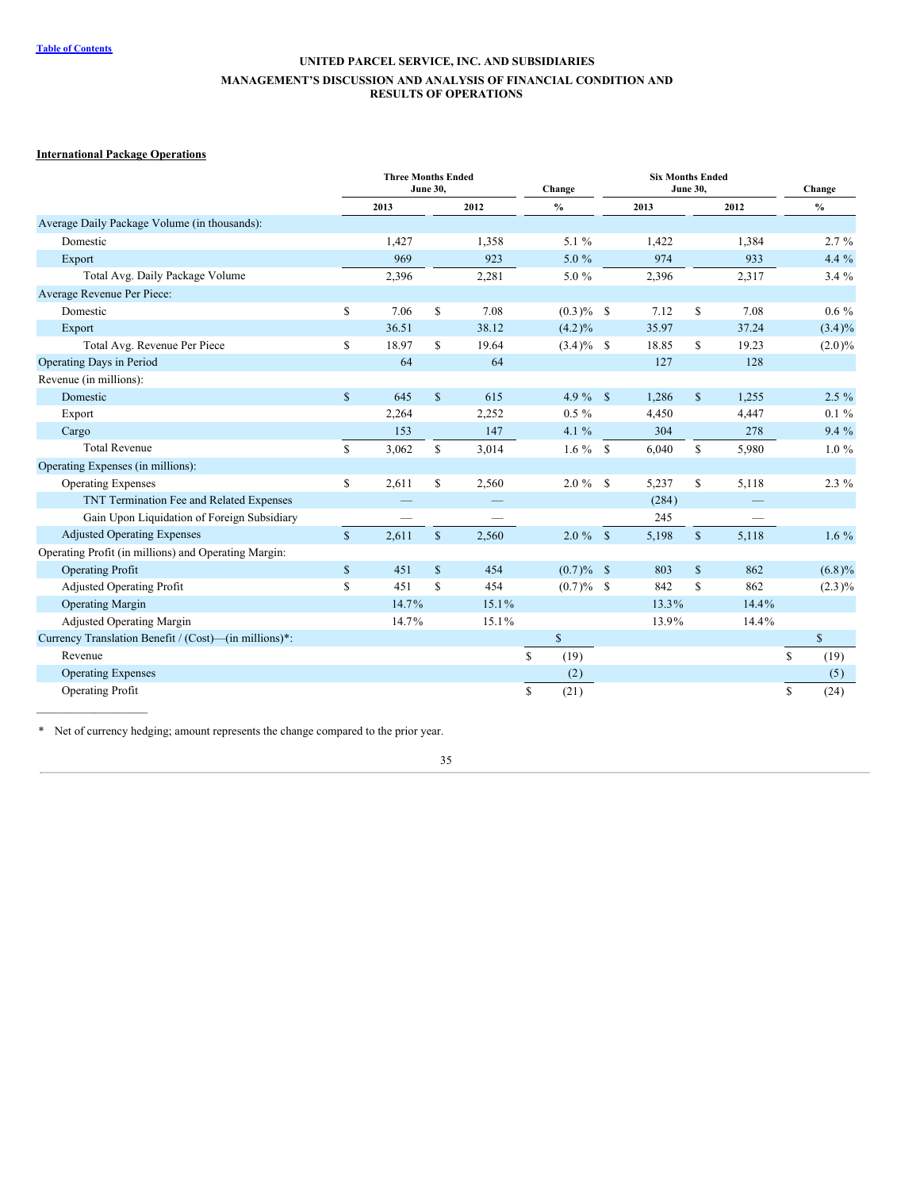**UNITED PARCEL SERVICE, INC. AND SUBSIDIARIES**

**MANAGEMENT'S DISCUSSION AND ANALYSIS OF FINANCIAL CONDITION AND RESULTS OF OPERATIONS**

**International Package Operations**

| | Three Months Ended June 30, | | Change | Six Months Ended June 30, | | Change |
|---|---|---|---|---|---|---|
| | 2013 | 2012 | % | 2013 | 2012 | % |
| Average Daily Package Volume (in thousands): | | | | | | |
| Domestic | 1,427 | 1,358 | 5.1 % | 1,422 | 1,384 | 2.7 % |
| Export | 969 | 923 | 5.0 % | 974 | 933 | 4.4 % |
| Total Avg. Daily Package Volume | 2,396 | 2,281 | 5.0 % | 2,396 | 2,317 | 3.4 % |
| Average Revenue Per Piece: | | | | | | |
| Domestic | $ 7.06 | $ 7.08 | (0.3)% | $ 7.12 | $ 7.08 | 0.6 % |
| Export | 36.51 | 38.12 | (4.2)% | 35.97 | 37.24 | (3.4)% |
| Total Avg. Revenue Per Piece | $ 18.97 | $ 19.64 | (3.4)% | $ 18.85 | $ 19.23 | (2.0)% |
| Operating Days in Period | 64 | 64 | | 127 | 128 | |
| Revenue (in millions): | | | | | | |
| Domestic | $ 645 | $ 615 | 4.9 % | $ 1,286 | $ 1,255 | 2.5 % |
| Export | 2,264 | 2,252 | 0.5 % | 4,450 | 4,447 | 0.1 % |
| Cargo | 153 | 147 | 4.1 % | 304 | 278 | 9.4 % |
| Total Revenue | $ 3,062 | $ 3,014 | 1.6 % | $ 6,040 | $ 5,980 | 1.0 % |
| Operating Expenses (in millions): | | | | | | |
| Operating Expenses | $ 2,611 | $ 2,560 | 2.0 % | $ 5,237 | $ 5,118 | 2.3 % |
| TNT Termination Fee and Related Expenses | — | — | | (284) | — | |
| Gain Upon Liquidation of Foreign Subsidiary | — | — | | 245 | — | |
| Adjusted Operating Expenses | $ 2,611 | $ 2,560 | 2.0 % | $ 5,198 | $ 5,118 | 1.6 % |
| Operating Profit (in millions) and Operating Margin: | | | | | | |
| Operating Profit | $ 451 | $ 454 | (0.7)% | $ 803 | $ 862 | (6.8)% |
| Adjusted Operating Profit | $ 451 | $ 454 | (0.7)% | $ 842 | $ 862 | (2.3)% |
| Operating Margin | 14.7% | 15.1% | | 13.3% | 14.4% | |
| Adjusted Operating Margin | 14.7% | 15.1% | | 13.9% | 14.4% | |
| Currency Translation Benefit / (Cost)—(in millions)*: | | | $ | | | $ |
| Revenue | | | $ (19) | | | $ (19) |
| Operating Expenses | | | (2) | | | (5) |
| Operating Profit | | | $ (21) | | | $ (24) |

\* Net of currency hedging; amount represents the change compared to the prior year.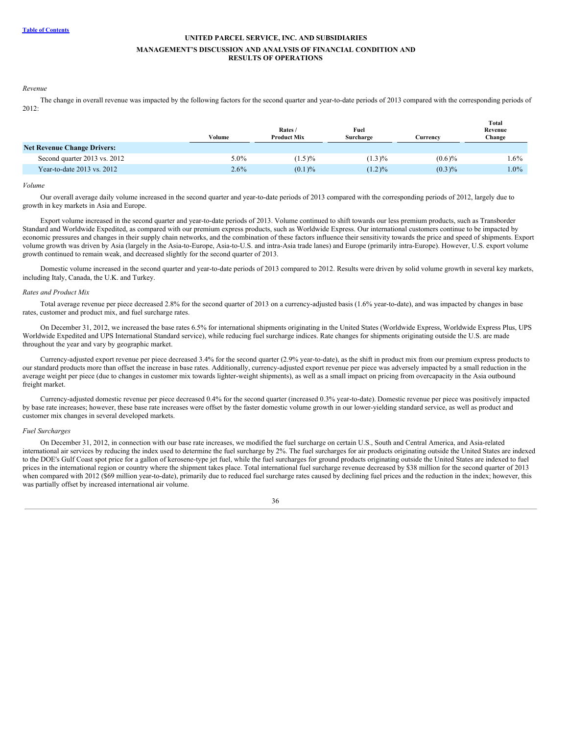*Revenue*

The change in overall revenue was impacted by the following factors for the second quarter and year-to-date periods of 2013 compared with the corresponding periods of 2012:

| | Volume | Rates / Product Mix | Fuel Surcharge | Currency | Total Revenue Change |
|---|---|---|---|---|---|
| **Net Revenue Change Drivers:** | | | | | |
| Second quarter 2013 vs. 2012 | 5.0% | (1.5)% | (1.3)% | (0.6)% | 1.6% |
| Year-to-date 2013 vs. 2012 | 2.6% | (0.1)% | (1.2)% | (0.3)% | 1.0% |

*Volume*

Our overall average daily volume increased in the second quarter and year-to-date periods of 2013 compared with the corresponding periods of 2012, largely due to growth in key markets in Asia and Europe.

Export volume increased in the second quarter and year-to-date periods of 2013. Volume continued to shift towards our less premium products, such as Transborder Standard and Worldwide Expedited, as compared with our premium express products, such as Worldwide Express. Our international customers continue to be impacted by economic pressures and changes in their supply chain networks, and the combination of these factors influence their sensitivity towards the price and speed of shipments. Export volume growth was driven by Asia (largely in the Asia-to-Europe, Asia-to-U.S. and intra-Asia trade lanes) and Europe (primarily intra-Europe). However, U.S. export volume growth continued to remain weak, and decreased slightly for the second quarter of 2013.

Domestic volume increased in the second quarter and year-to-date periods of 2013 compared to 2012. Results were driven by solid volume growth in several key markets, including Italy, Canada, the U.K. and Turkey.

*Rates and Product Mix*

Total average revenue per piece decreased 2.8% for the second quarter of 2013 on a currency-adjusted basis (1.6% year-to-date), and was impacted by changes in base rates, customer and product mix, and fuel surcharge rates.

On December 31, 2012, we increased the base rates 6.5% for international shipments originating in the United States (Worldwide Express, Worldwide Express Plus, UPS Worldwide Expedited and UPS International Standard service), while reducing fuel surcharge indices. Rate changes for shipments originating outside the U.S. are made throughout the year and vary by geographic market.

Currency-adjusted export revenue per piece decreased 3.4% for the second quarter (2.9% year-to-date), as the shift in product mix from our premium express products to our standard products more than offset the increase in base rates. Additionally, currency-adjusted export revenue per piece was adversely impacted by a small reduction in the average weight per piece (due to changes in customer mix towards lighter-weight shipments), as well as a small impact on pricing from overcapacity in the Asia outbound freight market.

Currency-adjusted domestic revenue per piece decreased 0.4% for the second quarter (increased 0.3% year-to-date). Domestic revenue per piece was positively impacted by base rate increases; however, these base rate increases were offset by the faster domestic volume growth in our lower-yielding standard service, as well as product and customer mix changes in several developed markets.

*Fuel Surcharges*

On December 31, 2012, in connection with our base rate increases, we modified the fuel surcharge on certain U.S., South and Central America, and Asia-related international air services by reducing the index used to determine the fuel surcharge by 2%. The fuel surcharges for air products originating outside the United States are indexed to the DOE's Gulf Coast spot price for a gallon of kerosene-type jet fuel, while the fuel surcharges for ground products originating outside the United States are indexed to fuel prices in the international region or country where the shipment takes place. Total international fuel surcharge revenue decreased by $38 million for the second quarter of 2013 when compared with 2012 ($69 million year-to-date), primarily due to reduced fuel surcharge rates caused by declining fuel prices and the reduction in the index; however, this was partially offset by increased international air volume.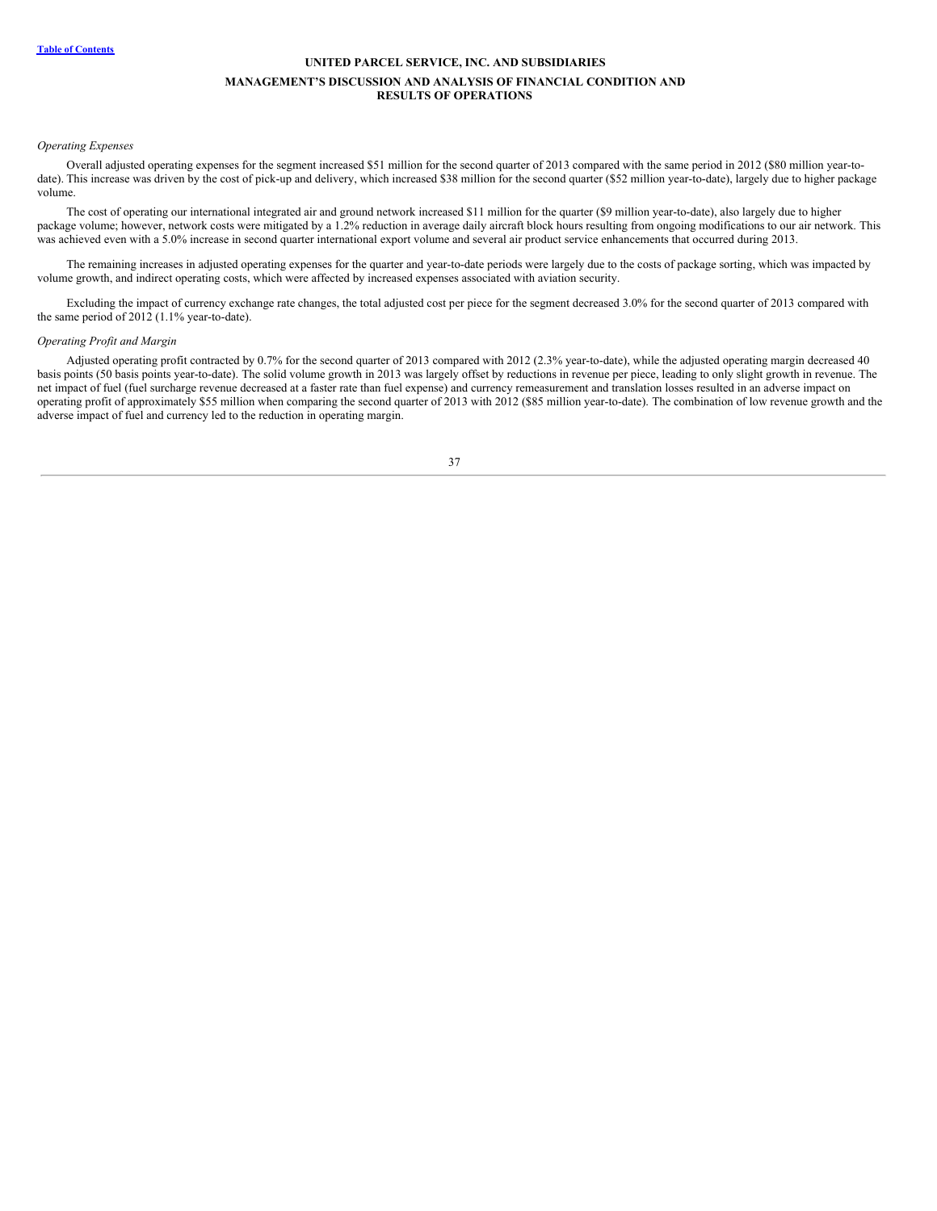*Operating Expenses*

Overall adjusted operating expenses for the segment increased $51 million for the second quarter of 2013 compared with the same period in 2012 ($80 million year-to-date). This increase was driven by the cost of pick-up and delivery, which increased $38 million for the second quarter ($52 million year-to-date), largely due to higher package volume.

The cost of operating our international integrated air and ground network increased $11 million for the quarter ($9 million year-to-date), also largely due to higher package volume; however, network costs were mitigated by a 1.2% reduction in average daily aircraft block hours resulting from ongoing modifications to our air network. This was achieved even with a 5.0% increase in second quarter international export volume and several air product service enhancements that occurred during 2013.

The remaining increases in adjusted operating expenses for the quarter and year-to-date periods were largely due to the costs of package sorting, which was impacted by volume growth, and indirect operating costs, which were affected by increased expenses associated with aviation security.

Excluding the impact of currency exchange rate changes, the total adjusted cost per piece for the segment decreased 3.0% for the second quarter of 2013 compared with the same period of 2012 (1.1% year-to-date).

*Operating Profit and Margin*

Adjusted operating profit contracted by 0.7% for the second quarter of 2013 compared with 2012 (2.3% year-to-date), while the adjusted operating margin decreased 40 basis points (50 basis points year-to-date). The solid volume growth in 2013 was largely offset by reductions in revenue per piece, leading to only slight growth in revenue. The net impact of fuel (fuel surcharge revenue decreased at a faster rate than fuel expense) and currency remeasurement and translation losses resulted in an adverse impact on operating profit of approximately $55 million when comparing the second quarter of 2013 with 2012 ($85 million year-to-date). The combination of low revenue growth and the adverse impact of fuel and currency led to the reduction in operating margin.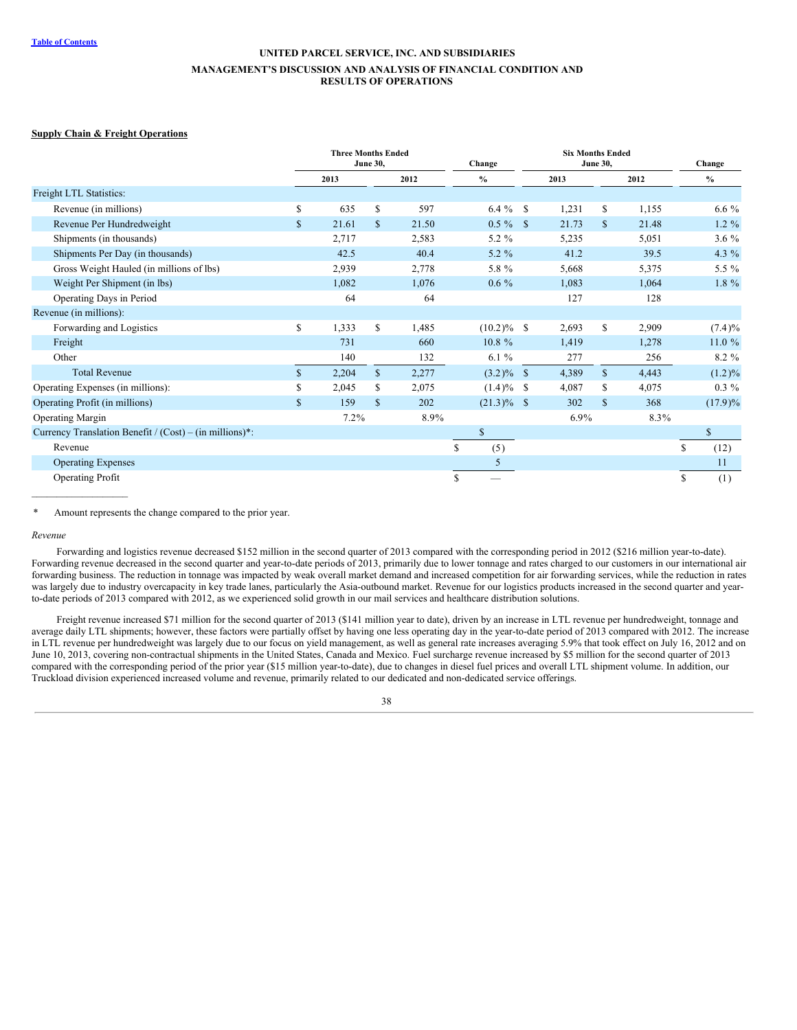UNITED PARCEL SERVICE, INC. AND SUBSIDIARIES

MANAGEMENT'S DISCUSSION AND ANALYSIS OF FINANCIAL CONDITION AND RESULTS OF OPERATIONS

**Supply Chain & Freight Operations**

| | Three Months Ended June 30, | | Change | Six Months Ended June 30, | | Change |
|---|---|---|---|---|---|---|
| | 2013 | 2012 | % | 2013 | 2012 | % |
| Freight LTL Statistics: | | | | | | |
| Revenue (in millions) | $ 635 | $ 597 | 6.4 % | $ 1,231 | $ 1,155 | 6.6 % |
| Revenue Per Hundredweight | $ 21.61 | $ 21.50 | 0.5 % | $ 21.73 | $ 21.48 | 1.2 % |
| Shipments (in thousands) | 2,717 | 2,583 | 5.2 % | 5,235 | 5,051 | 3.6 % |
| Shipments Per Day (in thousands) | 42.5 | 40.4 | 5.2 % | 41.2 | 39.5 | 4.3 % |
| Gross Weight Hauled (in millions of lbs) | 2,939 | 2,778 | 5.8 % | 5,668 | 5,375 | 5.5 % |
| Weight Per Shipment (in lbs) | 1,082 | 1,076 | 0.6 % | 1,083 | 1,064 | 1.8 % |
| Operating Days in Period | 64 | 64 | | 127 | 128 | |
| Revenue (in millions): | | | | | | |
| Forwarding and Logistics | $ 1,333 | $ 1,485 | (10.2)% | $ 2,693 | $ 2,909 | (7.4)% |
| Freight | 731 | 660 | 10.8 % | 1,419 | 1,278 | 11.0 % |
| Other | 140 | 132 | 6.1 % | 277 | 256 | 8.2 % |
| Total Revenue | $ 2,204 | $ 2,277 | (3.2)% | $ 4,389 | $ 4,443 | (1.2)% |
| Operating Expenses (in millions): | $ 2,045 | $ 2,075 | (1.4)% | $ 4,087 | $ 4,075 | 0.3 % |
| Operating Profit (in millions) | $ 159 | $ 202 | (21.3)% | $ 302 | $ 368 | (17.9)% |
| Operating Margin | 7.2% | 8.9% | | 6.9% | 8.3% | |
| Currency Translation Benefit / (Cost) – (in millions)*: | | | $ | | | $ |
| Revenue | | | $ (5) | | | $ (12) |
| Operating Expenses | | | 5 | | | 11 |
| Operating Profit | | | $ — | | | $ (1) |

\* Amount represents the change compared to the prior year.

*Revenue*

Forwarding and logistics revenue decreased $152 million in the second quarter of 2013 compared with the corresponding period in 2012 ($216 million year-to-date). Forwarding revenue decreased in the second quarter and year-to-date periods of 2013, primarily due to lower tonnage and rates charged to our customers in our international air forwarding business. The reduction in tonnage was impacted by weak overall market demand and increased competition for air forwarding services, while the reduction in rates was largely due to industry overcapacity in key trade lanes, particularly the Asia-outbound market. Revenue for our logistics products increased in the second quarter and year-to-date periods of 2013 compared with 2012, as we experienced solid growth in our mail services and healthcare distribution solutions.

Freight revenue increased $71 million for the second quarter of 2013 ($141 million year to date), driven by an increase in LTL revenue per hundredweight, tonnage and average daily LTL shipments; however, these factors were partially offset by having one less operating day in the year-to-date period of 2013 compared with 2012. The increase in LTL revenue per hundredweight was largely due to our focus on yield management, as well as general rate increases averaging 5.9% that took effect on July 16, 2012 and on June 10, 2013, covering non-contractual shipments in the United States, Canada and Mexico. Fuel surcharge revenue increased by $5 million for the second quarter of 2013 compared with the corresponding period of the prior year ($15 million year-to-date), due to changes in diesel fuel prices and overall LTL shipment volume. In addition, our Truckload division experienced increased volume and revenue, primarily related to our dedicated and non-dedicated service offerings.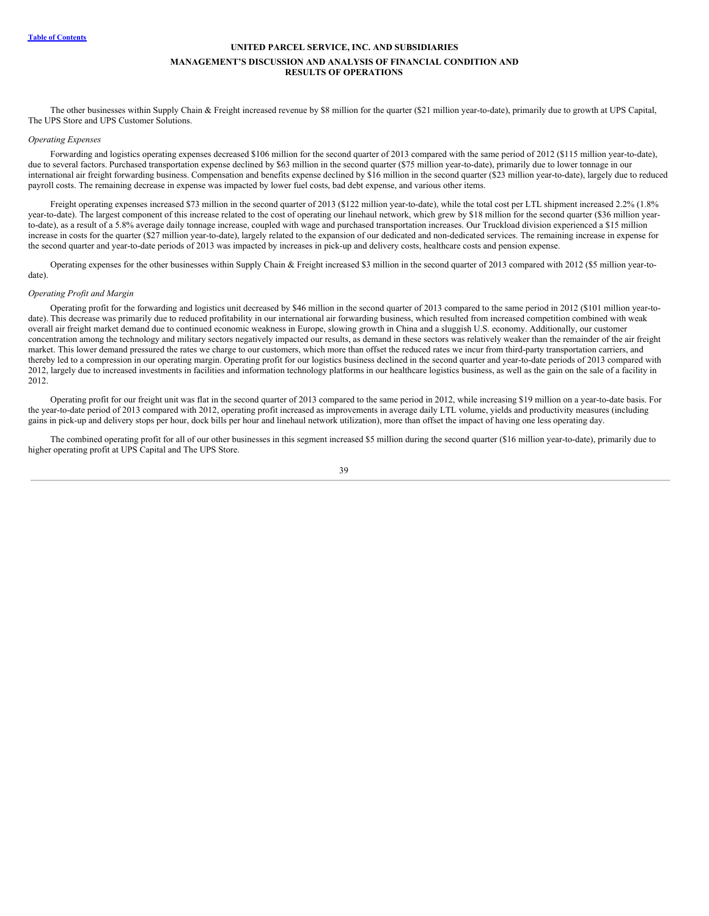The other businesses within Supply Chain & Freight increased revenue by $8 million for the quarter ($21 million year-to-date), primarily due to growth at UPS Capital, The UPS Store and UPS Customer Solutions.

*Operating Expenses*

Forwarding and logistics operating expenses decreased $106 million for the second quarter of 2013 compared with the same period of 2012 ($115 million year-to-date), due to several factors. Purchased transportation expense declined by $63 million in the second quarter ($75 million year-to-date), primarily due to lower tonnage in our international air freight forwarding business. Compensation and benefits expense declined by $16 million in the second quarter ($23 million year-to-date), largely due to reduced payroll costs. The remaining decrease in expense was impacted by lower fuel costs, bad debt expense, and various other items.

Freight operating expenses increased $73 million in the second quarter of 2013 ($122 million year-to-date), while the total cost per LTL shipment increased 2.2% (1.8% year-to-date). The largest component of this increase related to the cost of operating our linehaul network, which grew by $18 million for the second quarter ($36 million year-to-date), as a result of a 5.8% average daily tonnage increase, coupled with wage and purchased transportation increases. Our Truckload division experienced a $15 million increase in costs for the quarter ($27 million year-to-date), largely related to the expansion of our dedicated and non-dedicated services. The remaining increase in expense for the second quarter and year-to-date periods of 2013 was impacted by increases in pick-up and delivery costs, healthcare costs and pension expense.

Operating expenses for the other businesses within Supply Chain & Freight increased $3 million in the second quarter of 2013 compared with 2012 ($5 million year-to-date).

*Operating Profit and Margin*

Operating profit for the forwarding and logistics unit decreased by $46 million in the second quarter of 2013 compared to the same period in 2012 ($101 million year-to-date). This decrease was primarily due to reduced profitability in our international air forwarding business, which resulted from increased competition combined with weak overall air freight market demand due to continued economic weakness in Europe, slowing growth in China and a sluggish U.S. economy. Additionally, our customer concentration among the technology and military sectors negatively impacted our results, as demand in these sectors was relatively weaker than the remainder of the air freight market. This lower demand pressured the rates we charge to our customers, which more than offset the reduced rates we incur from third-party transportation carriers, and thereby led to a compression in our operating margin. Operating profit for our logistics business declined in the second quarter and year-to-date periods of 2013 compared with 2012, largely due to increased investments in facilities and information technology platforms in our healthcare logistics business, as well as the gain on the sale of a facility in 2012.

Operating profit for our freight unit was flat in the second quarter of 2013 compared to the same period in 2012, while increasing $19 million on a year-to-date basis. For the year-to-date period of 2013 compared with 2012, operating profit increased as improvements in average daily LTL volume, yields and productivity measures (including gains in pick-up and delivery stops per hour, dock bills per hour and linehaul network utilization), more than offset the impact of having one less operating day.

The combined operating profit for all of our other businesses in this segment increased $5 million during the second quarter ($16 million year-to-date), primarily due to higher operating profit at UPS Capital and The UPS Store.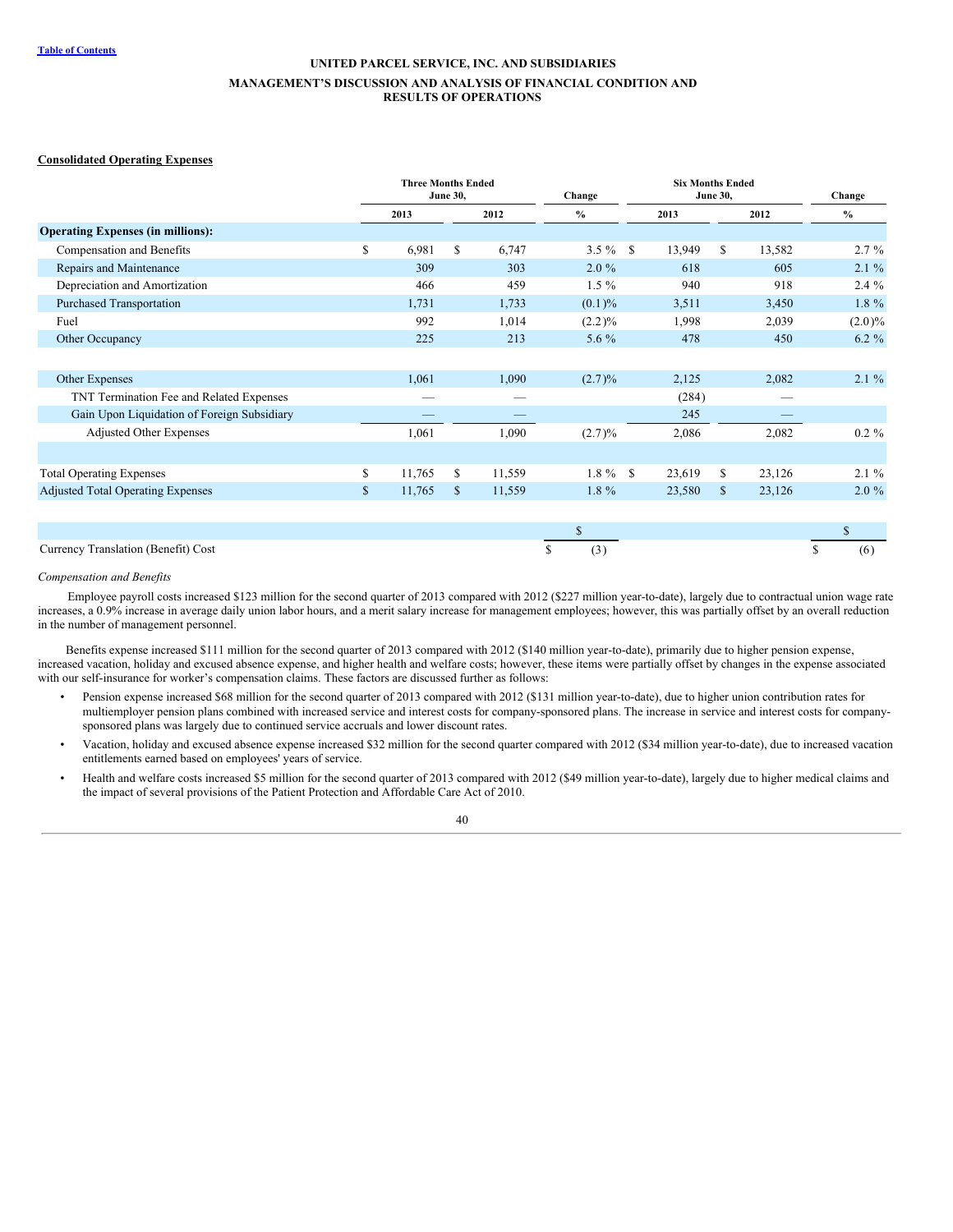#### Consolidated Operating Expenses

| | Three Months Ended June 30, | | Change | Six Months Ended June 30, | | Change |
|---|---|---|---|---|---|---|
| | 2013 | 2012 | % | 2013 | 2012 | % |
| **Operating Expenses (in millions):** | | | | | | |
| Compensation and Benefits | $ 6,981 | $ 6,747 | 3.5 % | $ 13,949 | $ 13,582 | 2.7 % |
| Repairs and Maintenance | 309 | 303 | 2.0 % | 618 | 605 | 2.1 % |
| Depreciation and Amortization | 466 | 459 | 1.5 % | 940 | 918 | 2.4 % |
| Purchased Transportation | 1,731 | 1,733 | (0.1)% | 3,511 | 3,450 | 1.8 % |
| Fuel | 992 | 1,014 | (2.2)% | 1,998 | 2,039 | (2.0)% |
| Other Occupancy | 225 | 213 | 5.6 % | 478 | 450 | 6.2 % |
| | | | | | | |
| Other Expenses | 1,061 | 1,090 | (2.7)% | 2,125 | 2,082 | 2.1 % |
| TNT Termination Fee and Related Expenses | — | — | | (284) | — | |
| Gain Upon Liquidation of Foreign Subsidiary | — | — | | 245 | — | |
| Adjusted Other Expenses | 1,061 | 1,090 | (2.7)% | 2,086 | 2,082 | 0.2 % |
| | | | | | | |
| Total Operating Expenses | $ 11,765 | $ 11,559 | 1.8 % | $ 23,619 | $ 23,126 | 2.1 % |
| Adjusted Total Operating Expenses | $ 11,765 | $ 11,559 | 1.8 % | 23,580 | $ 23,126 | 2.0 % |
| | | | | | | |
| | | | $ | | | $ |
| Currency Translation (Benefit) Cost | | | $ (3) | | | $ (6) |

*Compensation and Benefits*

Employee payroll costs increased $123 million for the second quarter of 2013 compared with 2012 ($227 million year-to-date), largely due to contractual union wage rate increases, a 0.9% increase in average daily union labor hours, and a merit salary increase for management employees; however, this was partially offset by an overall reduction in the number of management personnel.

Benefits expense increased $111 million for the second quarter of 2013 compared with 2012 ($140 million year-to-date), primarily due to higher pension expense, increased vacation, holiday and excused absence expense, and higher health and welfare costs; however, these items were partially offset by changes in the expense associated with our self-insurance for worker's compensation claims. These factors are discussed further as follows:

- Pension expense increased $68 million for the second quarter of 2013 compared with 2012 ($131 million year-to-date), due to higher union contribution rates for multiemployer pension plans combined with increased service and interest costs for company-sponsored plans. The increase in service and interest costs for company-sponsored plans was largely due to continued service accruals and lower discount rates.
- Vacation, holiday and excused absence expense increased $32 million for the second quarter compared with 2012 ($34 million year-to-date), due to increased vacation entitlements earned based on employees' years of service.
- Health and welfare costs increased $5 million for the second quarter of 2013 compared with 2012 ($49 million year-to-date), largely due to higher medical claims and the impact of several provisions of the Patient Protection and Affordable Care Act of 2010.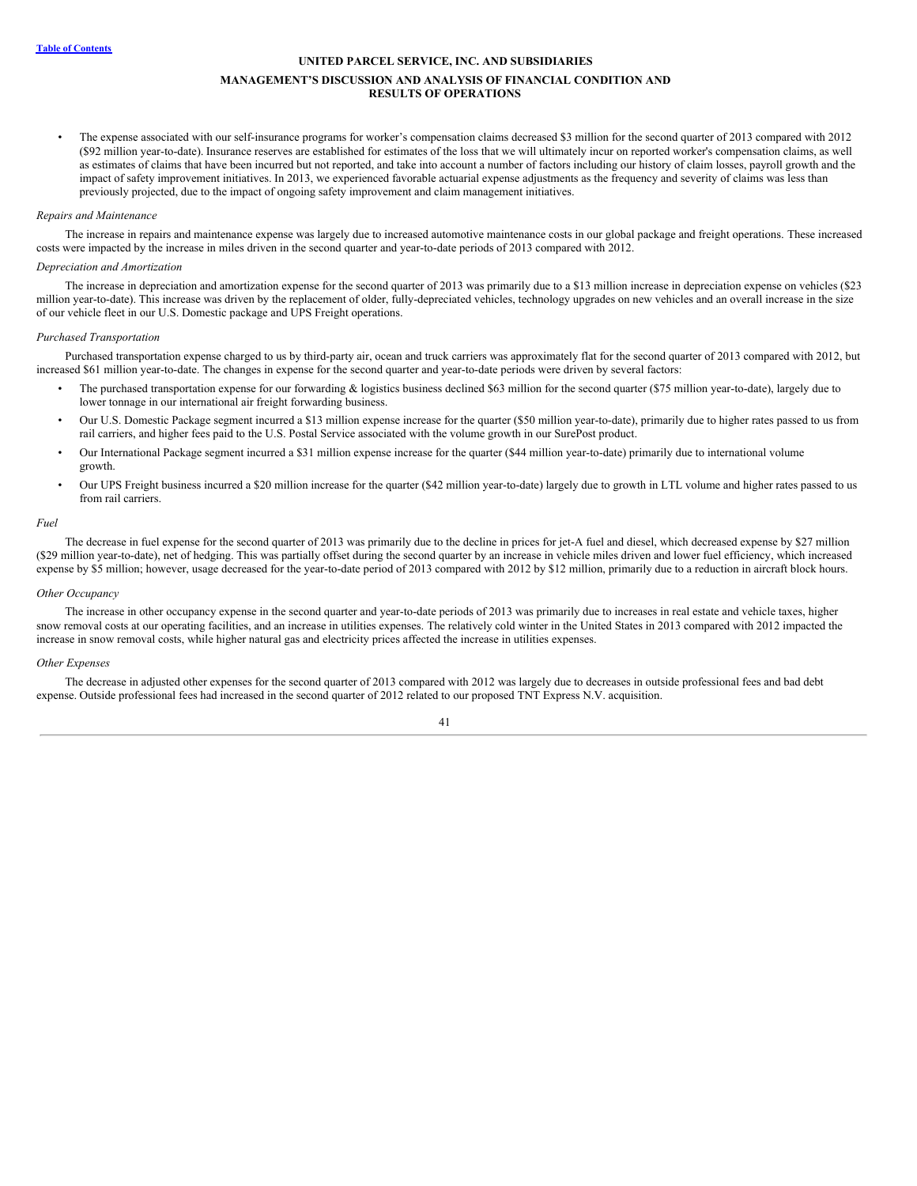- The expense associated with our self-insurance programs for worker's compensation claims decreased $3 million for the second quarter of 2013 compared with 2012 ($92 million year-to-date). Insurance reserves are established for estimates of the loss that we will ultimately incur on reported worker's compensation claims, as well as estimates of claims that have been incurred but not reported, and take into account a number of factors including our history of claim losses, payroll growth and the impact of safety improvement initiatives. In 2013, we experienced favorable actuarial expense adjustments as the frequency and severity of claims was less than previously projected, due to the impact of ongoing safety improvement and claim management initiatives.

*Repairs and Maintenance*

The increase in repairs and maintenance expense was largely due to increased automotive maintenance costs in our global package and freight operations. These increased costs were impacted by the increase in miles driven in the second quarter and year-to-date periods of 2013 compared with 2012.

*Depreciation and Amortization*

The increase in depreciation and amortization expense for the second quarter of 2013 was primarily due to a $13 million increase in depreciation expense on vehicles ($23 million year-to-date). This increase was driven by the replacement of older, fully-depreciated vehicles, technology upgrades on new vehicles and an overall increase in the size of our vehicle fleet in our U.S. Domestic package and UPS Freight operations.

*Purchased Transportation*

Purchased transportation expense charged to us by third-party air, ocean and truck carriers was approximately flat for the second quarter of 2013 compared with 2012, but increased $61 million year-to-date. The changes in expense for the second quarter and year-to-date periods were driven by several factors:

- The purchased transportation expense for our forwarding & logistics business declined $63 million for the second quarter ($75 million year-to-date), largely due to lower tonnage in our international air freight forwarding business.
- Our U.S. Domestic Package segment incurred a $13 million expense increase for the quarter ($50 million year-to-date), primarily due to higher rates passed to us from rail carriers, and higher fees paid to the U.S. Postal Service associated with the volume growth in our SurePost product.
- Our International Package segment incurred a $31 million expense increase for the quarter ($44 million year-to-date) primarily due to international volume growth.
- Our UPS Freight business incurred a $20 million increase for the quarter ($42 million year-to-date) largely due to growth in LTL volume and higher rates passed to us from rail carriers.

*Fuel*

The decrease in fuel expense for the second quarter of 2013 was primarily due to the decline in prices for jet-A fuel and diesel, which decreased expense by $27 million ($29 million year-to-date), net of hedging. This was partially offset during the second quarter by an increase in vehicle miles driven and lower fuel efficiency, which increased expense by $5 million; however, usage decreased for the year-to-date period of 2013 compared with 2012 by $12 million, primarily due to a reduction in aircraft block hours.

*Other Occupancy*

The increase in other occupancy expense in the second quarter and year-to-date periods of 2013 was primarily due to increases in real estate and vehicle taxes, higher snow removal costs at our operating facilities, and an increase in utilities expenses. The relatively cold winter in the United States in 2013 compared with 2012 impacted the increase in snow removal costs, while higher natural gas and electricity prices affected the increase in utilities expenses.

*Other Expenses*

The decrease in adjusted other expenses for the second quarter of 2013 compared with 2012 was largely due to decreases in outside professional fees and bad debt expense. Outside professional fees had increased in the second quarter of 2012 related to our proposed TNT Express N.V. acquisition.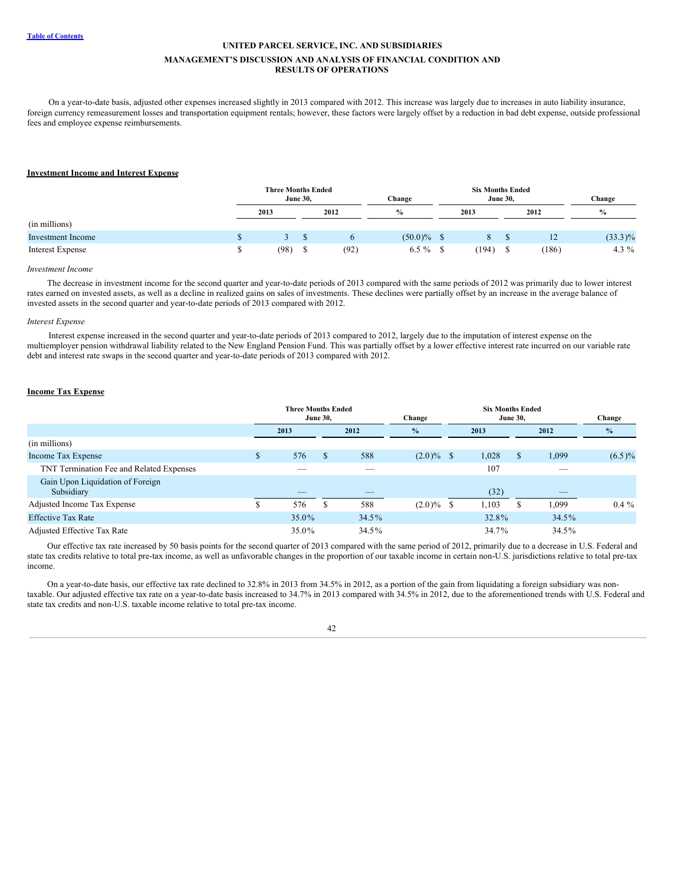On a year-to-date basis, adjusted other expenses increased slightly in 2013 compared with 2012. This increase was largely due to increases in auto liability insurance, foreign currency remeasurement losses and transportation equipment rentals; however, these factors were largely offset by a reduction in bad debt expense, outside professional fees and employee expense reimbursements.

## Investment Income and Interest Expense

| | Three Months Ended June 30, | | Change | Six Months Ended June 30, | | Change |
|---|---|---|---|---|---|---|
| | 2013 | 2012 | % | 2013 | 2012 | % |
| (in millions) | | | | | | |
| Investment Income | $ 3 | $ 6 | (50.0)% | $ 8 | $ 12 | (33.3)% |
| Interest Expense | $ (98) | $ (92) | 6.5 % | $ (194) | $ (186) | 4.3 % |

*Investment Income*

The decrease in investment income for the second quarter and year-to-date periods of 2013 compared with the same periods of 2012 was primarily due to lower interest rates earned on invested assets, as well as a decline in realized gains on sales of investments. These declines were partially offset by an increase in the average balance of invested assets in the second quarter and year-to-date periods of 2013 compared with 2012.

*Interest Expense*

Interest expense increased in the second quarter and year-to-date periods of 2013 compared to 2012, largely due to the imputation of interest expense on the multiemployer pension withdrawal liability related to the New England Pension Fund. This was partially offset by a lower effective interest rate incurred on our variable rate debt and interest rate swaps in the second quarter and year-to-date periods of 2013 compared with 2012.

## Income Tax Expense

| | Three Months Ended June 30, | | Change | Six Months Ended June 30, | | Change |
|---|---|---|---|---|---|---|
| | 2013 | 2012 | % | 2013 | 2012 | % |
| (in millions) | | | | | | |
| Income Tax Expense | $ 576 | $ 588 | (2.0)% | $ 1,028 | $ 1,099 | (6.5)% |
| TNT Termination Fee and Related Expenses | — | — | | 107 | — | |
| Gain Upon Liquidation of Foreign Subsidiary | — | — | | (32) | — | |
| Adjusted Income Tax Expense | $ 576 | $ 588 | (2.0)% | $ 1,103 | $ 1,099 | 0.4 % |
| Effective Tax Rate | 35.0% | 34.5% | | 32.8% | 34.5% | |
| Adjusted Effective Tax Rate | 35.0% | 34.5% | | 34.7% | 34.5% | |

Our effective tax rate increased by 50 basis points for the second quarter of 2013 compared with the same period of 2012, primarily due to a decrease in U.S. Federal and state tax credits relative to total pre-tax income, as well as unfavorable changes in the proportion of our taxable income in certain non-U.S. jurisdictions relative to total pre-tax income.

On a year-to-date basis, our effective tax rate declined to 32.8% in 2013 from 34.5% in 2012, as a portion of the gain from liquidating a foreign subsidiary was non-taxable. Our adjusted effective tax rate on a year-to-date basis increased to 34.7% in 2013 compared with 34.5% in 2012, due to the aforementioned trends with U.S. Federal and state tax credits and non-U.S. taxable income relative to total pre-tax income.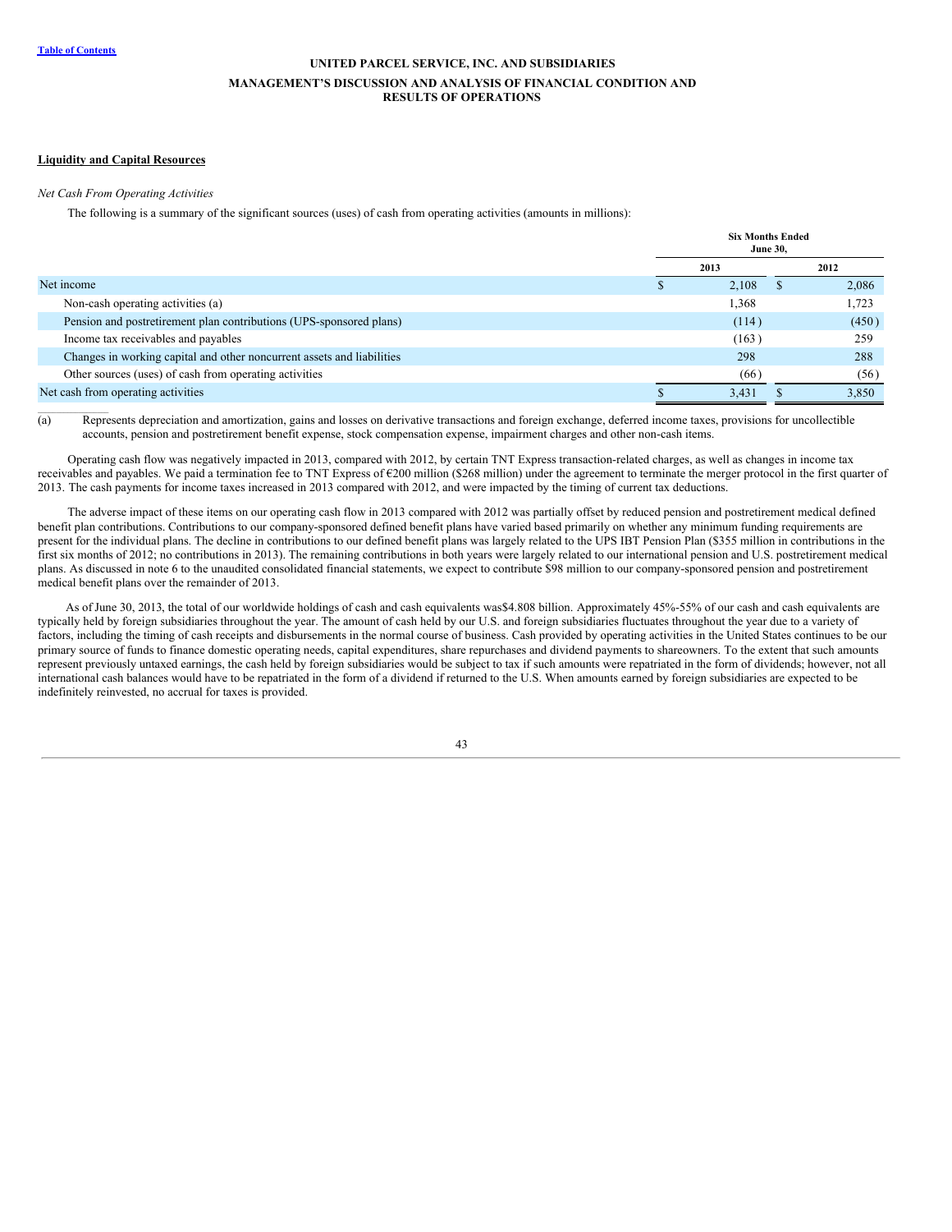UNITED PARCEL SERVICE, INC. AND SUBSIDIARIES

MANAGEMENT'S DISCUSSION AND ANALYSIS OF FINANCIAL CONDITION AND RESULTS OF OPERATIONS

**Liquidity and Capital Resources**

*Net Cash From Operating Activities*

The following is a summary of the significant sources (uses) of cash from operating activities (amounts in millions):

| | Six Months Ended June 30, | |
|---|---|---|
| | 2013 | 2012 |
| Net income | $ 2,108 | $ 2,086 |
| Non-cash operating activities (a) | 1,368 | 1,723 |
| Pension and postretirement plan contributions (UPS-sponsored plans) | (114) | (450) |
| Income tax receivables and payables | (163) | 259 |
| Changes in working capital and other noncurrent assets and liabilities | 298 | 288 |
| Other sources (uses) of cash from operating activities | (66) | (56) |
| Net cash from operating activities | $ 3,431 | $ 3,850 |

(a) Represents depreciation and amortization, gains and losses on derivative transactions and foreign exchange, deferred income taxes, provisions for uncollectible accounts, pension and postretirement benefit expense, stock compensation expense, impairment charges and other non-cash items.

Operating cash flow was negatively impacted in 2013, compared with 2012, by certain TNT Express transaction-related charges, as well as changes in income tax receivables and payables. We paid a termination fee to TNT Express of €200 million ($268 million) under the agreement to terminate the merger protocol in the first quarter of 2013. The cash payments for income taxes increased in 2013 compared with 2012, and were impacted by the timing of current tax deductions.

The adverse impact of these items on our operating cash flow in 2013 compared with 2012 was partially offset by reduced pension and postretirement medical defined benefit plan contributions. Contributions to our company-sponsored defined benefit plans have varied based primarily on whether any minimum funding requirements are present for the individual plans. The decline in contributions to our defined benefit plans was largely related to the UPS IBT Pension Plan ($355 million in contributions in the first six months of 2012; no contributions in 2013). The remaining contributions in both years were largely related to our international pension and U.S. postretirement medical plans. As discussed in note 6 to the unaudited consolidated financial statements, we expect to contribute $98 million to our company-sponsored pension and postretirement medical benefit plans over the remainder of 2013.

As of June 30, 2013, the total of our worldwide holdings of cash and cash equivalents was$4.808 billion. Approximately 45%-55% of our cash and cash equivalents are typically held by foreign subsidiaries throughout the year. The amount of cash held by our U.S. and foreign subsidiaries fluctuates throughout the year due to a variety of factors, including the timing of cash receipts and disbursements in the normal course of business. Cash provided by operating activities in the United States continues to be our primary source of funds to finance domestic operating needs, capital expenditures, share repurchases and dividend payments to shareowners. To the extent that such amounts represent previously untaxed earnings, the cash held by foreign subsidiaries would be subject to tax if such amounts were repatriated in the form of dividends; however, not all international cash balances would have to be repatriated in the form of a dividend if returned to the U.S. When amounts earned by foreign subsidiaries are expected to be indefinitely reinvested, no accrual for taxes is provided.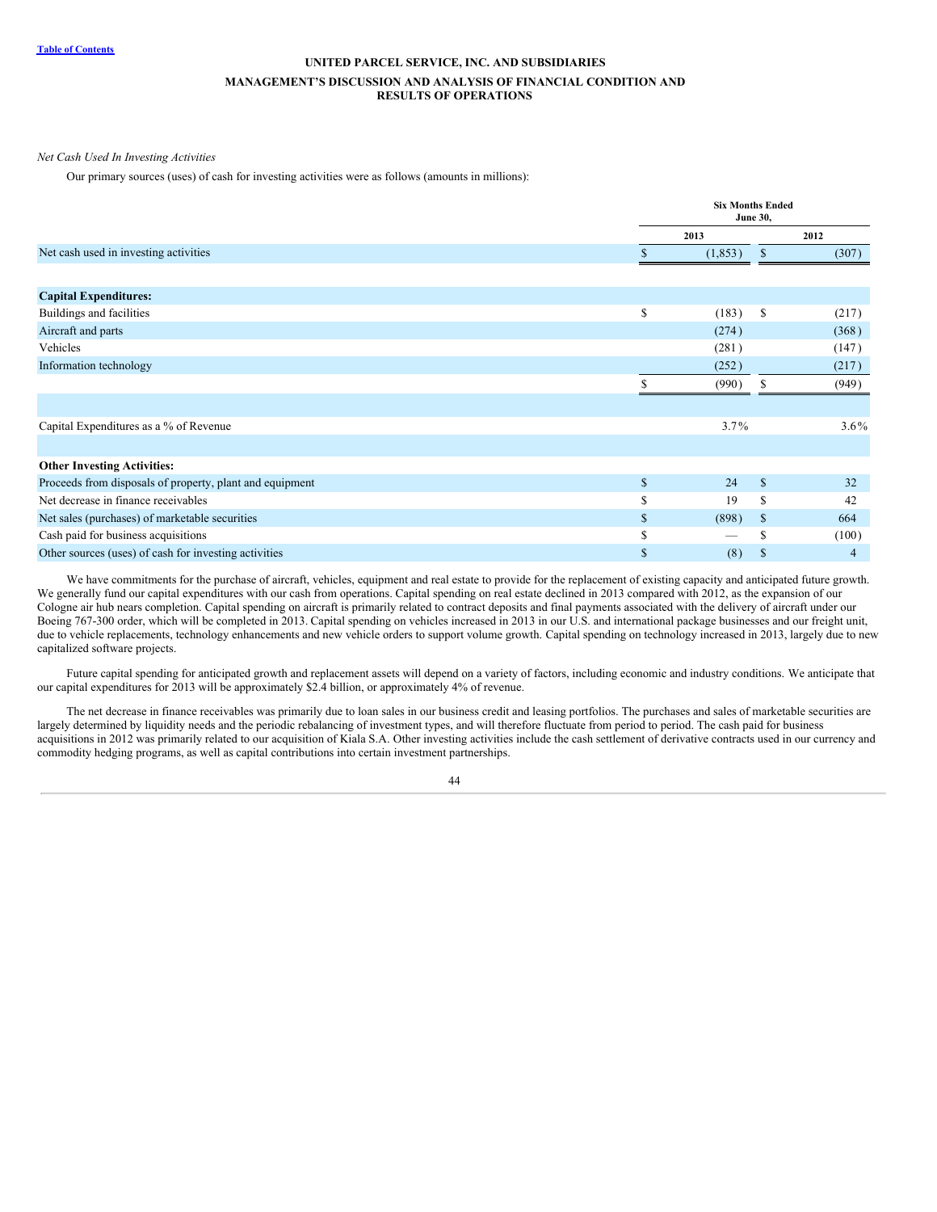UNITED PARCEL SERVICE, INC. AND SUBSIDIARIES

MANAGEMENT'S DISCUSSION AND ANALYSIS OF FINANCIAL CONDITION AND RESULTS OF OPERATIONS

*Net Cash Used In Investing Activities*

Our primary sources (uses) of cash for investing activities were as follows (amounts in millions):

| | Six Months Ended June 30, | |
|---|---|---|
| | 2013 | 2012 |
| Net cash used in investing activities | $ (1,853) | $ (307) |
| | | |
| **Capital Expenditures:** | | |
| Buildings and facilities | $ (183) | $ (217) |
| Aircraft and parts | (274) | (368) |
| Vehicles | (281) | (147) |
| Information technology | (252) | (217) |
| | $ (990) | $ (949) |
| | | |
| Capital Expenditures as a % of Revenue | 3.7% | 3.6% |
| | | |
| **Other Investing Activities:** | | |
| Proceeds from disposals of property, plant and equipment | $ 24 | $ 32 |
| Net decrease in finance receivables | $ 19 | $ 42 |
| Net sales (purchases) of marketable securities | $ (898) | $ 664 |
| Cash paid for business acquisitions | $ — | $ (100) |
| Other sources (uses) of cash for investing activities | $ (8) | $ 4 |

We have commitments for the purchase of aircraft, vehicles, equipment and real estate to provide for the replacement of existing capacity and anticipated future growth. We generally fund our capital expenditures with our cash from operations. Capital spending on real estate declined in 2013 compared with 2012, as the expansion of our Cologne air hub nears completion. Capital spending on aircraft is primarily related to contract deposits and final payments associated with the delivery of aircraft under our Boeing 767-300 order, which will be completed in 2013. Capital spending on vehicles increased in 2013 in our U.S. and international package businesses and our freight unit, due to vehicle replacements, technology enhancements and new vehicle orders to support volume growth. Capital spending on technology increased in 2013, largely due to new capitalized software projects.

Future capital spending for anticipated growth and replacement assets will depend on a variety of factors, including economic and industry conditions. We anticipate that our capital expenditures for 2013 will be approximately $2.4 billion, or approximately 4% of revenue.

The net decrease in finance receivables was primarily due to loan sales in our business credit and leasing portfolios. The purchases and sales of marketable securities are largely determined by liquidity needs and the periodic rebalancing of investment types, and will therefore fluctuate from period to period. The cash paid for business acquisitions in 2012 was primarily related to our acquisition of Kiala S.A. Other investing activities include the cash settlement of derivative contracts used in our currency and commodity hedging programs, as well as capital contributions into certain investment partnerships.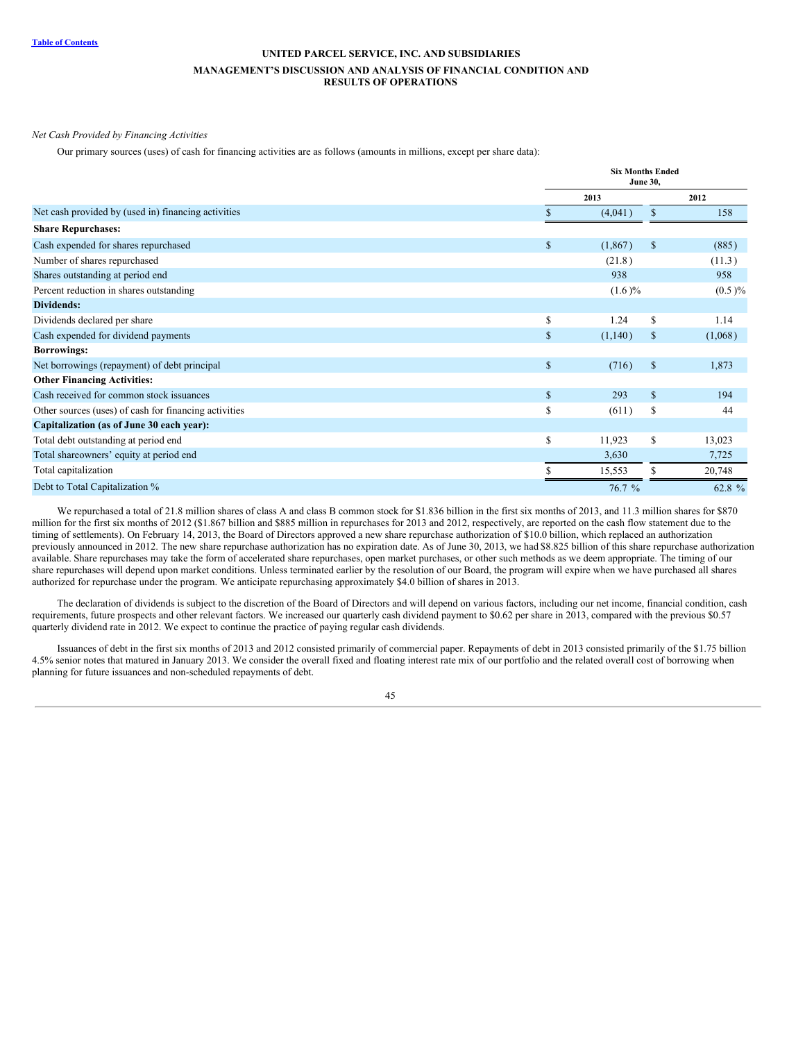*Net Cash Provided by Financing Activities*

Our primary sources (uses) of cash for financing activities are as follows (amounts in millions, except per share data):

| | Six Months Ended June 30, | |
|---|---|---|
| | 2013 | 2012 |
| Net cash provided by (used in) financing activities | $ (4,041) | $ 158 |
| **Share Repurchases:** | | |
| Cash expended for shares repurchased | $ (1,867) | $ (885) |
| Number of shares repurchased | (21.8) | (11.3) |
| Shares outstanding at period end | 938 | 958 |
| Percent reduction in shares outstanding | (1.6)% | (0.5)% |
| **Dividends:** | | |
| Dividends declared per share | $ 1.24 | $ 1.14 |
| Cash expended for dividend payments | $ (1,140) | $ (1,068) |
| **Borrowings:** | | |
| Net borrowings (repayment) of debt principal | $ (716) | $ 1,873 |
| **Other Financing Activities:** | | |
| Cash received for common stock issuances | $ 293 | $ 194 |
| Other sources (uses) of cash for financing activities | $ (611) | $ 44 |
| **Capitalization (as of June 30 each year):** | | |
| Total debt outstanding at period end | $ 11,923 | $ 13,023 |
| Total shareowners' equity at period end | 3,630 | 7,725 |
| Total capitalization | $ 15,553 | $ 20,748 |
| Debt to Total Capitalization % | 76.7 % | 62.8 % |

We repurchased a total of 21.8 million shares of class A and class B common stock for $1.836 billion in the first six months of 2013, and 11.3 million shares for $870 million for the first six months of 2012 ($1.867 billion and $885 million in repurchases for 2013 and 2012, respectively, are reported on the cash flow statement due to the timing of settlements). On February 14, 2013, the Board of Directors approved a new share repurchase authorization of $10.0 billion, which replaced an authorization previously announced in 2012. The new share repurchase authorization has no expiration date. As of June 30, 2013, we had $8.825 billion of this share repurchase authorization available. Share repurchases may take the form of accelerated share repurchases, open market purchases, or other such methods as we deem appropriate. The timing of our share repurchases will depend upon market conditions. Unless terminated earlier by the resolution of our Board, the program will expire when we have purchased all shares authorized for repurchase under the program. We anticipate repurchasing approximately $4.0 billion of shares in 2013.

The declaration of dividends is subject to the discretion of the Board of Directors and will depend on various factors, including our net income, financial condition, cash requirements, future prospects and other relevant factors. We increased our quarterly cash dividend payment to $0.62 per share in 2013, compared with the previous $0.57 quarterly dividend rate in 2012. We expect to continue the practice of paying regular cash dividends.

Issuances of debt in the first six months of 2013 and 2012 consisted primarily of commercial paper. Repayments of debt in 2013 consisted primarily of the $1.75 billion 4.5% senior notes that matured in January 2013. We consider the overall fixed and floating interest rate mix of our portfolio and the related overall cost of borrowing when planning for future issuances and non-scheduled repayments of debt.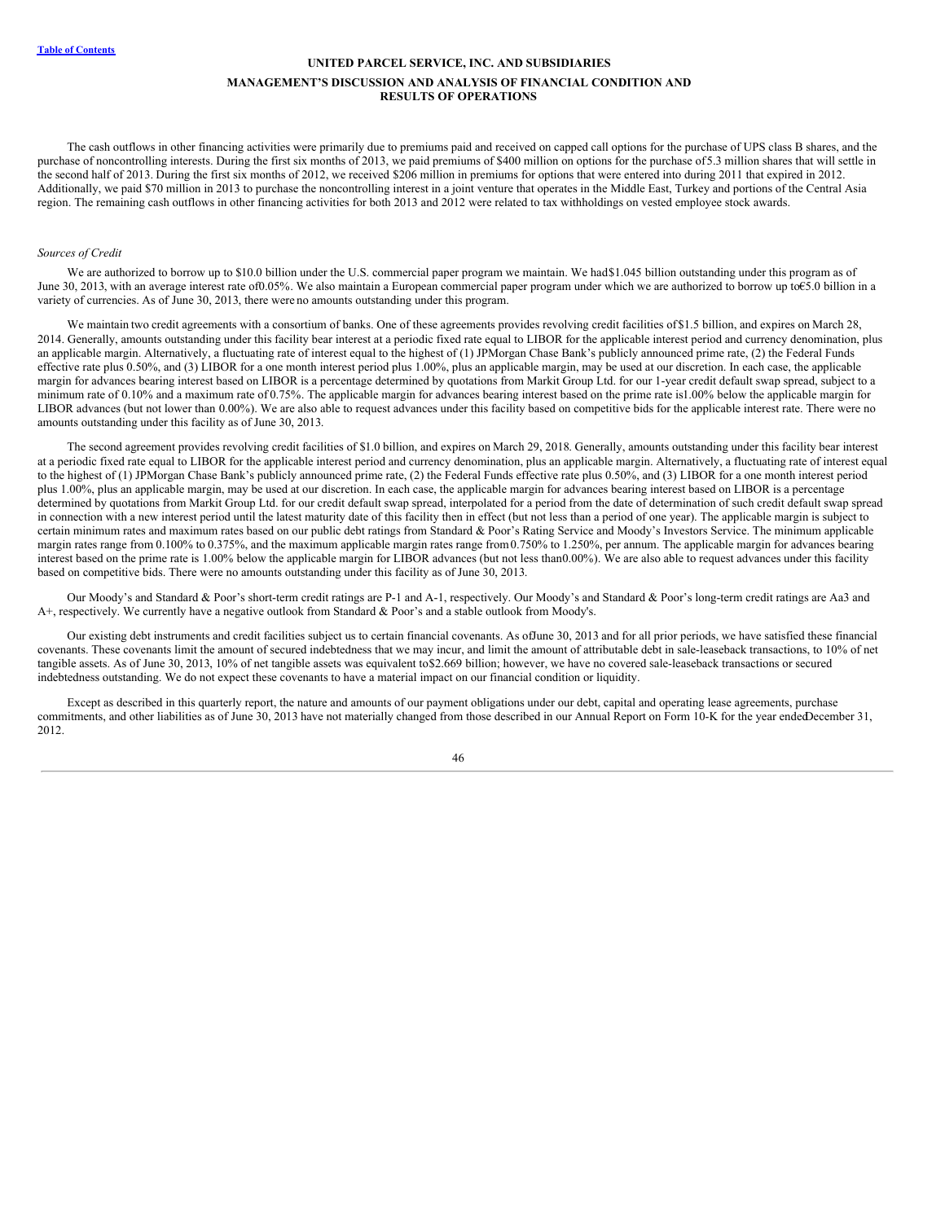The cash outflows in other financing activities were primarily due to premiums paid and received on capped call options for the purchase of UPS class B shares, and the purchase of noncontrolling interests. During the first six months of 2013, we paid premiums of $400 million on options for the purchase of 5.3 million shares that will settle in the second half of 2013. During the first six months of 2012, we received $206 million in premiums for options that were entered into during 2011 that expired in 2012. Additionally, we paid $70 million in 2013 to purchase the noncontrolling interest in a joint venture that operates in the Middle East, Turkey and portions of the Central Asia region. The remaining cash outflows in other financing activities for both 2013 and 2012 were related to tax withholdings on vested employee stock awards.

*Sources of Credit*

We are authorized to borrow up to $10.0 billion under the U.S. commercial paper program we maintain. We had $1.045 billion outstanding under this program as of June 30, 2013, with an average interest rate of 0.05%. We also maintain a European commercial paper program under which we are authorized to borrow up to €5.0 billion in a variety of currencies. As of June 30, 2013, there were no amounts outstanding under this program.

We maintain two credit agreements with a consortium of banks. One of these agreements provides revolving credit facilities of $1.5 billion, and expires on March 28, 2014. Generally, amounts outstanding under this facility bear interest at a periodic fixed rate equal to LIBOR for the applicable interest period and currency denomination, plus an applicable margin. Alternatively, a fluctuating rate of interest equal to the highest of (1) JPMorgan Chase Bank's publicly announced prime rate, (2) the Federal Funds effective rate plus 0.50%, and (3) LIBOR for a one month interest period plus 1.00%, plus an applicable margin, may be used at our discretion. In each case, the applicable margin for advances bearing interest based on LIBOR is a percentage determined by quotations from Markit Group Ltd. for our 1-year credit default swap spread, subject to a minimum rate of 0.10% and a maximum rate of 0.75%. The applicable margin for advances bearing interest based on the prime rate is 1.00% below the applicable margin for LIBOR advances (but not lower than 0.00%). We are also able to request advances under this facility based on competitive bids for the applicable interest rate. There were no amounts outstanding under this facility as of June 30, 2013.

The second agreement provides revolving credit facilities of $1.0 billion, and expires on March 29, 2018. Generally, amounts outstanding under this facility bear interest at a periodic fixed rate equal to LIBOR for the applicable interest period and currency denomination, plus an applicable margin. Alternatively, a fluctuating rate of interest equal to the highest of (1) JPMorgan Chase Bank's publicly announced prime rate, (2) the Federal Funds effective rate plus 0.50%, and (3) LIBOR for a one month interest period plus 1.00%, plus an applicable margin, may be used at our discretion. In each case, the applicable margin for advances bearing interest based on LIBOR is a percentage determined by quotations from Markit Group Ltd. for our credit default swap spread, interpolated for a period from the date of determination of such credit default swap spread in connection with a new interest period until the latest maturity date of this facility then in effect (but not less than a period of one year). The applicable margin is subject to certain minimum rates and maximum rates based on our public debt ratings from Standard & Poor's Rating Service and Moody's Investors Service. The minimum applicable margin rates range from 0.100% to 0.375%, and the maximum applicable margin rates range from 0.750% to 1.250%, per annum. The applicable margin for advances bearing interest based on the prime rate is 1.00% below the applicable margin for LIBOR advances (but not less than 0.00%). We are also able to request advances under this facility based on competitive bids. There were no amounts outstanding under this facility as of June 30, 2013.

Our Moody's and Standard & Poor's short-term credit ratings are P-1 and A-1, respectively. Our Moody's and Standard & Poor's long-term credit ratings are Aa3 and A+, respectively. We currently have a negative outlook from Standard & Poor's and a stable outlook from Moody's.

Our existing debt instruments and credit facilities subject us to certain financial covenants. As of June 30, 2013 and for all prior periods, we have satisfied these financial covenants. These covenants limit the amount of secured indebtedness that we may incur, and limit the amount of attributable debt in sale-leaseback transactions, to 10% of net tangible assets. As of June 30, 2013, 10% of net tangible assets was equivalent to $2.669 billion; however, we have no covered sale-leaseback transactions or secured indebtedness outstanding. We do not expect these covenants to have a material impact on our financial condition or liquidity.

Except as described in this quarterly report, the nature and amounts of our payment obligations under our debt, capital and operating lease agreements, purchase commitments, and other liabilities as of June 30, 2013 have not materially changed from those described in our Annual Report on Form 10-K for the year ended December 31, 2012.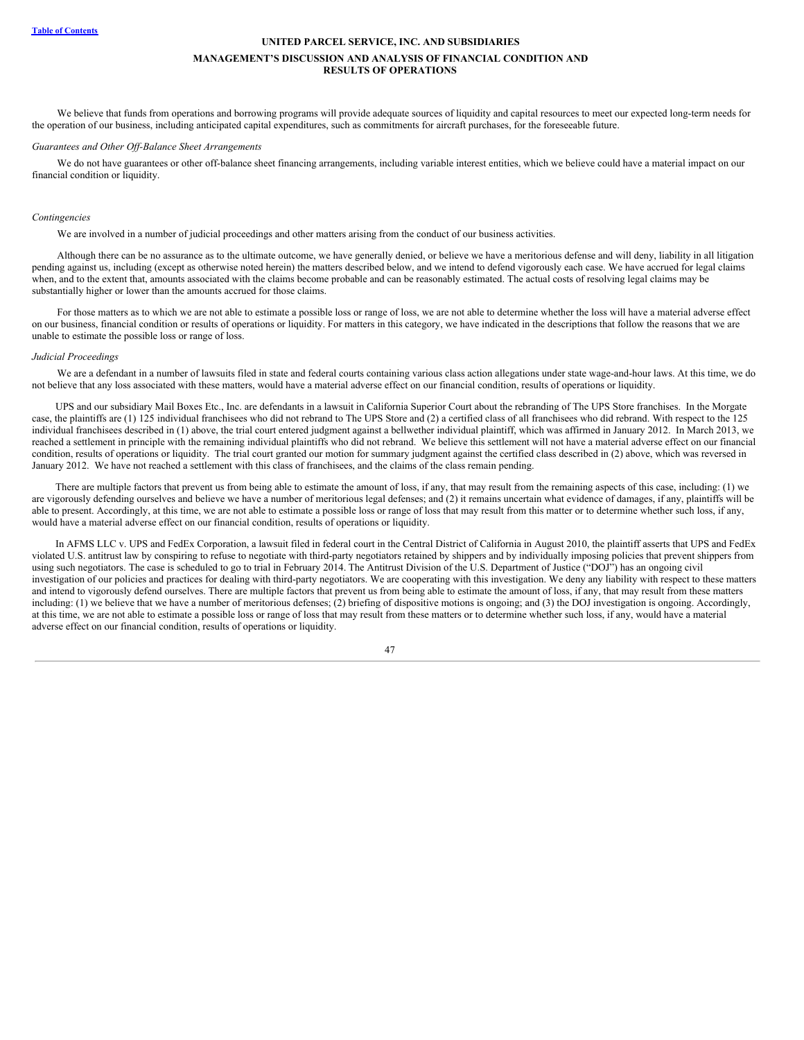We believe that funds from operations and borrowing programs will provide adequate sources of liquidity and capital resources to meet our expected long-term needs for the operation of our business, including anticipated capital expenditures, such as commitments for aircraft purchases, for the foreseeable future.

*Guarantees and Other Off-Balance Sheet Arrangements*

We do not have guarantees or other off-balance sheet financing arrangements, including variable interest entities, which we believe could have a material impact on our financial condition or liquidity.

*Contingencies*

We are involved in a number of judicial proceedings and other matters arising from the conduct of our business activities.

Although there can be no assurance as to the ultimate outcome, we have generally denied, or believe we have a meritorious defense and will deny, liability in all litigation pending against us, including (except as otherwise noted herein) the matters described below, and we intend to defend vigorously each case. We have accrued for legal claims when, and to the extent that, amounts associated with the claims become probable and can be reasonably estimated. The actual costs of resolving legal claims may be substantially higher or lower than the amounts accrued for those claims.

For those matters as to which we are not able to estimate a possible loss or range of loss, we are not able to determine whether the loss will have a material adverse effect on our business, financial condition or results of operations or liquidity. For matters in this category, we have indicated in the descriptions that follow the reasons that we are unable to estimate the possible loss or range of loss.

*Judicial Proceedings*

We are a defendant in a number of lawsuits filed in state and federal courts containing various class action allegations under state wage-and-hour laws. At this time, we do not believe that any loss associated with these matters, would have a material adverse effect on our financial condition, results of operations or liquidity.

UPS and our subsidiary Mail Boxes Etc., Inc. are defendants in a lawsuit in California Superior Court about the rebranding of The UPS Store franchises. In the Morgate case, the plaintiffs are (1) 125 individual franchisees who did not rebrand to The UPS Store and (2) a certified class of all franchisees who did rebrand. With respect to the 125 individual franchisees described in (1) above, the trial court entered judgment against a bellwether individual plaintiff, which was affirmed in January 2012. In March 2013, we reached a settlement in principle with the remaining individual plaintiffs who did not rebrand. We believe this settlement will not have a material adverse effect on our financial condition, results of operations or liquidity. The trial court granted our motion for summary judgment against the certified class described in (2) above, which was reversed in January 2012. We have not reached a settlement with this class of franchisees, and the claims of the class remain pending.

There are multiple factors that prevent us from being able to estimate the amount of loss, if any, that may result from the remaining aspects of this case, including: (1) we are vigorously defending ourselves and believe we have a number of meritorious legal defenses; and (2) it remains uncertain what evidence of damages, if any, plaintiffs will be able to present. Accordingly, at this time, we are not able to estimate a possible loss or range of loss that may result from this matter or to determine whether such loss, if any, would have a material adverse effect on our financial condition, results of operations or liquidity.

In AFMS LLC v. UPS and FedEx Corporation, a lawsuit filed in federal court in the Central District of California in August 2010, the plaintiff asserts that UPS and FedEx violated U.S. antitrust law by conspiring to refuse to negotiate with third-party negotiators retained by shippers and by individually imposing policies that prevent shippers from using such negotiators. The case is scheduled to go to trial in February 2014. The Antitrust Division of the U.S. Department of Justice ("DOJ") has an ongoing civil investigation of our policies and practices for dealing with third-party negotiators. We are cooperating with this investigation. We deny any liability with respect to these matters and intend to vigorously defend ourselves. There are multiple factors that prevent us from being able to estimate the amount of loss, if any, that may result from these matters including: (1) we believe that we have a number of meritorious defenses; (2) briefing of dispositive motions is ongoing; and (3) the DOJ investigation is ongoing. Accordingly, at this time, we are not able to estimate a possible loss or range of loss that may result from these matters or to determine whether such loss, if any, would have a material adverse effect on our financial condition, results of operations or liquidity.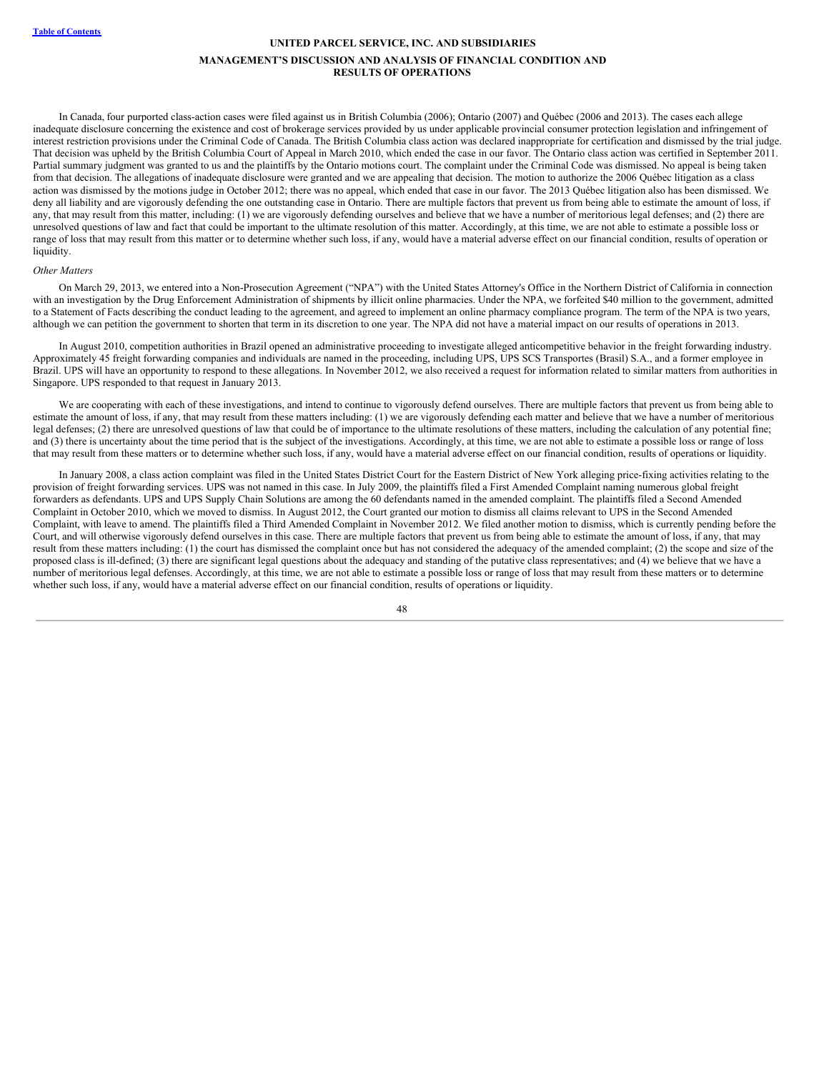In Canada, four purported class-action cases were filed against us in British Columbia (2006); Ontario (2007) and Québec (2006 and 2013). The cases each allege inadequate disclosure concerning the existence and cost of brokerage services provided by us under applicable provincial consumer protection legislation and infringement of interest restriction provisions under the Criminal Code of Canada. The British Columbia class action was declared inappropriate for certification and dismissed by the trial judge. That decision was upheld by the British Columbia Court of Appeal in March 2010, which ended the case in our favor. The Ontario class action was certified in September 2011. Partial summary judgment was granted to us and the plaintiffs by the Ontario motions court. The complaint under the Criminal Code was dismissed. No appeal is being taken from that decision. The allegations of inadequate disclosure were granted and we are appealing that decision. The motion to authorize the 2006 Québec litigation as a class action was dismissed by the motions judge in October 2012; there was no appeal, which ended that case in our favor. The 2013 Québec litigation also has been dismissed. We deny all liability and are vigorously defending the one outstanding case in Ontario. There are multiple factors that prevent us from being able to estimate the amount of loss, if any, that may result from this matter, including: (1) we are vigorously defending ourselves and believe that we have a number of meritorious legal defenses; and (2) there are unresolved questions of law and fact that could be important to the ultimate resolution of this matter. Accordingly, at this time, we are not able to estimate a possible loss or range of loss that may result from this matter or to determine whether such loss, if any, would have a material adverse effect on our financial condition, results of operation or liquidity.

*Other Matters*

On March 29, 2013, we entered into a Non-Prosecution Agreement ("NPA") with the United States Attorney's Office in the Northern District of California in connection with an investigation by the Drug Enforcement Administration of shipments by illicit online pharmacies. Under the NPA, we forfeited $40 million to the government, admitted to a Statement of Facts describing the conduct leading to the agreement, and agreed to implement an online pharmacy compliance program. The term of the NPA is two years, although we can petition the government to shorten that term in its discretion to one year. The NPA did not have a material impact on our results of operations in 2013.

In August 2010, competition authorities in Brazil opened an administrative proceeding to investigate alleged anticompetitive behavior in the freight forwarding industry. Approximately 45 freight forwarding companies and individuals are named in the proceeding, including UPS, UPS SCS Transportes (Brasil) S.A., and a former employee in Brazil. UPS will have an opportunity to respond to these allegations. In November 2012, we also received a request for information related to similar matters from authorities in Singapore. UPS responded to that request in January 2013.

We are cooperating with each of these investigations, and intend to continue to vigorously defend ourselves. There are multiple factors that prevent us from being able to estimate the amount of loss, if any, that may result from these matters including: (1) we are vigorously defending each matter and believe that we have a number of meritorious legal defenses; (2) there are unresolved questions of law that could be of importance to the ultimate resolutions of these matters, including the calculation of any potential fine; and (3) there is uncertainty about the time period that is the subject of the investigations. Accordingly, at this time, we are not able to estimate a possible loss or range of loss that may result from these matters or to determine whether such loss, if any, would have a material adverse effect on our financial condition, results of operations or liquidity.

In January 2008, a class action complaint was filed in the United States District Court for the Eastern District of New York alleging price-fixing activities relating to the provision of freight forwarding services. UPS was not named in this case. In July 2009, the plaintiffs filed a First Amended Complaint naming numerous global freight forwarders as defendants. UPS and UPS Supply Chain Solutions are among the 60 defendants named in the amended complaint. The plaintiffs filed a Second Amended Complaint in October 2010, which we moved to dismiss. In August 2012, the Court granted our motion to dismiss all claims relevant to UPS in the Second Amended Complaint, with leave to amend. The plaintiffs filed a Third Amended Complaint in November 2012. We filed another motion to dismiss, which is currently pending before the Court, and will otherwise vigorously defend ourselves in this case. There are multiple factors that prevent us from being able to estimate the amount of loss, if any, that may result from these matters including: (1) the court has dismissed the complaint once but has not considered the adequacy of the amended complaint; (2) the scope and size of the proposed class is ill-defined; (3) there are significant legal questions about the adequacy and standing of the putative class representatives; and (4) we believe that we have a number of meritorious legal defenses. Accordingly, at this time, we are not able to estimate a possible loss or range of loss that may result from these matters or to determine whether such loss, if any, would have a material adverse effect on our financial condition, results of operations or liquidity.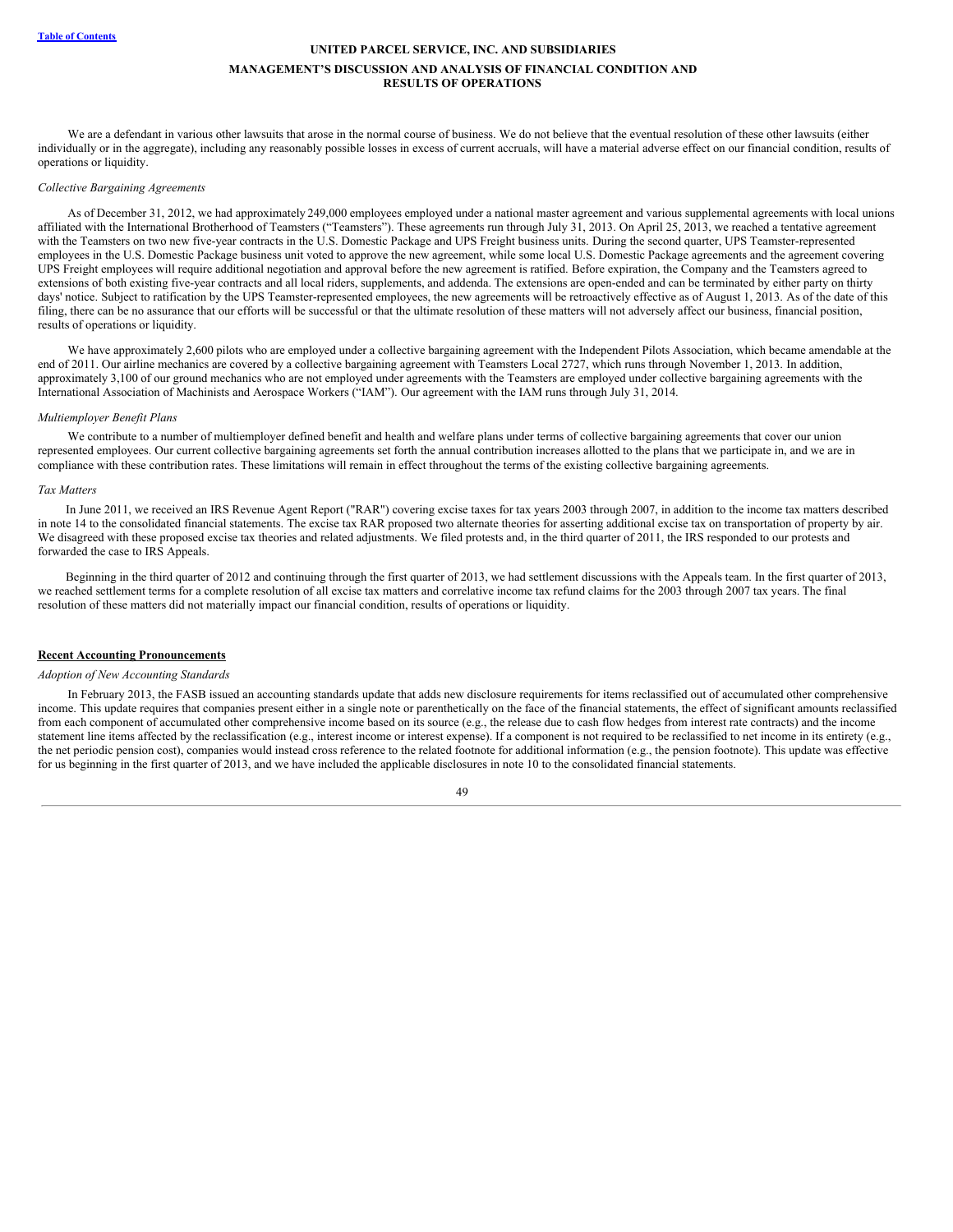We are a defendant in various other lawsuits that arose in the normal course of business. We do not believe that the eventual resolution of these other lawsuits (either individually or in the aggregate), including any reasonably possible losses in excess of current accruals, will have a material adverse effect on our financial condition, results of operations or liquidity.

*Collective Bargaining Agreements*

As of December 31, 2012, we had approximately 249,000 employees employed under a national master agreement and various supplemental agreements with local unions affiliated with the International Brotherhood of Teamsters ("Teamsters"). These agreements run through July 31, 2013. On April 25, 2013, we reached a tentative agreement with the Teamsters on two new five-year contracts in the U.S. Domestic Package and UPS Freight business units. During the second quarter, UPS Teamster-represented employees in the U.S. Domestic Package business unit voted to approve the new agreement, while some local U.S. Domestic Package agreements and the agreement covering UPS Freight employees will require additional negotiation and approval before the new agreement is ratified. Before expiration, the Company and the Teamsters agreed to extensions of both existing five-year contracts and all local riders, supplements, and addenda. The extensions are open-ended and can be terminated by either party on thirty days' notice. Subject to ratification by the UPS Teamster-represented employees, the new agreements will be retroactively effective as of August 1, 2013. As of the date of this filing, there can be no assurance that our efforts will be successful or that the ultimate resolution of these matters will not adversely affect our business, financial position, results of operations or liquidity.

We have approximately 2,600 pilots who are employed under a collective bargaining agreement with the Independent Pilots Association, which became amendable at the end of 2011. Our airline mechanics are covered by a collective bargaining agreement with Teamsters Local 2727, which runs through November 1, 2013. In addition, approximately 3,100 of our ground mechanics who are not employed under agreements with the Teamsters are employed under collective bargaining agreements with the International Association of Machinists and Aerospace Workers ("IAM"). Our agreement with the IAM runs through July 31, 2014.

*Multiemployer Benefit Plans*

We contribute to a number of multiemployer defined benefit and health and welfare plans under terms of collective bargaining agreements that cover our union represented employees. Our current collective bargaining agreements set forth the annual contribution increases allotted to the plans that we participate in, and we are in compliance with these contribution rates. These limitations will remain in effect throughout the terms of the existing collective bargaining agreements.

*Tax Matters*

In June 2011, we received an IRS Revenue Agent Report ("RAR") covering excise taxes for tax years 2003 through 2007, in addition to the income tax matters described in note 14 to the consolidated financial statements. The excise tax RAR proposed two alternate theories for asserting additional excise tax on transportation of property by air. We disagreed with these proposed excise tax theories and related adjustments. We filed protests and, in the third quarter of 2011, the IRS responded to our protests and forwarded the case to IRS Appeals.

Beginning in the third quarter of 2012 and continuing through the first quarter of 2013, we had settlement discussions with the Appeals team. In the first quarter of 2013, we reached settlement terms for a complete resolution of all excise tax matters and correlative income tax refund claims for the 2003 through 2007 tax years. The final resolution of these matters did not materially impact our financial condition, results of operations or liquidity.

## Recent Accounting Pronouncements

*Adoption of New Accounting Standards*

In February 2013, the FASB issued an accounting standards update that adds new disclosure requirements for items reclassified out of accumulated other comprehensive income. This update requires that companies present either in a single note or parenthetically on the face of the financial statements, the effect of significant amounts reclassified from each component of accumulated other comprehensive income based on its source (e.g., the release due to cash flow hedges from interest rate contracts) and the income statement line items affected by the reclassification (e.g., interest income or interest expense). If a component is not required to be reclassified to net income in its entirety (e.g., the net periodic pension cost), companies would instead cross reference to the related footnote for additional information (e.g., the pension footnote). This update was effective for us beginning in the first quarter of 2013, and we have included the applicable disclosures in note 10 to the consolidated financial statements.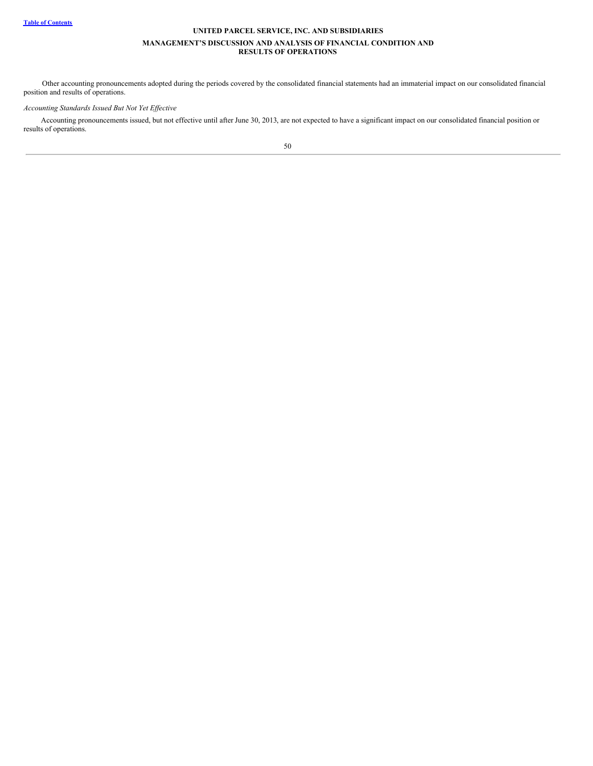Other accounting pronouncements adopted during the periods covered by the consolidated financial statements had an immaterial impact on our consolidated financial position and results of operations.

*Accounting Standards Issued But Not Yet Effective*

Accounting pronouncements issued, but not effective until after June 30, 2013, are not expected to have a significant impact on our consolidated financial position or results of operations.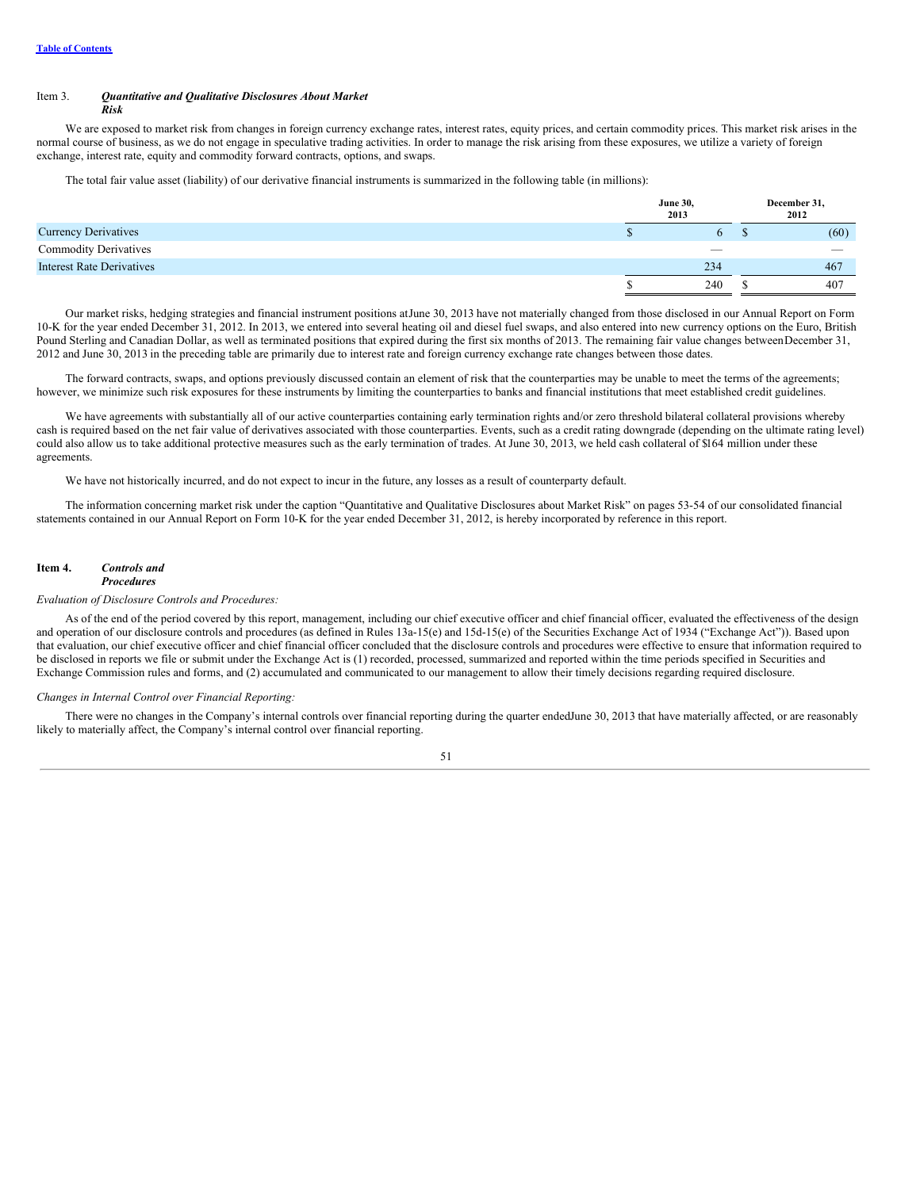Table of Contents

## Item 3. *Quantitative and Qualitative Disclosures About Market Risk*

We are exposed to market risk from changes in foreign currency exchange rates, interest rates, equity prices, and certain commodity prices. This market risk arises in the normal course of business, as we do not engage in speculative trading activities. In order to manage the risk arising from these exposures, we utilize a variety of foreign exchange, interest rate, equity and commodity forward contracts, options, and swaps.

The total fair value asset (liability) of our derivative financial instruments is summarized in the following table (in millions):

| | June 30, 2013 | December 31, 2012 |
|---|---|---|
| Currency Derivatives | $ 6 | $ (60) |
| Commodity Derivatives | — | — |
| Interest Rate Derivatives | 234 | 467 |
| | $ 240 | $ 407 |

Our market risks, hedging strategies and financial instrument positions at June 30, 2013 have not materially changed from those disclosed in our Annual Report on Form 10-K for the year ended December 31, 2012. In 2013, we entered into several heating oil and diesel fuel swaps, and also entered into new currency options on the Euro, British Pound Sterling and Canadian Dollar, as well as terminated positions that expired during the first six months of 2013. The remaining fair value changes between December 31, 2012 and June 30, 2013 in the preceding table are primarily due to interest rate and foreign currency exchange rate changes between those dates.

The forward contracts, swaps, and options previously discussed contain an element of risk that the counterparties may be unable to meet the terms of the agreements; however, we minimize such risk exposures for these instruments by limiting the counterparties to banks and financial institutions that meet established credit guidelines.

We have agreements with substantially all of our active counterparties containing early termination rights and/or zero threshold bilateral collateral provisions whereby cash is required based on the net fair value of derivatives associated with those counterparties. Events, such as a credit rating downgrade (depending on the ultimate rating level) could also allow us to take additional protective measures such as the early termination of trades. At June 30, 2013, we held cash collateral of $164 million under these agreements.

We have not historically incurred, and do not expect to incur in the future, any losses as a result of counterparty default.

The information concerning market risk under the caption "Quantitative and Qualitative Disclosures about Market Risk" on pages 53-54 of our consolidated financial statements contained in our Annual Report on Form 10-K for the year ended December 31, 2012, is hereby incorporated by reference in this report.

## Item 4. *Controls and Procedures*

*Evaluation of Disclosure Controls and Procedures:*

As of the end of the period covered by this report, management, including our chief executive officer and chief financial officer, evaluated the effectiveness of the design and operation of our disclosure controls and procedures (as defined in Rules 13a-15(e) and 15d-15(e) of the Securities Exchange Act of 1934 ("Exchange Act")). Based upon that evaluation, our chief executive officer and chief financial officer concluded that the disclosure controls and procedures were effective to ensure that information required to be disclosed in reports we file or submit under the Exchange Act is (1) recorded, processed, summarized and reported within the time periods specified in Securities and Exchange Commission rules and forms, and (2) accumulated and communicated to our management to allow their timely decisions regarding required disclosure.

*Changes in Internal Control over Financial Reporting:*

There were no changes in the Company's internal controls over financial reporting during the quarter ended June 30, 2013 that have materially affected, or are reasonably likely to materially affect, the Company's internal control over financial reporting.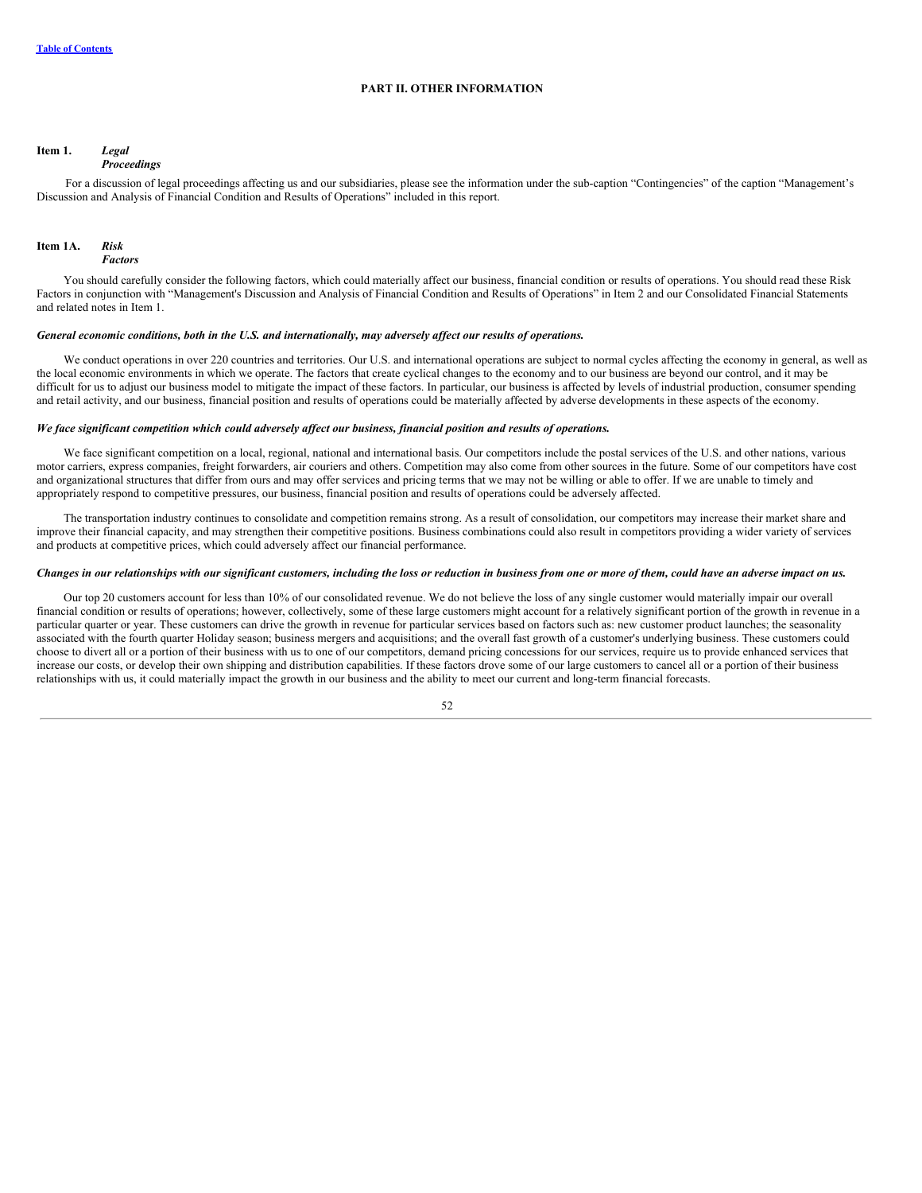# PART II. OTHER INFORMATION

## Item 1. *Legal Proceedings*

For a discussion of legal proceedings affecting us and our subsidiaries, please see the information under the sub-caption "Contingencies" of the caption "Management's Discussion and Analysis of Financial Condition and Results of Operations" included in this report.

## Item 1A. *Risk Factors*

You should carefully consider the following factors, which could materially affect our business, financial condition or results of operations. You should read these Risk Factors in conjunction with "Management's Discussion and Analysis of Financial Condition and Results of Operations" in Item 2 and our Consolidated Financial Statements and related notes in Item 1.

***General economic conditions, both in the U.S. and internationally, may adversely affect our results of operations.***

We conduct operations in over 220 countries and territories. Our U.S. and international operations are subject to normal cycles affecting the economy in general, as well as the local economic environments in which we operate. The factors that create cyclical changes to the economy and to our business are beyond our control, and it may be difficult for us to adjust our business model to mitigate the impact of these factors. In particular, our business is affected by levels of industrial production, consumer spending and retail activity, and our business, financial position and results of operations could be materially affected by adverse developments in these aspects of the economy.

***We face significant competition which could adversely affect our business, financial position and results of operations.***

We face significant competition on a local, regional, national and international basis. Our competitors include the postal services of the U.S. and other nations, various motor carriers, express companies, freight forwarders, air couriers and others. Competition may also come from other sources in the future. Some of our competitors have cost and organizational structures that differ from ours and may offer services and pricing terms that we may not be willing or able to offer. If we are unable to timely and appropriately respond to competitive pressures, our business, financial position and results of operations could be adversely affected.

The transportation industry continues to consolidate and competition remains strong. As a result of consolidation, our competitors may increase their market share and improve their financial capacity, and may strengthen their competitive positions. Business combinations could also result in competitors providing a wider variety of services and products at competitive prices, which could adversely affect our financial performance.

***Changes in our relationships with our significant customers, including the loss or reduction in business from one or more of them, could have an adverse impact on us.***

Our top 20 customers account for less than 10% of our consolidated revenue. We do not believe the loss of any single customer would materially impair our overall financial condition or results of operations; however, collectively, some of these large customers might account for a relatively significant portion of the growth in revenue in a particular quarter or year. These customers can drive the growth in revenue for particular services based on factors such as: new customer product launches; the seasonality associated with the fourth quarter Holiday season; business mergers and acquisitions; and the overall fast growth of a customer's underlying business. These customers could choose to divert all or a portion of their business with us to one of our competitors, demand pricing concessions for our services, require us to provide enhanced services that increase our costs, or develop their own shipping and distribution capabilities. If these factors drove some of our large customers to cancel all or a portion of their business relationships with us, it could materially impact the growth in our business and the ability to meet our current and long-term financial forecasts.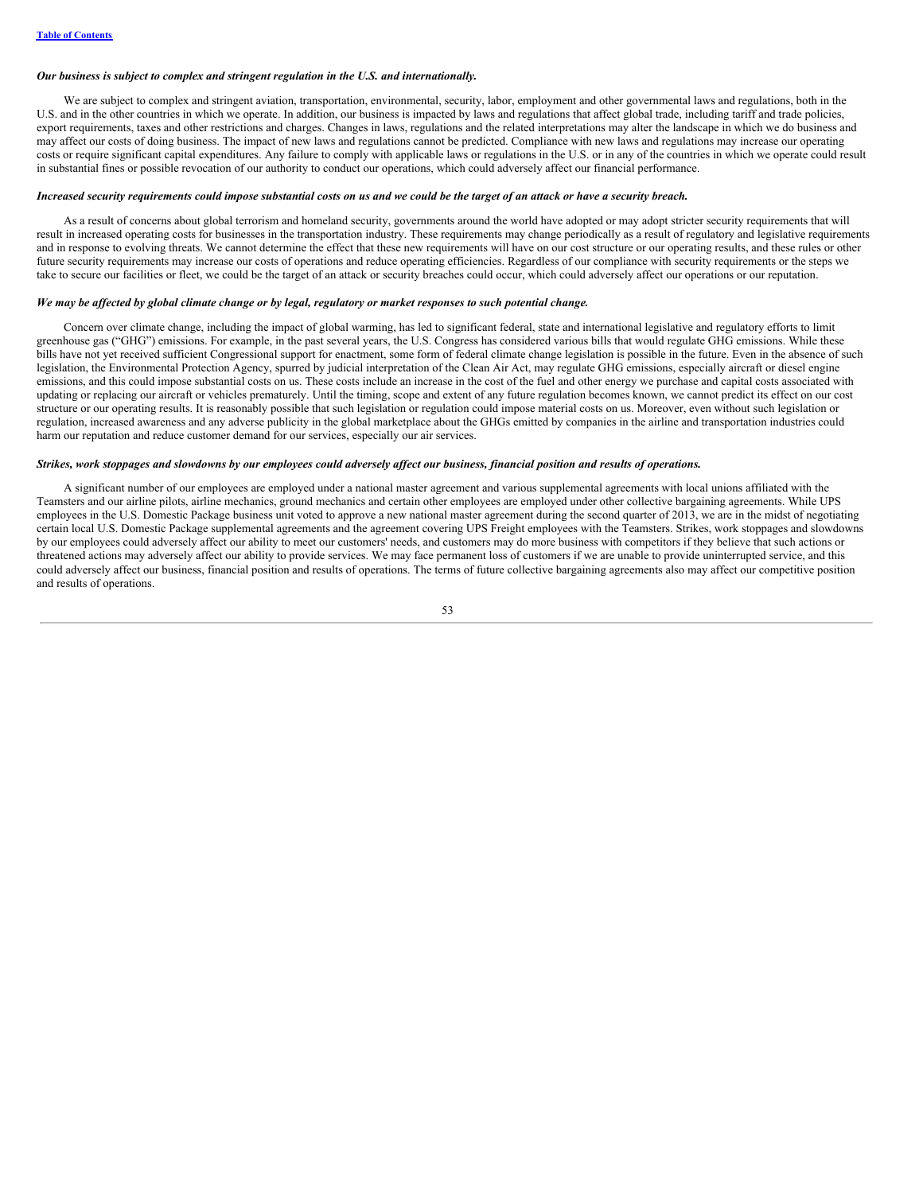***Our business is subject to complex and stringent regulation in the U.S. and internationally.***

We are subject to complex and stringent aviation, transportation, environmental, security, labor, employment and other governmental laws and regulations, both in the U.S. and in the other countries in which we operate. In addition, our business is impacted by laws and regulations that affect global trade, including tariff and trade policies, export requirements, taxes and other restrictions and charges. Changes in laws, regulations and the related interpretations may alter the landscape in which we do business and may affect our costs of doing business. The impact of new laws and regulations cannot be predicted. Compliance with new laws and regulations may increase our operating costs or require significant capital expenditures. Any failure to comply with applicable laws or regulations in the U.S. or in any of the countries in which we operate could result in substantial fines or possible revocation of our authority to conduct our operations, which could adversely affect our financial performance.

***Increased security requirements could impose substantial costs on us and we could be the target of an attack or have a security breach.***

As a result of concerns about global terrorism and homeland security, governments around the world have adopted or may adopt stricter security requirements that will result in increased operating costs for businesses in the transportation industry. These requirements may change periodically as a result of regulatory and legislative requirements and in response to evolving threats. We cannot determine the effect that these new requirements will have on our cost structure or our operating results, and these rules or other future security requirements may increase our costs of operations and reduce operating efficiencies. Regardless of our compliance with security requirements or the steps we take to secure our facilities or fleet, we could be the target of an attack or security breaches could occur, which could adversely affect our operations or our reputation.

***We may be affected by global climate change or by legal, regulatory or market responses to such potential change.***

Concern over climate change, including the impact of global warming, has led to significant federal, state and international legislative and regulatory efforts to limit greenhouse gas ("GHG") emissions. For example, in the past several years, the U.S. Congress has considered various bills that would regulate GHG emissions. While these bills have not yet received sufficient Congressional support for enactment, some form of federal climate change legislation is possible in the future. Even in the absence of such legislation, the Environmental Protection Agency, spurred by judicial interpretation of the Clean Air Act, may regulate GHG emissions, especially aircraft or diesel engine emissions, and this could impose substantial costs on us. These costs include an increase in the cost of the fuel and other energy we purchase and capital costs associated with updating or replacing our aircraft or vehicles prematurely. Until the timing, scope and extent of any future regulation becomes known, we cannot predict its effect on our cost structure or our operating results. It is reasonably possible that such legislation or regulation could impose material costs on us. Moreover, even without such legislation or regulation, increased awareness and any adverse publicity in the global marketplace about the GHGs emitted by companies in the airline and transportation industries could harm our reputation and reduce customer demand for our services, especially our air services.

***Strikes, work stoppages and slowdowns by our employees could adversely affect our business, financial position and results of operations.***

A significant number of our employees are employed under a national master agreement and various supplemental agreements with local unions affiliated with the Teamsters and our airline pilots, airline mechanics, ground mechanics and certain other employees are employed under other collective bargaining agreements. While UPS employees in the U.S. Domestic Package business unit voted to approve a new national master agreement during the second quarter of 2013, we are in the midst of negotiating certain local U.S. Domestic Package supplemental agreements and the agreement covering UPS Freight employees with the Teamsters. Strikes, work stoppages and slowdowns by our employees could adversely affect our ability to meet our customers' needs, and customers may do more business with competitors if they believe that such actions or threatened actions may adversely affect our ability to provide services. We may face permanent loss of customers if we are unable to provide uninterrupted service, and this could adversely affect our business, financial position and results of operations. The terms of future collective bargaining agreements also may affect our competitive position and results of operations.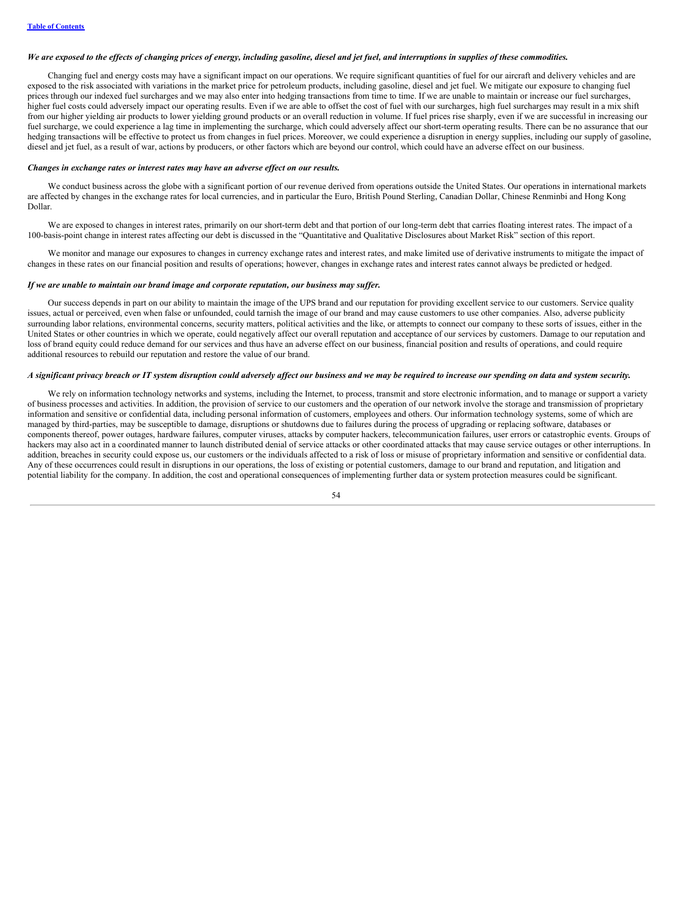*We are exposed to the effects of changing prices of energy, including gasoline, diesel and jet fuel, and interruptions in supplies of these commodities.*

Changing fuel and energy costs may have a significant impact on our operations. We require significant quantities of fuel for our aircraft and delivery vehicles and are exposed to the risk associated with variations in the market price for petroleum products, including gasoline, diesel and jet fuel. We mitigate our exposure to changing fuel prices through our indexed fuel surcharges and we may also enter into hedging transactions from time to time. If we are unable to maintain or increase our fuel surcharges, higher fuel costs could adversely impact our operating results. Even if we are able to offset the cost of fuel with our surcharges, high fuel surcharges may result in a mix shift from our higher yielding air products to lower yielding ground products or an overall reduction in volume. If fuel prices rise sharply, even if we are successful in increasing our fuel surcharge, we could experience a lag time in implementing the surcharge, which could adversely affect our short-term operating results. There can be no assurance that our hedging transactions will be effective to protect us from changes in fuel prices. Moreover, we could experience a disruption in energy supplies, including our supply of gasoline, diesel and jet fuel, as a result of war, actions by producers, or other factors which are beyond our control, which could have an adverse effect on our business.

*Changes in exchange rates or interest rates may have an adverse effect on our results.*

We conduct business across the globe with a significant portion of our revenue derived from operations outside the United States. Our operations in international markets are affected by changes in the exchange rates for local currencies, and in particular the Euro, British Pound Sterling, Canadian Dollar, Chinese Renminbi and Hong Kong Dollar.

We are exposed to changes in interest rates, primarily on our short-term debt and that portion of our long-term debt that carries floating interest rates. The impact of a 100-basis-point change in interest rates affecting our debt is discussed in the "Quantitative and Qualitative Disclosures about Market Risk" section of this report.

We monitor and manage our exposures to changes in currency exchange rates and interest rates, and make limited use of derivative instruments to mitigate the impact of changes in these rates on our financial position and results of operations; however, changes in exchange rates and interest rates cannot always be predicted or hedged.

*If we are unable to maintain our brand image and corporate reputation, our business may suffer.*

Our success depends in part on our ability to maintain the image of the UPS brand and our reputation for providing excellent service to our customers. Service quality issues, actual or perceived, even when false or unfounded, could tarnish the image of our brand and may cause customers to use other companies. Also, adverse publicity surrounding labor relations, environmental concerns, security matters, political activities and the like, or attempts to connect our company to these sorts of issues, either in the United States or other countries in which we operate, could negatively affect our overall reputation and acceptance of our services by customers. Damage to our reputation and loss of brand equity could reduce demand for our services and thus have an adverse effect on our business, financial position and results of operations, and could require additional resources to rebuild our reputation and restore the value of our brand.

*A significant privacy breach or IT system disruption could adversely affect our business and we may be required to increase our spending on data and system security.*

We rely on information technology networks and systems, including the Internet, to process, transmit and store electronic information, and to manage or support a variety of business processes and activities. In addition, the provision of service to our customers and the operation of our network involve the storage and transmission of proprietary information and sensitive or confidential data, including personal information of customers, employees and others. Our information technology systems, some of which are managed by third-parties, may be susceptible to damage, disruptions or shutdowns due to failures during the process of upgrading or replacing software, databases or components thereof, power outages, hardware failures, computer viruses, attacks by computer hackers, telecommunication failures, user errors or catastrophic events. Groups of hackers may also act in a coordinated manner to launch distributed denial of service attacks or other coordinated attacks that may cause service outages or other interruptions. In addition, breaches in security could expose us, our customers or the individuals affected to a risk of loss or misuse of proprietary information and sensitive or confidential data. Any of these occurrences could result in disruptions in our operations, the loss of existing or potential customers, damage to our brand and reputation, and litigation and potential liability for the company. In addition, the cost and operational consequences of implementing further data or system protection measures could be significant.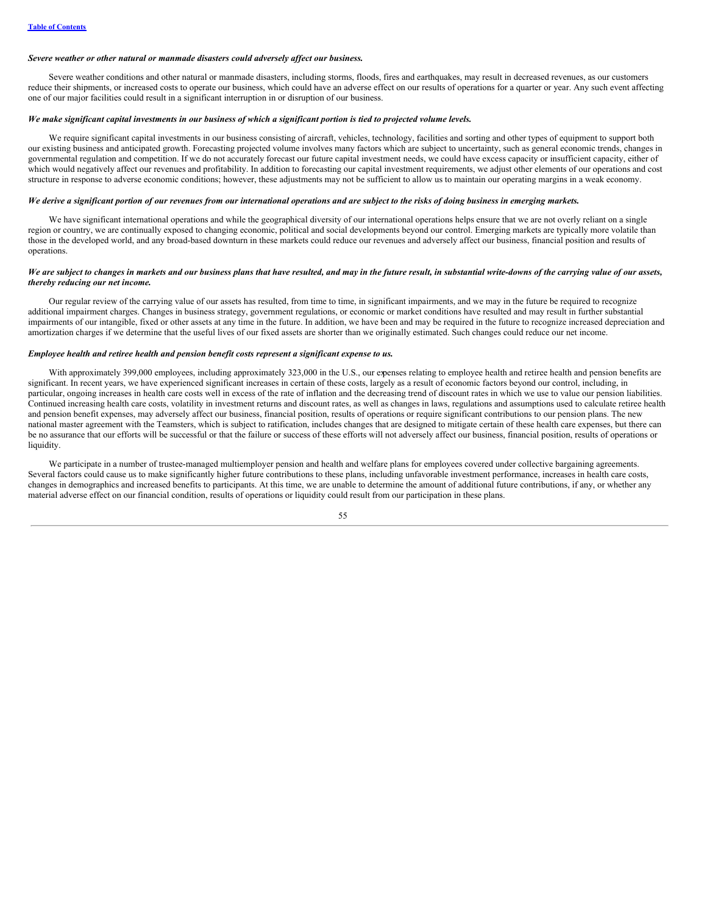*Severe weather or other natural or manmade disasters could adversely affect our business.*

Severe weather conditions and other natural or manmade disasters, including storms, floods, fires and earthquakes, may result in decreased revenues, as our customers reduce their shipments, or increased costs to operate our business, which could have an adverse effect on our results of operations for a quarter or year. Any such event affecting one of our major facilities could result in a significant interruption in or disruption of our business.

*We make significant capital investments in our business of which a significant portion is tied to projected volume levels.*

We require significant capital investments in our business consisting of aircraft, vehicles, technology, facilities and sorting and other types of equipment to support both our existing business and anticipated growth. Forecasting projected volume involves many factors which are subject to uncertainty, such as general economic trends, changes in governmental regulation and competition. If we do not accurately forecast our future capital investment needs, we could have excess capacity or insufficient capacity, either of which would negatively affect our revenues and profitability. In addition to forecasting our capital investment requirements, we adjust other elements of our operations and cost structure in response to adverse economic conditions; however, these adjustments may not be sufficient to allow us to maintain our operating margins in a weak economy.

*We derive a significant portion of our revenues from our international operations and are subject to the risks of doing business in emerging markets.*

We have significant international operations and while the geographical diversity of our international operations helps ensure that we are not overly reliant on a single region or country, we are continually exposed to changing economic, political and social developments beyond our control. Emerging markets are typically more volatile than those in the developed world, and any broad-based downturn in these markets could reduce our revenues and adversely affect our business, financial position and results of operations.

*We are subject to changes in markets and our business plans that have resulted, and may in the future result, in substantial write-downs of the carrying value of our assets, thereby reducing our net income.*

Our regular review of the carrying value of our assets has resulted, from time to time, in significant impairments, and we may in the future be required to recognize additional impairment charges. Changes in business strategy, government regulations, or economic or market conditions have resulted and may result in further substantial impairments of our intangible, fixed or other assets at any time in the future. In addition, we have been and may be required in the future to recognize increased depreciation and amortization charges if we determine that the useful lives of our fixed assets are shorter than we originally estimated. Such changes could reduce our net income.

*Employee health and retiree health and pension benefit costs represent a significant expense to us.*

With approximately 399,000 employees, including approximately 323,000 in the U.S., our expenses relating to employee health and retiree health and pension benefits are significant. In recent years, we have experienced significant increases in certain of these costs, largely as a result of economic factors beyond our control, including, in particular, ongoing increases in health care costs well in excess of the rate of inflation and the decreasing trend of discount rates in which we use to value our pension liabilities. Continued increasing health care costs, volatility in investment returns and discount rates, as well as changes in laws, regulations and assumptions used to calculate retiree health and pension benefit expenses, may adversely affect our business, financial position, results of operations or require significant contributions to our pension plans. The new national master agreement with the Teamsters, which is subject to ratification, includes changes that are designed to mitigate certain of these health care expenses, but there can be no assurance that our efforts will be successful or that the failure or success of these efforts will not adversely affect our business, financial position, results of operations or liquidity.

We participate in a number of trustee-managed multiemployer pension and health and welfare plans for employees covered under collective bargaining agreements. Several factors could cause us to make significantly higher future contributions to these plans, including unfavorable investment performance, increases in health care costs, changes in demographics and increased benefits to participants. At this time, we are unable to determine the amount of additional future contributions, if any, or whether any material adverse effect on our financial condition, results of operations or liquidity could result from our participation in these plans.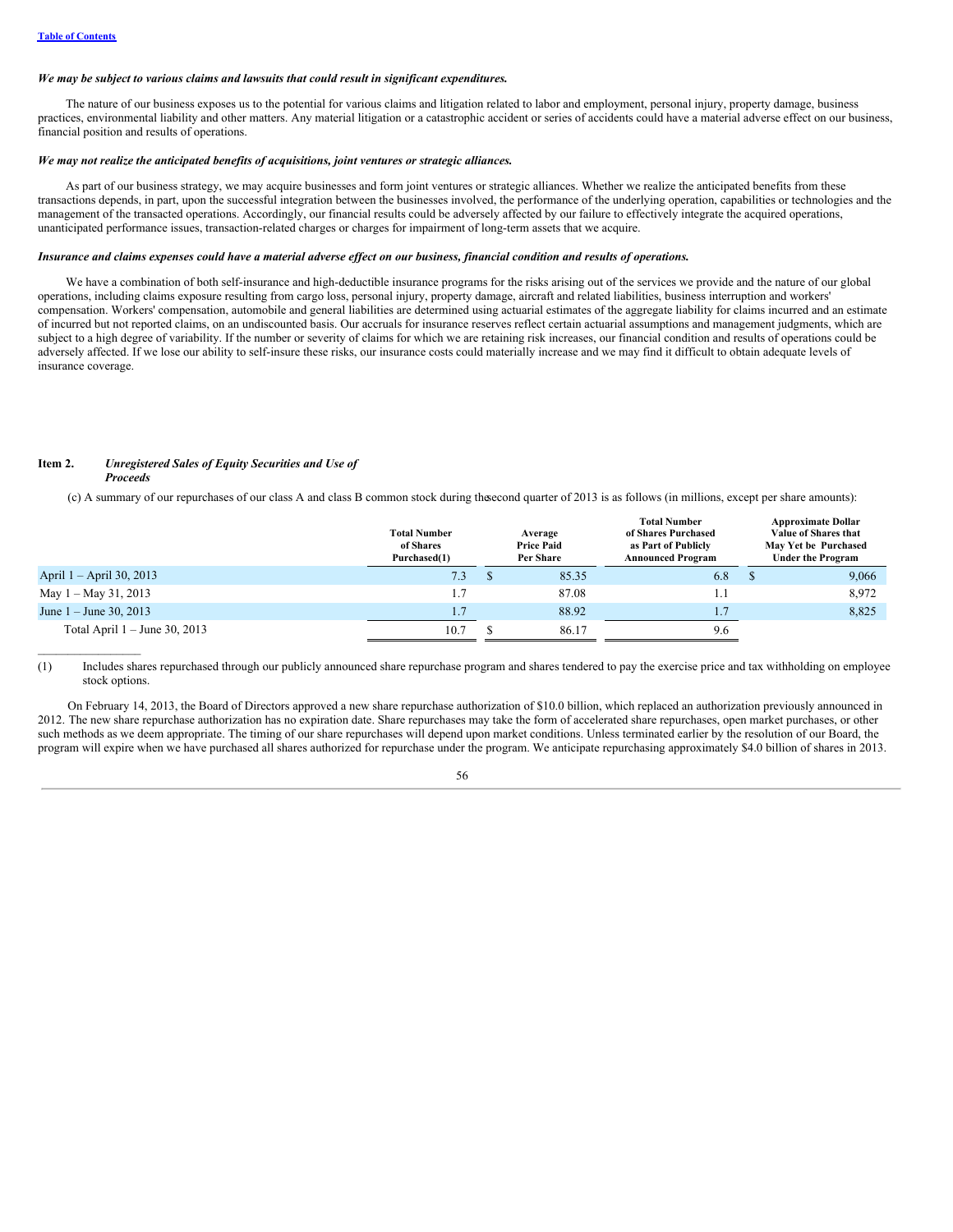[Table of Contents](#)

***We may be subject to various claims and lawsuits that could result in significant expenditures.***

The nature of our business exposes us to the potential for various claims and litigation related to labor and employment, personal injury, property damage, business practices, environmental liability and other matters. Any material litigation or a catastrophic accident or series of accidents could have a material adverse effect on our business, financial position and results of operations.

***We may not realize the anticipated benefits of acquisitions, joint ventures or strategic alliances.***

As part of our business strategy, we may acquire businesses and form joint ventures or strategic alliances. Whether we realize the anticipated benefits from these transactions depends, in part, upon the successful integration between the businesses involved, the performance of the underlying operation, capabilities or technologies and the management of the transacted operations. Accordingly, our financial results could be adversely affected by our failure to effectively integrate the acquired operations, unanticipated performance issues, transaction-related charges or charges for impairment of long-term assets that we acquire.

***Insurance and claims expenses could have a material adverse effect on our business, financial condition and results of operations.***

We have a combination of both self-insurance and high-deductible insurance programs for the risks arising out of the services we provide and the nature of our global operations, including claims exposure resulting from cargo loss, personal injury, property damage, aircraft and related liabilities, business interruption and workers' compensation. Workers' compensation, automobile and general liabilities are determined using actuarial estimates of the aggregate liability for claims incurred and an estimate of incurred but not reported claims, on an undiscounted basis. Our accruals for insurance reserves reflect certain actuarial assumptions and management judgments, which are subject to a high degree of variability. If the number or severity of claims for which we are retaining risk increases, our financial condition and results of operations could be adversely affected. If we lose our ability to self-insure these risks, our insurance costs could materially increase and we may find it difficult to obtain adequate levels of insurance coverage.

**Item 2.** ***Unregistered Sales of Equity Securities and Use of Proceeds***

(c) A summary of our repurchases of our class A and class B common stock during the second quarter of 2013 is as follows (in millions, except per share amounts):

| | Total Number of Shares Purchased(1) | Average Price Paid Per Share | Total Number of Shares Purchased as Part of Publicly Announced Program | Approximate Dollar Value of Shares that May Yet be Purchased Under the Program |
|---|---|---|---|---|
| April 1 – April 30, 2013 | 7.3 | $ 85.35 | 6.8 | $ 9,066 |
| May 1 – May 31, 2013 | 1.7 | 87.08 | 1.1 | 8,972 |
| June 1 – June 30, 2013 | 1.7 | 88.92 | 1.7 | 8,825 |
| Total April 1 – June 30, 2013 | 10.7 | $ 86.17 | 9.6 | |

(1) Includes shares repurchased through our publicly announced share repurchase program and shares tendered to pay the exercise price and tax withholding on employee stock options.

On February 14, 2013, the Board of Directors approved a new share repurchase authorization of $10.0 billion, which replaced an authorization previously announced in 2012. The new share repurchase authorization has no expiration date. Share repurchases may take the form of accelerated share repurchases, open market purchases, or other such methods as we deem appropriate. The timing of our share repurchases will depend upon market conditions. Unless terminated earlier by the resolution of our Board, the program will expire when we have purchased all shares authorized for repurchase under the program. We anticipate repurchasing approximately $4.0 billion of shares in 2013.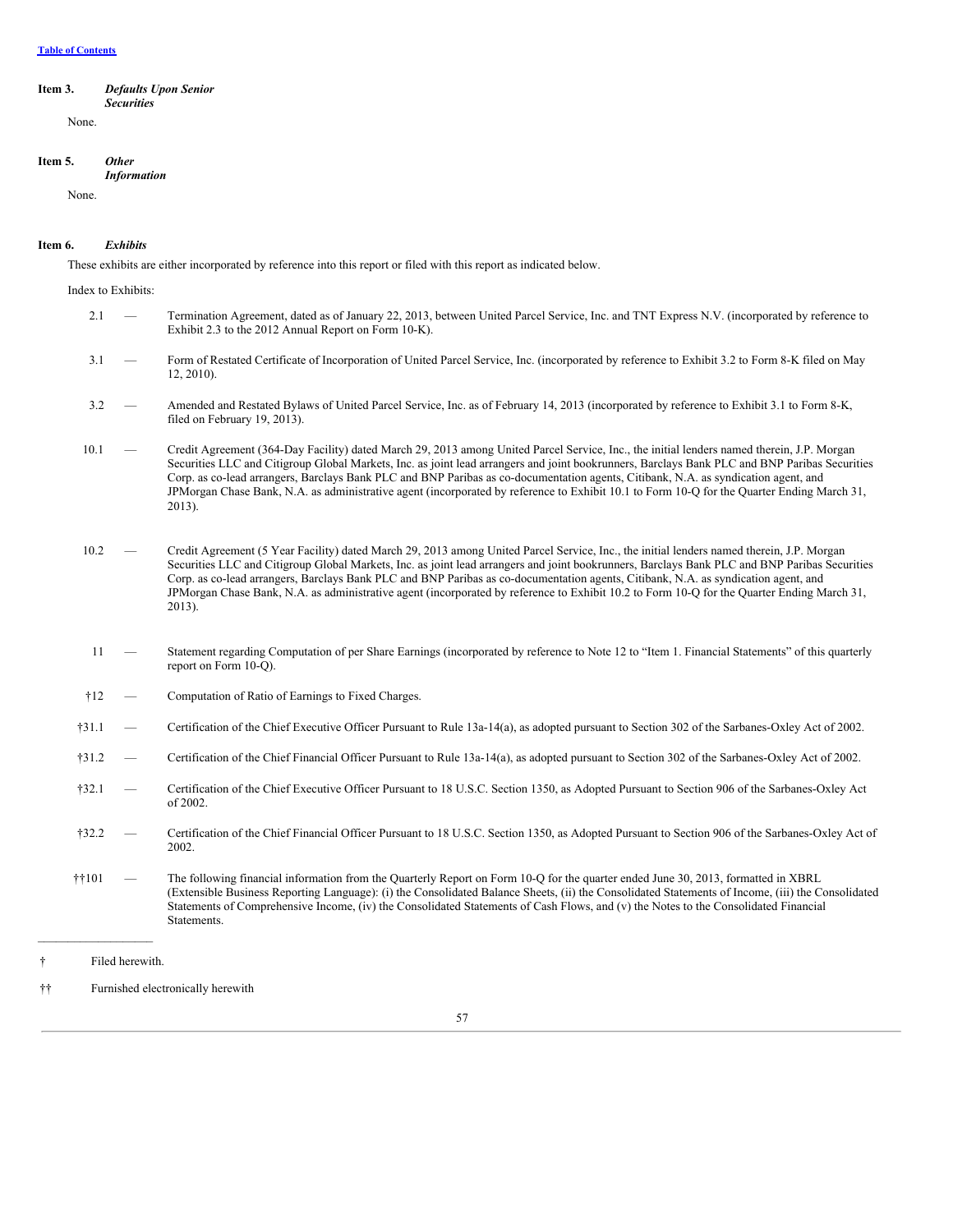[Table of Contents](#)

**Item 3.** ***Defaults Upon Senior Securities***

None.

**Item 5.** ***Other Information***

None.

**Item 6.** ***Exhibits***

These exhibits are either incorporated by reference into this report or filed with this report as indicated below.

Index to Exhibits:

| | | |
|---|---|---|
| 2.1 | — | Termination Agreement, dated as of January 22, 2013, between United Parcel Service, Inc. and TNT Express N.V. (incorporated by reference to Exhibit 2.3 to the 2012 Annual Report on Form 10-K). |
| 3.1 | — | Form of Restated Certificate of Incorporation of United Parcel Service, Inc. (incorporated by reference to Exhibit 3.2 to Form 8-K filed on May 12, 2010). |
| 3.2 | — | Amended and Restated Bylaws of United Parcel Service, Inc. as of February 14, 2013 (incorporated by reference to Exhibit 3.1 to Form 8-K, filed on February 19, 2013). |
| 10.1 | — | Credit Agreement (364-Day Facility) dated March 29, 2013 among United Parcel Service, Inc., the initial lenders named therein, J.P. Morgan Securities LLC and Citigroup Global Markets, Inc. as joint lead arrangers and joint bookrunners, Barclays Bank PLC and BNP Paribas Securities Corp. as co-lead arrangers, Barclays Bank PLC and BNP Paribas as co-documentation agents, Citibank, N.A. as syndication agent, and JPMorgan Chase Bank, N.A. as administrative agent (incorporated by reference to Exhibit 10.1 to Form 10-Q for the Quarter Ending March 31, 2013). |
| 10.2 | — | Credit Agreement (5 Year Facility) dated March 29, 2013 among United Parcel Service, Inc., the initial lenders named therein, J.P. Morgan Securities LLC and Citigroup Global Markets, Inc. as joint lead arrangers and joint bookrunners, Barclays Bank PLC and BNP Paribas Securities Corp. as co-lead arrangers, Barclays Bank PLC and BNP Paribas as co-documentation agents, Citibank, N.A. as syndication agent, and JPMorgan Chase Bank, N.A. as administrative agent (incorporated by reference to Exhibit 10.2 to Form 10-Q for the Quarter Ending March 31, 2013). |
| 11 | — | Statement regarding Computation of per Share Earnings (incorporated by reference to Note 12 to "Item 1. Financial Statements" of this quarterly report on Form 10-Q). |
| †12 | — | Computation of Ratio of Earnings to Fixed Charges. |
| †31.1 | — | Certification of the Chief Executive Officer Pursuant to Rule 13a-14(a), as adopted pursuant to Section 302 of the Sarbanes-Oxley Act of 2002. |
| †31.2 | — | Certification of the Chief Financial Officer Pursuant to Rule 13a-14(a), as adopted pursuant to Section 302 of the Sarbanes-Oxley Act of 2002. |
| †32.1 | — | Certification of the Chief Executive Officer Pursuant to 18 U.S.C. Section 1350, as Adopted Pursuant to Section 906 of the Sarbanes-Oxley Act of 2002. |
| †32.2 | — | Certification of the Chief Financial Officer Pursuant to 18 U.S.C. Section 1350, as Adopted Pursuant to Section 906 of the Sarbanes-Oxley Act of 2002. |
| ††101 | — | The following financial information from the Quarterly Report on Form 10-Q for the quarter ended June 30, 2013, formatted in XBRL (Extensible Business Reporting Language): (i) the Consolidated Balance Sheets, (ii) the Consolidated Statements of Income, (iii) the Consolidated Statements of Comprehensive Income, (iv) the Consolidated Statements of Cash Flows, and (v) the Notes to the Consolidated Financial Statements. |

---

† Filed herewith.

†† Furnished electronically herewith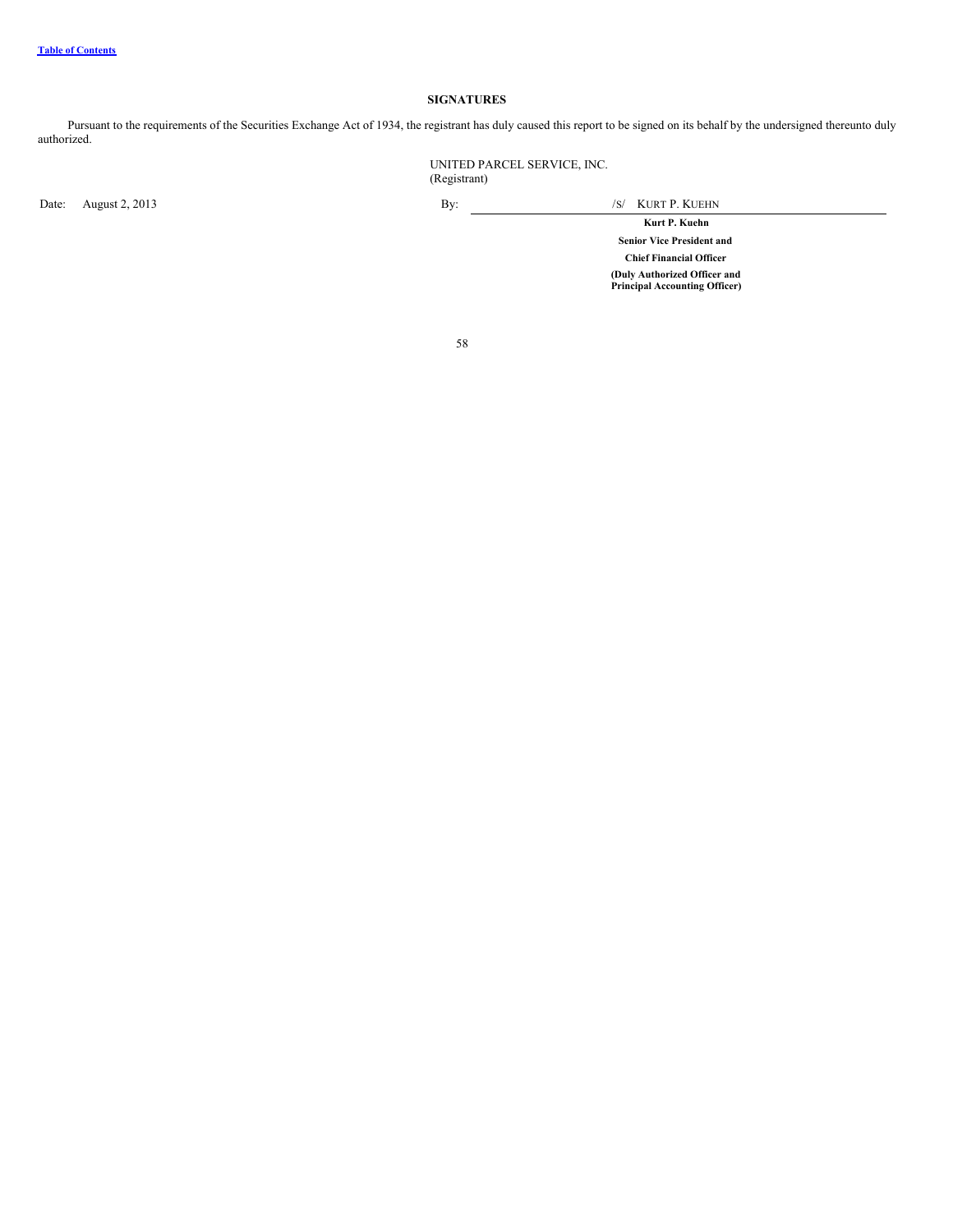## SIGNATURES

Pursuant to the requirements of the Securities Exchange Act of 1934, the registrant has duly caused this report to be signed on its behalf by the undersigned thereunto duly authorized.

UNITED PARCEL SERVICE, INC.
(Registrant)

Date: August 2, 2013

By: /S/ KURT P. KUEHN

**Kurt P. Kuehn**

**Senior Vice President and**

**Chief Financial Officer**

**(Duly Authorized Officer and Principal Accounting Officer)**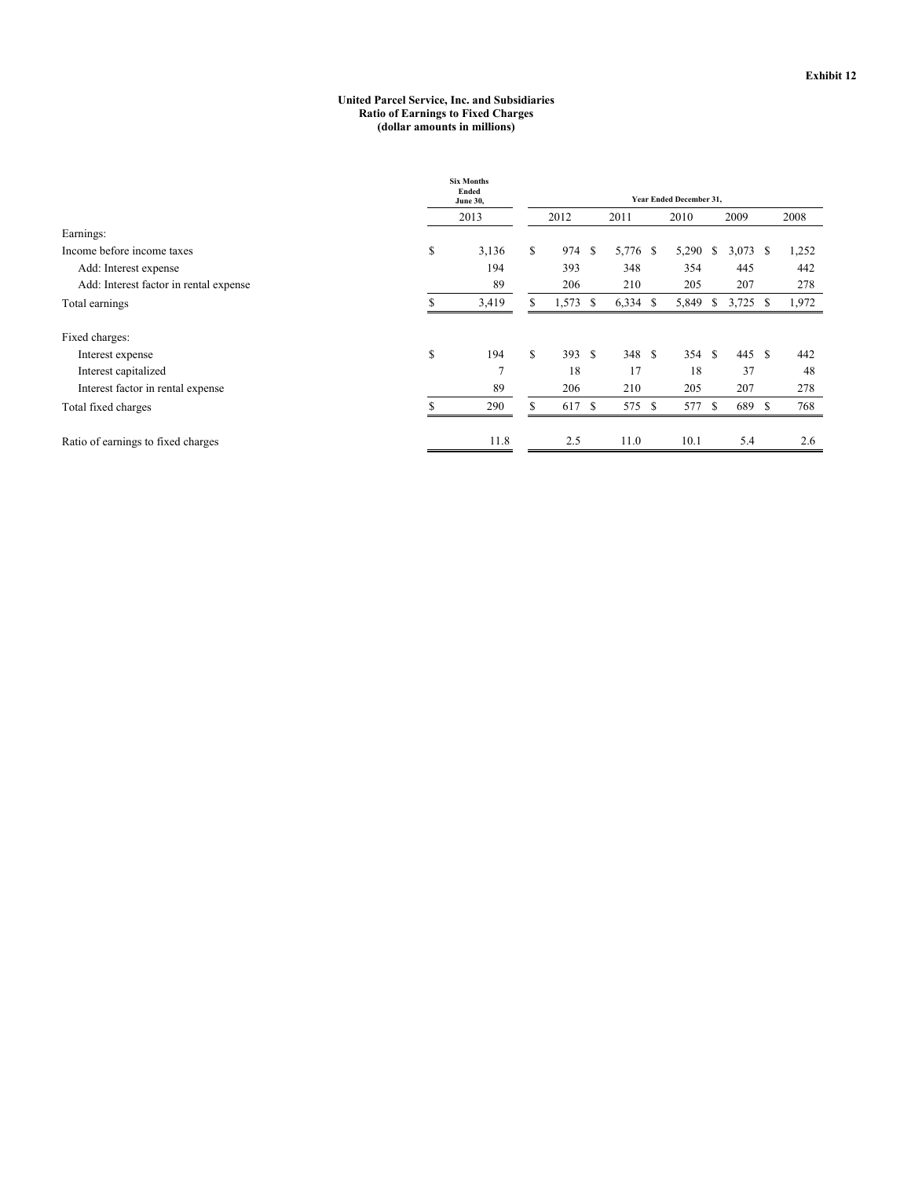**Exhibit 12**

**United Parcel Service, Inc. and Subsidiaries**
**Ratio of Earnings to Fixed Charges**
**(dollar amounts in millions)**

| | Six Months Ended June 30, | Year Ended December 31, | | | | |
|---|---|---|---|---|---|---|
| | 2013 | 2012 | 2011 | 2010 | 2009 | 2008 |
| Earnings: | | | | | | |
| Income before income taxes | $ 3,136 | $ 974 | $ 5,776 | $ 5,290 | $ 3,073 | $ 1,252 |
| Add: Interest expense | 194 | 393 | 348 | 354 | 445 | 442 |
| Add: Interest factor in rental expense | 89 | 206 | 210 | 205 | 207 | 278 |
| Total earnings | $ 3,419 | $ 1,573 | $ 6,334 | $ 5,849 | $ 3,725 | $ 1,972 |
| Fixed charges: | | | | | | |
| Interest expense | $ 194 | $ 393 | $ 348 | $ 354 | $ 445 | $ 442 |
| Interest capitalized | 7 | 18 | 17 | 18 | 37 | 48 |
| Interest factor in rental expense | 89 | 206 | 210 | 205 | 207 | 278 |
| Total fixed charges | $ 290 | $ 617 | $ 575 | $ 577 | $ 689 | $ 768 |
| Ratio of earnings to fixed charges | 11.8 | 2.5 | 11.0 | 10.1 | 5.4 | 2.6 |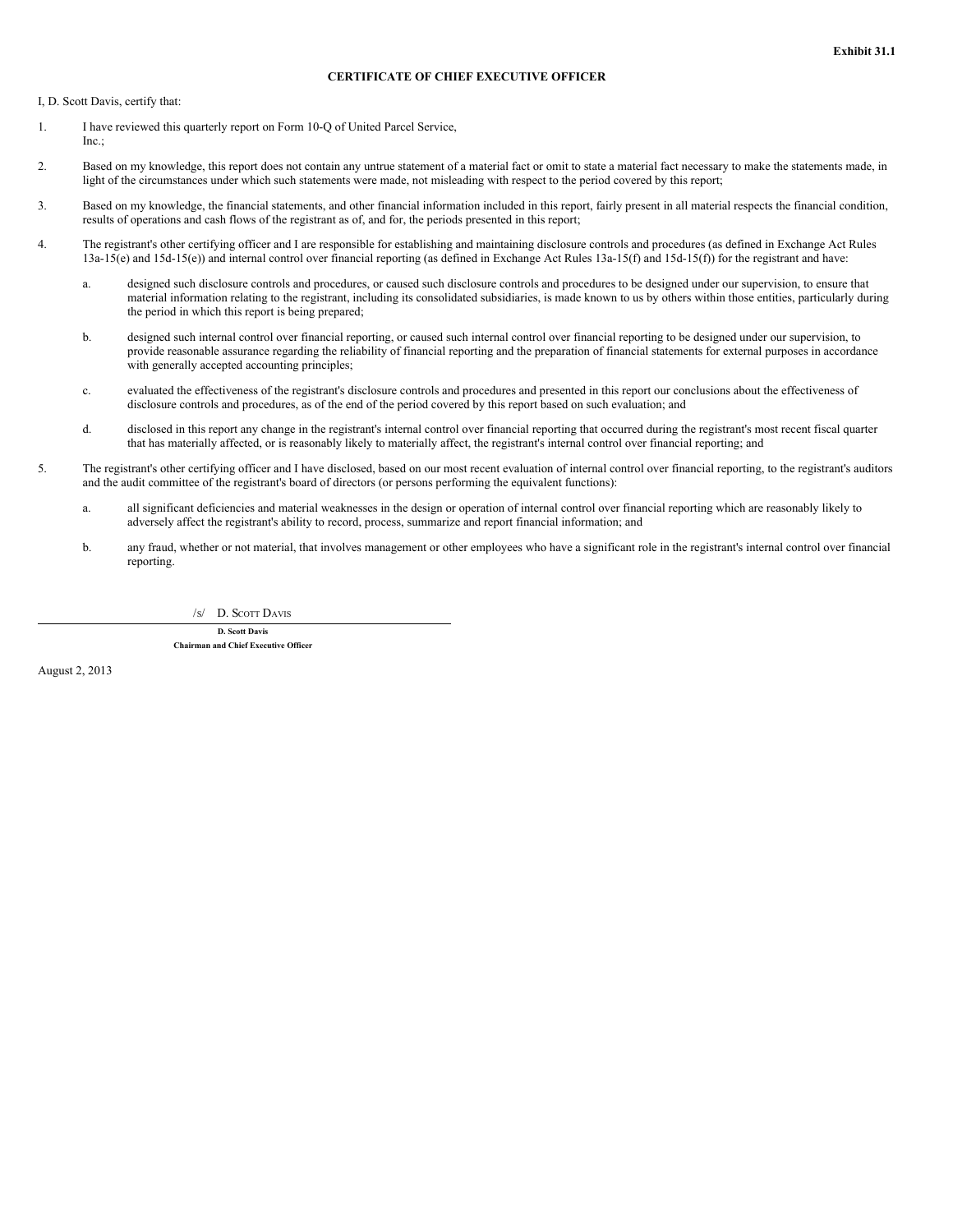**Exhibit 31.1**

**CERTIFICATE OF CHIEF EXECUTIVE OFFICER**

I, D. Scott Davis, certify that:

1. I have reviewed this quarterly report on Form 10-Q of United Parcel Service, Inc.;

2. Based on my knowledge, this report does not contain any untrue statement of a material fact or omit to state a material fact necessary to make the statements made, in light of the circumstances under which such statements were made, not misleading with respect to the period covered by this report;

3. Based on my knowledge, the financial statements, and other financial information included in this report, fairly present in all material respects the financial condition, results of operations and cash flows of the registrant as of, and for, the periods presented in this report;

4. The registrant's other certifying officer and I are responsible for establishing and maintaining disclosure controls and procedures (as defined in Exchange Act Rules 13a-15(e) and 15d-15(e)) and internal control over financial reporting (as defined in Exchange Act Rules 13a-15(f) and 15d-15(f)) for the registrant and have:

   a. designed such disclosure controls and procedures, or caused such disclosure controls and procedures to be designed under our supervision, to ensure that material information relating to the registrant, including its consolidated subsidiaries, is made known to us by others within those entities, particularly during the period in which this report is being prepared;

   b. designed such internal control over financial reporting, or caused such internal control over financial reporting to be designed under our supervision, to provide reasonable assurance regarding the reliability of financial reporting and the preparation of financial statements for external purposes in accordance with generally accepted accounting principles;

   c. evaluated the effectiveness of the registrant's disclosure controls and procedures and presented in this report our conclusions about the effectiveness of disclosure controls and procedures, as of the end of the period covered by this report based on such evaluation; and

   d. disclosed in this report any change in the registrant's internal control over financial reporting that occurred during the registrant's most recent fiscal quarter that has materially affected, or is reasonably likely to materially affect, the registrant's internal control over financial reporting; and

5. The registrant's other certifying officer and I have disclosed, based on our most recent evaluation of internal control over financial reporting, to the registrant's auditors and the audit committee of the registrant's board of directors (or persons performing the equivalent functions):

   a. all significant deficiencies and material weaknesses in the design or operation of internal control over financial reporting which are reasonably likely to adversely affect the registrant's ability to record, process, summarize and report financial information; and

   b. any fraud, whether or not material, that involves management or other employees who have a significant role in the registrant's internal control over financial reporting.

/s/ D. SCOTT DAVIS

**D. Scott Davis**
**Chairman and Chief Executive Officer**

August 2, 2013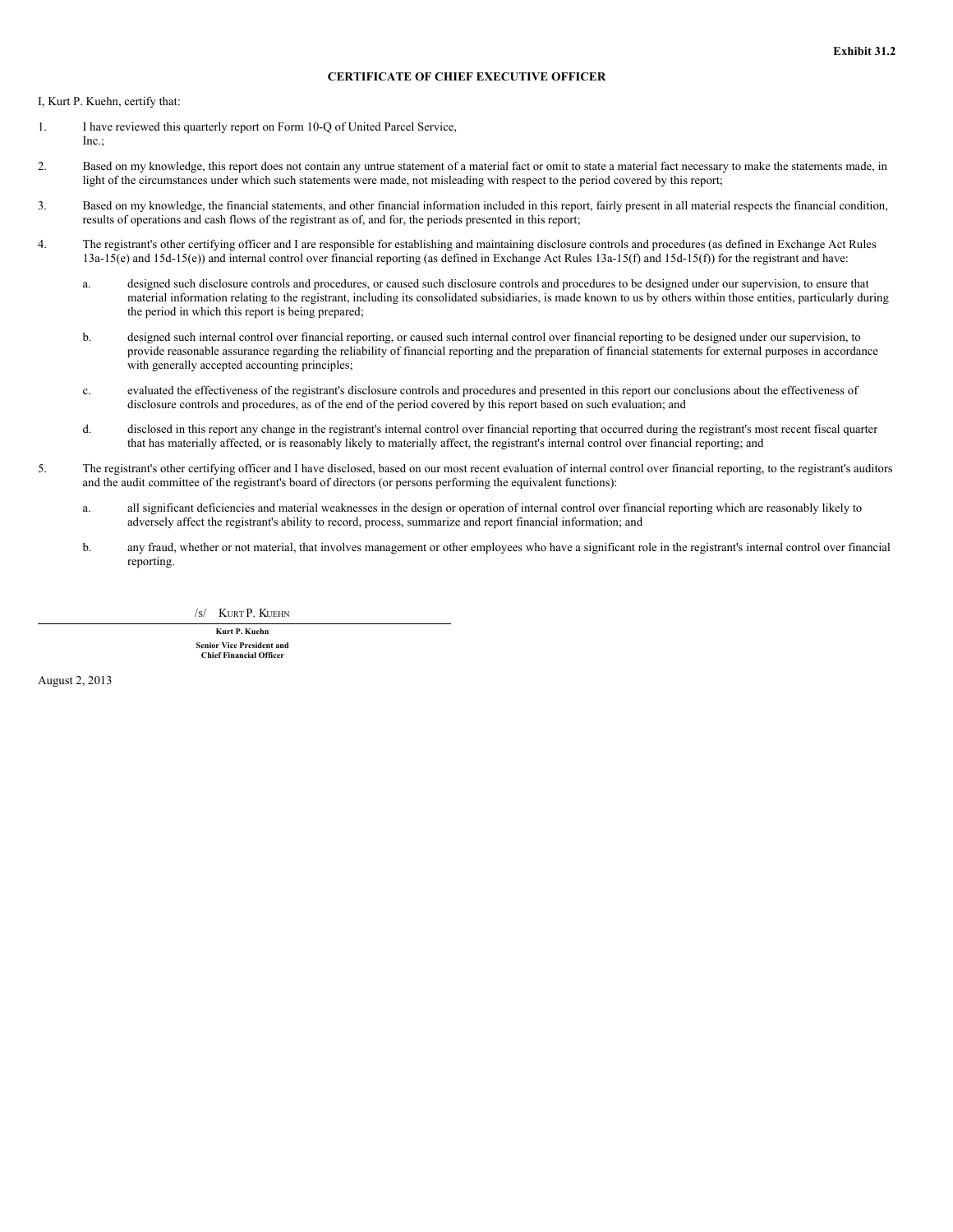**Exhibit 31.2**

**CERTIFICATE OF CHIEF EXECUTIVE OFFICER**

I, Kurt P. Kuehn, certify that:

1. I have reviewed this quarterly report on Form 10-Q of United Parcel Service, Inc.;

2. Based on my knowledge, this report does not contain any untrue statement of a material fact or omit to state a material fact necessary to make the statements made, in light of the circumstances under which such statements were made, not misleading with respect to the period covered by this report;

3. Based on my knowledge, the financial statements, and other financial information included in this report, fairly present in all material respects the financial condition, results of operations and cash flows of the registrant as of, and for, the periods presented in this report;

4. The registrant's other certifying officer and I are responsible for establishing and maintaining disclosure controls and procedures (as defined in Exchange Act Rules 13a-15(e) and 15d-15(e)) and internal control over financial reporting (as defined in Exchange Act Rules 13a-15(f) and 15d-15(f)) for the registrant and have:

   a. designed such disclosure controls and procedures, or caused such disclosure controls and procedures to be designed under our supervision, to ensure that material information relating to the registrant, including its consolidated subsidiaries, is made known to us by others within those entities, particularly during the period in which this report is being prepared;

   b. designed such internal control over financial reporting, or caused such internal control over financial reporting to be designed under our supervision, to provide reasonable assurance regarding the reliability of financial reporting and the preparation of financial statements for external purposes in accordance with generally accepted accounting principles;

   c. evaluated the effectiveness of the registrant's disclosure controls and procedures and presented in this report our conclusions about the effectiveness of disclosure controls and procedures, as of the end of the period covered by this report based on such evaluation; and

   d. disclosed in this report any change in the registrant's internal control over financial reporting that occurred during the registrant's most recent fiscal quarter that has materially affected, or is reasonably likely to materially affect, the registrant's internal control over financial reporting; and

5. The registrant's other certifying officer and I have disclosed, based on our most recent evaluation of internal control over financial reporting, to the registrant's auditors and the audit committee of the registrant's board of directors (or persons performing the equivalent functions):

   a. all significant deficiencies and material weaknesses in the design or operation of internal control over financial reporting which are reasonably likely to adversely affect the registrant's ability to record, process, summarize and report financial information; and

   b. any fraud, whether or not material, that involves management or other employees who have a significant role in the registrant's internal control over financial reporting.

/s/ Kurt P. Kuehn

**Kurt P. Kuehn**
**Senior Vice President and Chief Financial Officer**

August 2, 2013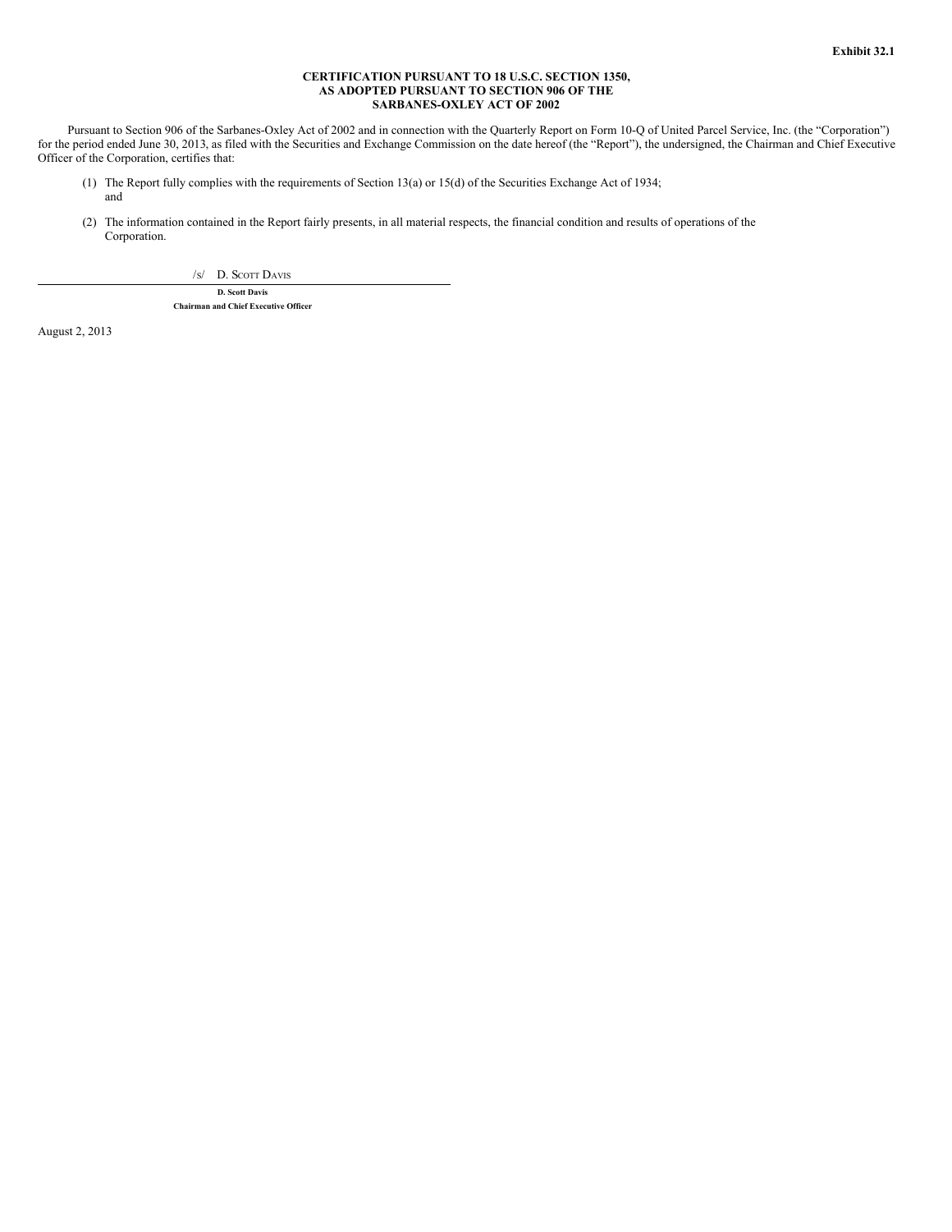Exhibit 32.1

**CERTIFICATION PURSUANT TO 18 U.S.C. SECTION 1350,**
**AS ADOPTED PURSUANT TO SECTION 906 OF THE**
**SARBANES-OXLEY ACT OF 2002**

Pursuant to Section 906 of the Sarbanes-Oxley Act of 2002 and in connection with the Quarterly Report on Form 10-Q of United Parcel Service, Inc. (the "Corporation") for the period ended June 30, 2013, as filed with the Securities and Exchange Commission on the date hereof (the "Report"), the undersigned, the Chairman and Chief Executive Officer of the Corporation, certifies that:

(1) The Report fully complies with the requirements of Section 13(a) or 15(d) of the Securities Exchange Act of 1934; and

(2) The information contained in the Report fairly presents, in all material respects, the financial condition and results of operations of the Corporation.

/s/ D. Scott Davis

**D. Scott Davis**
**Chairman and Chief Executive Officer**

August 2, 2013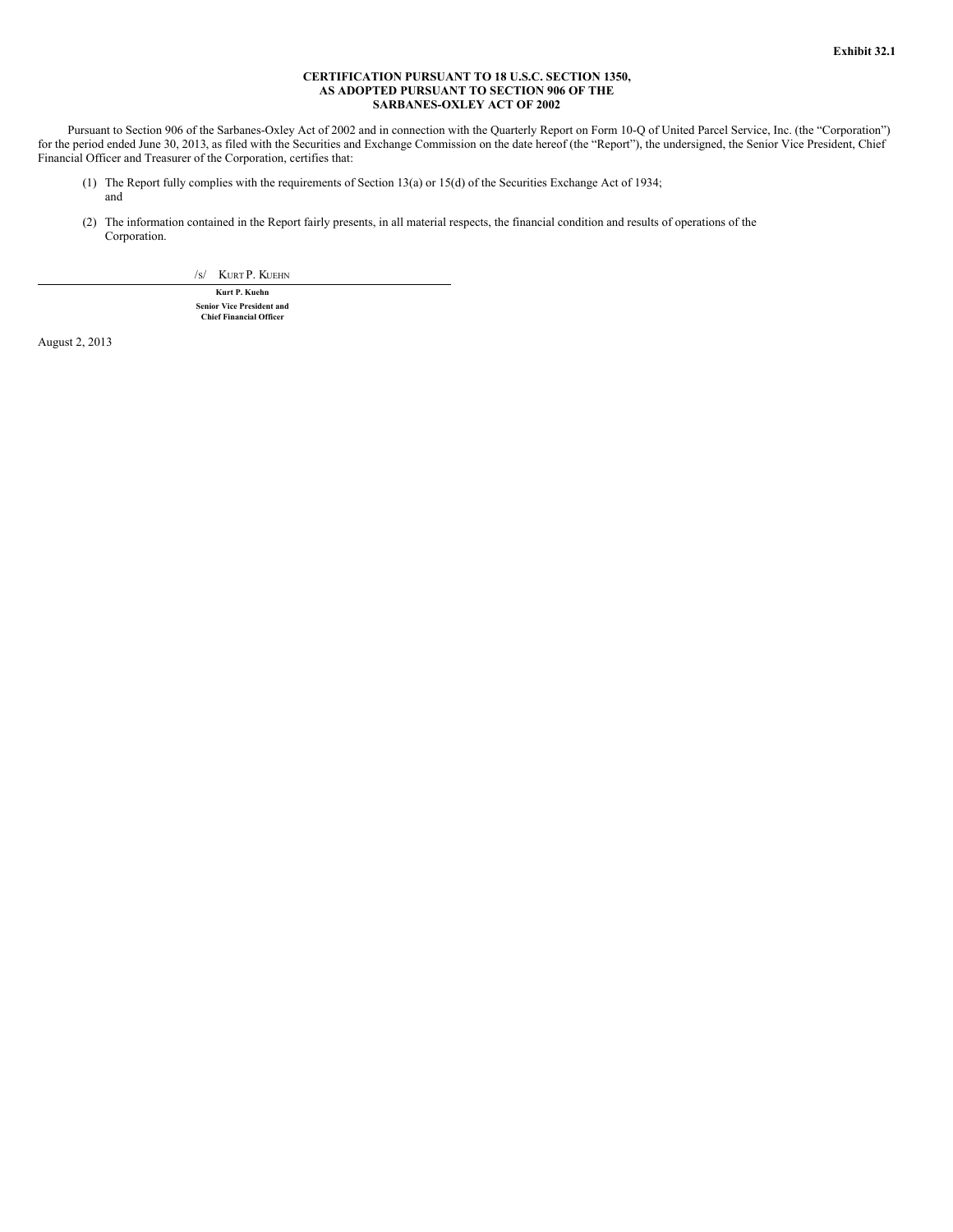**Exhibit 32.1**

**CERTIFICATION PURSUANT TO 18 U.S.C. SECTION 1350,
AS ADOPTED PURSUANT TO SECTION 906 OF THE
SARBANES-OXLEY ACT OF 2002**

Pursuant to Section 906 of the Sarbanes-Oxley Act of 2002 and in connection with the Quarterly Report on Form 10-Q of United Parcel Service, Inc. (the "Corporation") for the period ended June 30, 2013, as filed with the Securities and Exchange Commission on the date hereof (the "Report"), the undersigned, the Senior Vice President, Chief Financial Officer and Treasurer of the Corporation, certifies that:

(1) The Report fully complies with the requirements of Section 13(a) or 15(d) of the Securities Exchange Act of 1934; and

(2) The information contained in the Report fairly presents, in all material respects, the financial condition and results of operations of the Corporation.

/S/ KURT P. KUEHN

**Kurt P. Kuehn**
**Senior Vice President and**
**Chief Financial Officer**

August 2, 2013